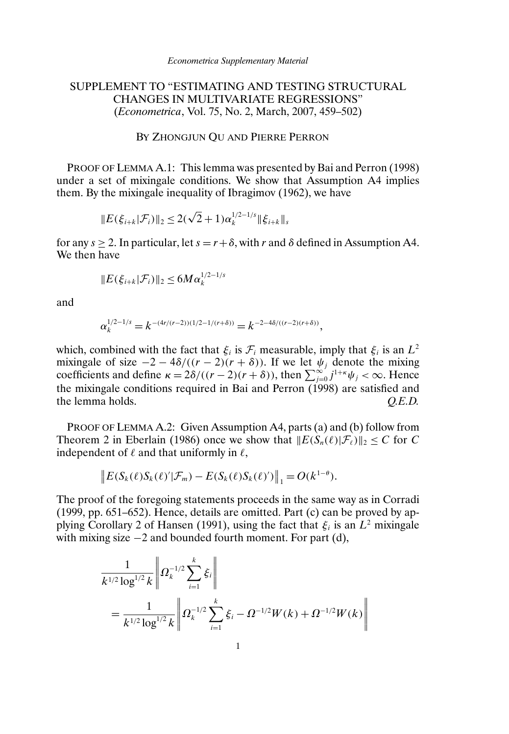*Econometrica Supplementary Material*

# SUPPLEMENT TO "ESTIMATING AND TESTING STRUCTURAL CHANGES IN MULTIVARIATE REGRESSIONS"
(*Econometrica*, Vol. 75, No. 2, March, 2007, 459–502)

BY ZHONGJUN QU AND PIERRE PERRON

PROOF OF LEMMA A.1: This lemma was presented by Bai and Perron (1998) under a set of mixingale conditions. We show that Assumption A4 implies them. By the mixingale inequality of Ibragimov (1962), we have

$$\|E(\xi_{i+k}|\mathcal{F}_i)\|_2 \leq 2(\sqrt{2}+1)\alpha_k^{1/2-1/s}\|\xi_{i+k}\|_s$$

for any $s \geq 2$. In particular, let $s = r+\delta$, with $r$ and $\delta$ defined in Assumption A4. We then have

$$\|E(\xi_{i+k}|\mathcal{F}_i)\|_2 \leq 6M\alpha_k^{1/2-1/s}$$

and

$$\alpha_k^{1/2-1/s} = k^{-(4r/(r-2))(1/2-1/(r+\delta))} = k^{-2-4\delta/((r-2)(r+\delta))},$$

which, combined with the fact that $\xi_i$ is $\mathcal{F}_i$ measurable, imply that $\xi_i$ is an $L^2$ mixingale of size $-2-4\delta/((r-2)(r+\delta))$. If we let $\psi_j$ denote the mixing coefficients and define $\kappa = 2\delta/((r-2)(r+\delta))$, then $\sum_{j=0}^{\infty} j^{1+\kappa}\psi_j < \infty$. Hence the mixingale conditions required in Bai and Perron (1998) are satisfied and the lemma holds. *Q.E.D.*

PROOF OF LEMMA A.2: Given Assumption A4, parts (a) and (b) follow from Theorem 2 in Eberlain (1986) once we show that $\|E(S_n(\ell)|\mathcal{F}_\ell)\|_2 \leq C$ for $C$ independent of $\ell$ and that uniformly in $\ell$,

$$\left\|E(S_k(\ell)S_k(\ell)'|\mathcal{F}_m) - E(S_k(\ell)S_k(\ell)')\right\|_1 = O(k^{1-\theta}).$$

The proof of the foregoing statements proceeds in the same way as in Corradi (1999, pp. 651–652). Hence, details are omitted. Part (c) can be proved by applying Corollary 2 of Hansen (1991), using the fact that $\xi_i$ is an $L^2$ mixingale with mixing size $-2$ and bounded fourth moment. For part (d),

$$\begin{aligned}
&\frac{1}{k^{1/2}\log^{1/2} k}\left\|\Omega_k^{-1/2}\sum_{i=1}^{k}\xi_i\right\| \\
&\quad = \frac{1}{k^{1/2}\log^{1/2} k}\left\|\Omega_k^{-1/2}\sum_{i=1}^{k}\xi_i - \Omega^{-1/2}W(k) + \Omega^{-1/2}W(k)\right\|
\end{aligned}$$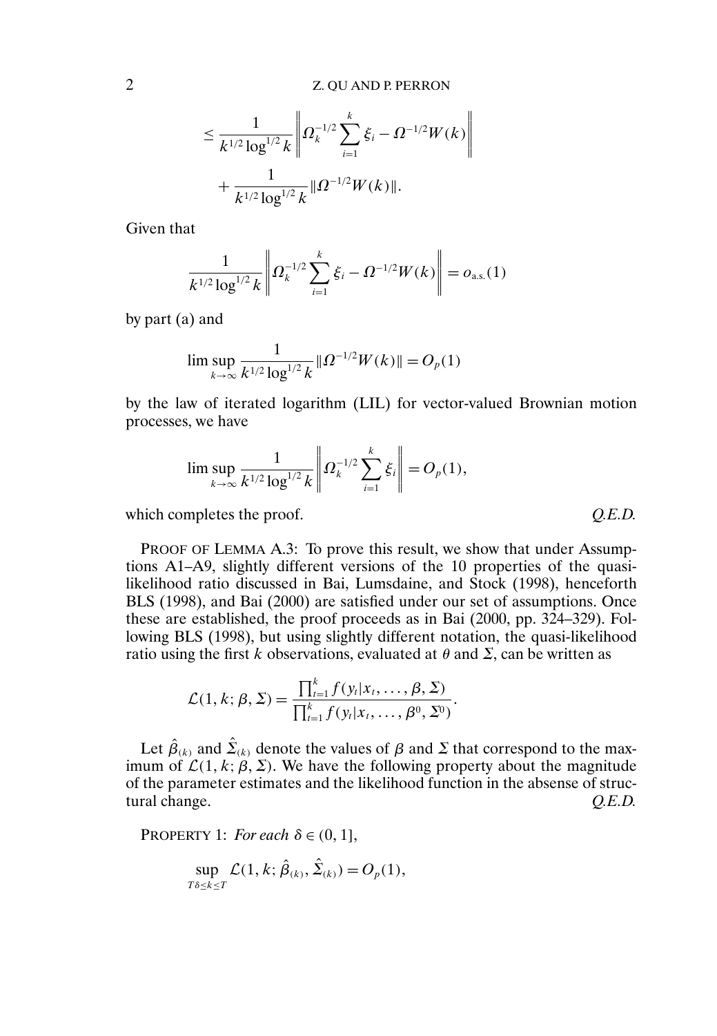$$\leq \frac{1}{k^{1/2}\log^{1/2} k}\left\| \Omega_k^{-1/2}\sum_{i=1}^{k}\xi_i - \Omega^{-1/2}W(k)\right\|$$

$$+ \frac{1}{k^{1/2}\log^{1/2} k}\|\Omega^{-1/2}W(k)\|.$$

Given that

$$\frac{1}{k^{1/2}\log^{1/2} k}\left\| \Omega_k^{-1/2}\sum_{i=1}^{k}\xi_i - \Omega^{-1/2}W(k)\right\| = o_{\text{a.s.}}(1)$$

by part (a) and

$$\limsup_{k\to\infty} \frac{1}{k^{1/2}\log^{1/2} k}\|\Omega^{-1/2}W(k)\| = O_p(1)$$

by the law of iterated logarithm (LIL) for vector-valued Brownian motion processes, we have

$$\limsup_{k\to\infty} \frac{1}{k^{1/2}\log^{1/2} k}\left\| \Omega_k^{-1/2}\sum_{i=1}^{k}\xi_i\right\| = O_p(1),$$

which completes the proof. *Q.E.D.*

PROOF OF LEMMA A.3: To prove this result, we show that under Assumptions A1–A9, slightly different versions of the 10 properties of the quasi-likelihood ratio discussed in Bai, Lumsdaine, and Stock (1998), henceforth BLS (1998), and Bai (2000) are satisfied under our set of assumptions. Once these are established, the proof proceeds as in Bai (2000, pp. 324–329). Following BLS (1998), but using slightly different notation, the quasi-likelihood ratio using the first $k$ observations, evaluated at $\theta$ and $\Sigma$, can be written as

$$\mathcal{L}(1,k;\beta,\Sigma) = \frac{\prod_{t=1}^{k} f(y_t|x_t,\ldots,\beta,\Sigma)}{\prod_{t=1}^{k} f(y_t|x_t,\ldots,\beta^0,\Sigma^0)}.$$

Let $\hat{\beta}_{(k)}$ and $\hat{\Sigma}_{(k)}$ denote the values of $\beta$ and $\Sigma$ that correspond to the maximum of $\mathcal{L}(1,k;\beta,\Sigma)$. We have the following property about the magnitude of the parameter estimates and the likelihood function in the absense of structural change. *Q.E.D.*

PROPERTY 1: *For each* $\delta \in (0,1]$,

$$\sup_{T\delta\leq k\leq T} \mathcal{L}(1,k;\hat{\beta}_{(k)},\hat{\Sigma}_{(k)}) = O_p(1),$$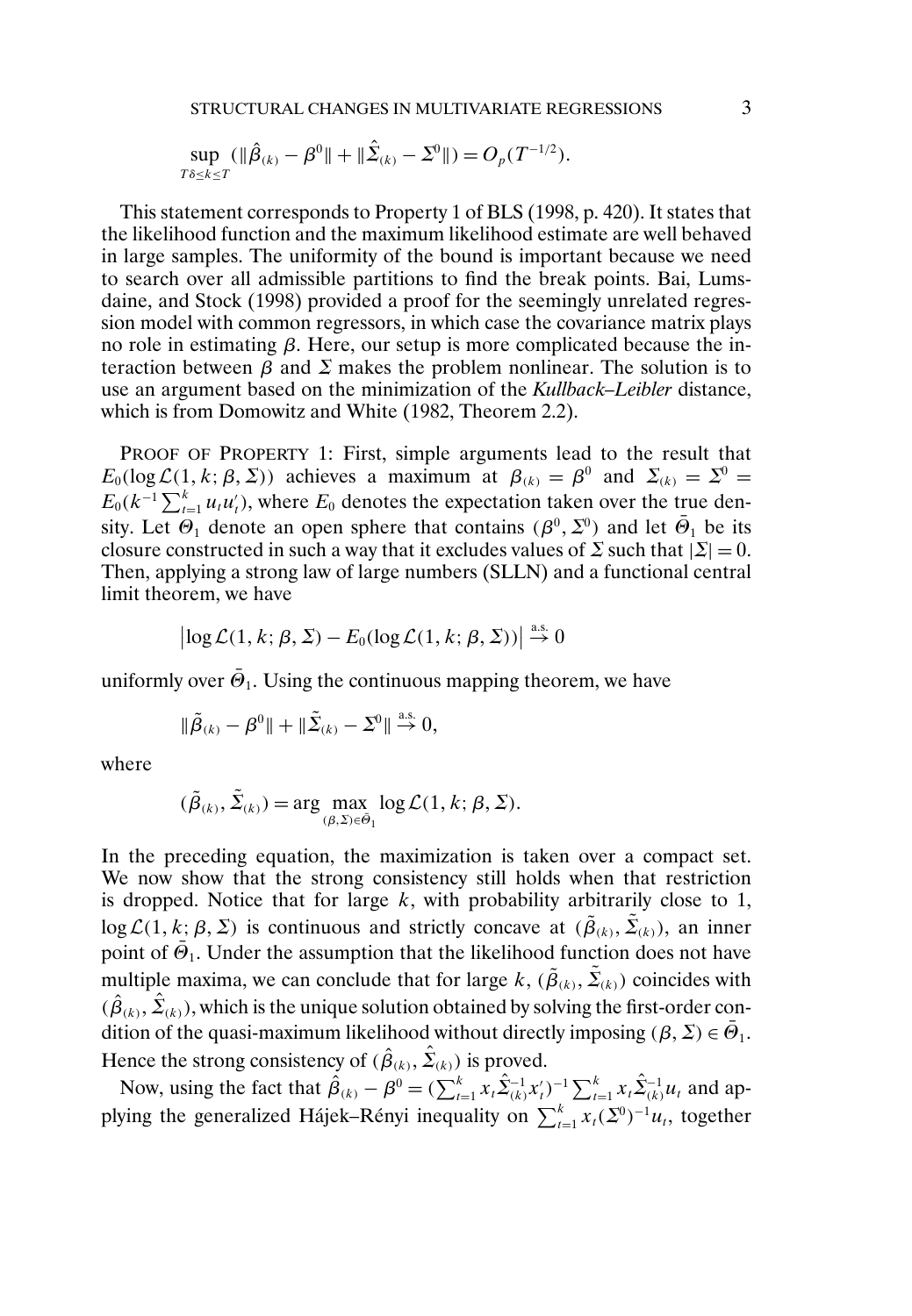$$\sup_{T\delta \le k \le T} (\|\hat{\beta}_{(k)} - \beta^0\| + \|\hat{\Sigma}_{(k)} - \Sigma^0\|) = O_p(T^{-1/2}).$$

This statement corresponds to Property 1 of BLS (1998, p. 420). It states that the likelihood function and the maximum likelihood estimate are well behaved in large samples. The uniformity of the bound is important because we need to search over all admissible partitions to find the break points. Bai, Lumsdaine, and Stock (1998) provided a proof for the seemingly unrelated regression model with common regressors, in which case the covariance matrix plays no role in estimating $\beta$. Here, our setup is more complicated because the interaction between $\beta$ and $\Sigma$ makes the problem nonlinear. The solution is to use an argument based on the minimization of the *Kullback–Leibler* distance, which is from Domowitz and White (1982, Theorem 2.2).

PROOF OF PROPERTY 1: First, simple arguments lead to the result that $E_0(\log \mathcal{L}(1, k; \beta, \Sigma))$ achieves a maximum at $\beta_{(k)} = \beta^0$ and $\Sigma_{(k)} = \Sigma^0 = E_0(k^{-1} \sum_{t=1}^{k} u_t u_t')$, where $E_0$ denotes the expectation taken over the true density. Let $\Theta_1$ denote an open sphere that contains $(\beta^0, \Sigma^0)$ and let $\bar{\Theta}_1$ be its closure constructed in such a way that it excludes values of $\Sigma$ such that $|\Sigma| = 0$. Then, applying a strong law of large numbers (SLLN) and a functional central limit theorem, we have

$$\left|\log \mathcal{L}(1, k; \beta, \Sigma) - E_0(\log \mathcal{L}(1, k; \beta, \Sigma))\right| \overset{\text{a.s.}}{\to} 0$$

uniformly over $\bar{\Theta}_1$. Using the continuous mapping theorem, we have

$$\|\tilde{\beta}_{(k)} - \beta^0\| + \|\tilde{\Sigma}_{(k)} - \Sigma^0\| \overset{\text{a.s.}}{\to} 0,$$

where

$$(\tilde{\beta}_{(k)}, \tilde{\Sigma}_{(k)}) = \arg \max_{(\beta, \Sigma) \in \bar{\Theta}_1} \log \mathcal{L}(1, k; \beta, \Sigma).$$

In the preceding equation, the maximization is taken over a compact set. We now show that the strong consistency still holds when that restriction is dropped. Notice that for large $k$, with probability arbitrarily close to 1, $\log \mathcal{L}(1, k; \beta, \Sigma)$ is continuous and strictly concave at $(\tilde{\beta}_{(k)}, \tilde{\Sigma}_{(k)})$, an inner point of $\bar{\Theta}_1$. Under the assumption that the likelihood function does not have multiple maxima, we can conclude that for large $k$, $(\tilde{\beta}_{(k)}, \tilde{\Sigma}_{(k)})$ coincides with $(\hat{\beta}_{(k)}, \hat{\Sigma}_{(k)})$, which is the unique solution obtained by solving the first-order condition of the quasi-maximum likelihood without directly imposing $(\beta, \Sigma) \in \bar{\Theta}_1$. Hence the strong consistency of $(\hat{\beta}_{(k)}, \hat{\Sigma}_{(k)})$ is proved.

Now, using the fact that $\hat{\beta}_{(k)} - \beta^0 = (\sum_{t=1}^{k} x_t \hat{\Sigma}_{(k)}^{-1} x_t')^{-1} \sum_{t=1}^{k} x_t \hat{\Sigma}_{(k)}^{-1} u_t$ and applying the generalized Hájek–Rényi inequality on $\sum_{t=1}^{k} x_t (\Sigma^0)^{-1} u_t$, together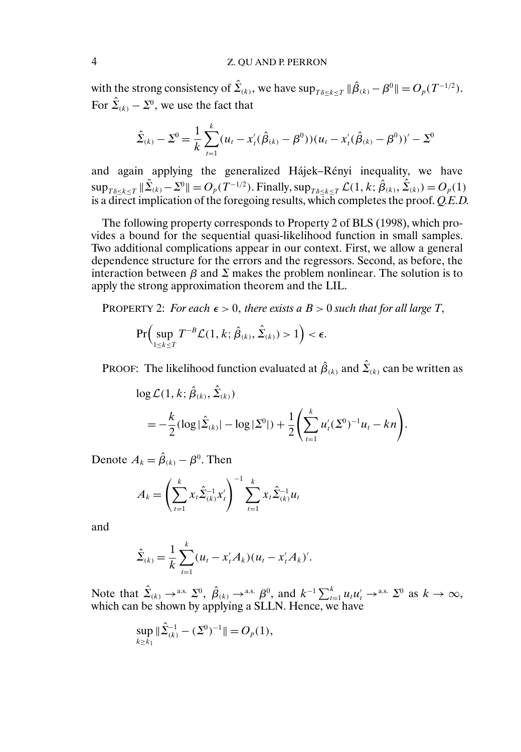with the strong consistency of $\hat{\Sigma}_{(k)}$, we have $\sup_{T\delta \leq k \leq T} \|\hat{\beta}_{(k)} - \beta^0\| = O_p(T^{-1/2})$. For $\hat{\Sigma}_{(k)} - \Sigma^0$, we use the fact that

$$\hat{\Sigma}_{(k)} - \Sigma^0 = \frac{1}{k} \sum_{t=1}^{k} (u_t - x_t'(\hat{\beta}_{(k)} - \beta^0))(u_t - x_t'(\hat{\beta}_{(k)} - \beta^0))' - \Sigma^0$$

and again applying the generalized Hájek–Rényi inequality, we have $\sup_{T\delta \leq k \leq T} \|\tilde{\Sigma}_{(k)} - \Sigma^0\| = O_p(T^{-1/2})$. Finally, $\sup_{T\delta \leq k \leq T} \mathcal{L}(1, k; \hat{\beta}_{(k)}, \hat{\Sigma}_{(k)}) = O_p(1)$ is a direct implication of the foregoing results, which completes the proof. *Q.E.D.*

The following property corresponds to Property 2 of BLS (1998), which provides a bound for the sequential quasi-likelihood function in small samples. Two additional complications appear in our context. First, we allow a general dependence structure for the errors and the regressors. Second, as before, the interaction between $\beta$ and $\Sigma$ makes the problem nonlinear. The solution is to apply the strong approximation theorem and the LIL.

PROPERTY 2: *For each $\epsilon > 0$, there exists a $B > 0$ such that for all large $T$,*

$$\Pr\Big(\sup_{1 \leq k \leq T} T^{-B} \mathcal{L}(1, k; \hat{\beta}_{(k)}, \hat{\Sigma}_{(k)}) > 1\Big) < \epsilon.$$

PROOF: The likelihood function evaluated at $\hat{\beta}_{(k)}$ and $\hat{\Sigma}_{(k)}$ can be written as

$$\begin{aligned}
&\log \mathcal{L}(1, k; \hat{\beta}_{(k)}, \hat{\Sigma}_{(k)}) \\
&\quad = -\frac{k}{2}(\log |\hat{\Sigma}_{(k)}| - \log |\Sigma^0|) + \frac{1}{2}\left(\sum_{t=1}^{k} u_t'(\Sigma^0)^{-1} u_t - kn\right).
\end{aligned}$$

Denote $A_k = \hat{\beta}_{(k)} - \beta^0$. Then

$$A_k = \left(\sum_{t=1}^{k} x_t \hat{\Sigma}_{(k)}^{-1} x_t'\right)^{-1} \sum_{t=1}^{k} x_t \hat{\Sigma}_{(k)}^{-1} u_t$$

and

$$\hat{\Sigma}_{(k)} = \frac{1}{k} \sum_{t=1}^{k} (u_t - x_t' A_k)(u_t - x_t' A_k)'.$$

Note that $\hat{\Sigma}_{(k)} \rightarrow^{\text{a.s.}} \Sigma^0$, $\hat{\beta}_{(k)} \rightarrow^{\text{a.s.}} \beta^0$, and $k^{-1} \sum_{t=1}^{k} u_t u_t' \rightarrow^{\text{a.s.}} \Sigma^0$ as $k \rightarrow \infty$, which can be shown by applying a SLLN. Hence, we have

$$\sup_{k \geq k_1} \|\hat{\Sigma}_{(k)}^{-1} - (\Sigma^0)^{-1}\| = O_p(1),$$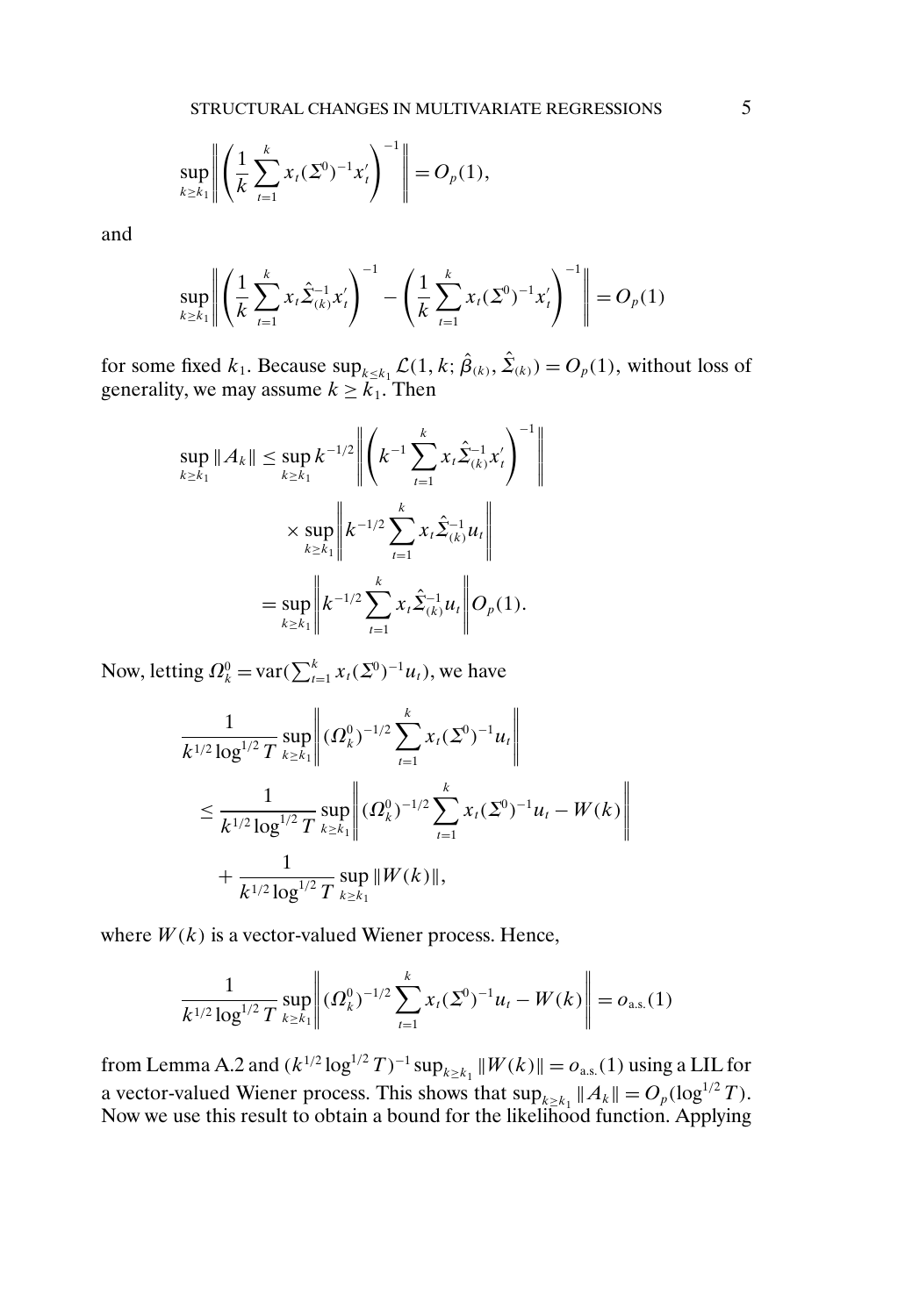$$\sup_{k \geq k_1} \left\| \left( \frac{1}{k} \sum_{t=1}^{k} x_t (\Sigma^0)^{-1} x_t' \right)^{-1} \right\| = O_p(1),$$

and

$$\sup_{k \geq k_1} \left\| \left( \frac{1}{k} \sum_{t=1}^{k} x_t \hat{\Sigma}_{(k)}^{-1} x_t' \right)^{-1} - \left( \frac{1}{k} \sum_{t=1}^{k} x_t (\Sigma^0)^{-1} x_t' \right)^{-1} \right\| = O_p(1)$$

for some fixed $k_1$. Because $\sup_{k \leq k_1} \mathcal{L}(1, k; \hat{\beta}_{(k)}, \hat{\Sigma}_{(k)}) = O_p(1)$, without loss of generality, we may assume $k \geq k_1$. Then

$$\begin{aligned}
\sup_{k \geq k_1} \|A_k\| &\leq \sup_{k \geq k_1} k^{-1/2} \left\| \left( k^{-1} \sum_{t=1}^{k} x_t \hat{\Sigma}_{(k)}^{-1} x_t' \right)^{-1} \right\| \\
&\qquad \times \sup_{k \geq k_1} \left\| k^{-1/2} \sum_{t=1}^{k} x_t \hat{\Sigma}_{(k)}^{-1} u_t \right\| \\
&= \sup_{k \geq k_1} \left\| k^{-1/2} \sum_{t=1}^{k} x_t \hat{\Sigma}_{(k)}^{-1} u_t \right\| O_p(1).
\end{aligned}$$

Now, letting $\Omega_k^0 = \operatorname{var}(\sum_{t=1}^{k} x_t (\Sigma^0)^{-1} u_t)$, we have

$$\begin{aligned}
&\frac{1}{k^{1/2} \log^{1/2} T} \sup_{k \geq k_1} \left\| (\Omega_k^0)^{-1/2} \sum_{t=1}^{k} x_t (\Sigma^0)^{-1} u_t \right\| \\
&\quad \leq \frac{1}{k^{1/2} \log^{1/2} T} \sup_{k \geq k_1} \left\| (\Omega_k^0)^{-1/2} \sum_{t=1}^{k} x_t (\Sigma^0)^{-1} u_t - W(k) \right\| \\
&\qquad + \frac{1}{k^{1/2} \log^{1/2} T} \sup_{k \geq k_1} \|W(k)\|,
\end{aligned}$$

where $W(k)$ is a vector-valued Wiener process. Hence,

$$\frac{1}{k^{1/2} \log^{1/2} T} \sup_{k \geq k_1} \left\| (\Omega_k^0)^{-1/2} \sum_{t=1}^{k} x_t (\Sigma^0)^{-1} u_t - W(k) \right\| = o_{\text{a.s.}}(1)$$

from Lemma A.2 and $(k^{1/2} \log^{1/2} T)^{-1} \sup_{k \geq k_1} \|W(k)\| = o_{\text{a.s.}}(1)$ using a LIL for a vector-valued Wiener process. This shows that $\sup_{k \geq k_1} \|A_k\| = O_p(\log^{1/2} T)$. Now we use this result to obtain a bound for the likelihood function. Applying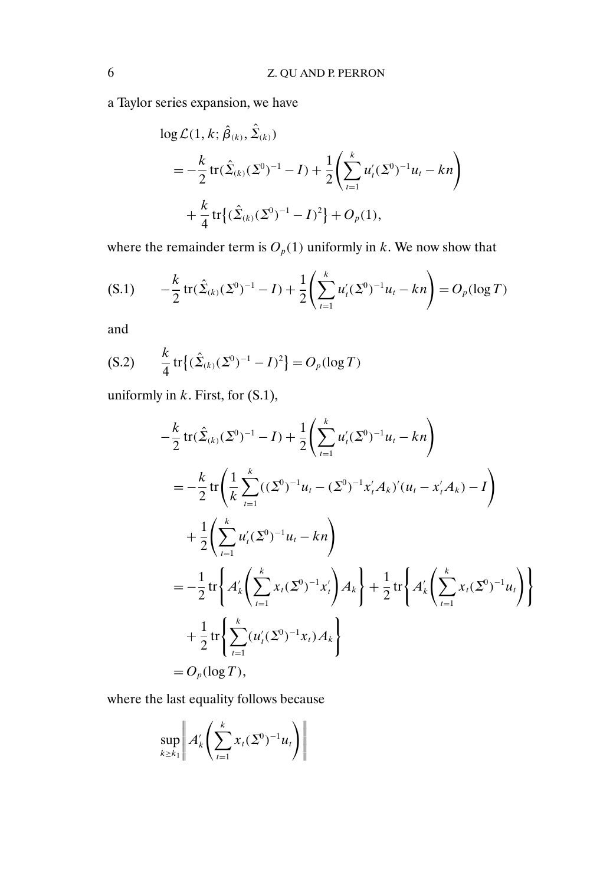a Taylor series expansion, we have

$$
\begin{aligned}
&\log \mathcal{L}(1, k; \hat{\beta}_{(k)}, \hat{\Sigma}_{(k)}) \\
&\quad = -\frac{k}{2} \operatorname{tr}(\hat{\Sigma}_{(k)}(\Sigma^0)^{-1} - I) + \frac{1}{2}\left(\sum_{t=1}^{k} u_t'(\Sigma^0)^{-1}u_t - kn\right) \\
&\qquad + \frac{k}{4} \operatorname{tr}\{(\hat{\Sigma}_{(k)}(\Sigma^0)^{-1} - I)^2\} + O_p(1),
\end{aligned}
$$

where the remainder term is $O_p(1)$ uniformly in $k$. We now show that

$$
\text{(S.1)} \qquad -\frac{k}{2} \operatorname{tr}(\hat{\Sigma}_{(k)}(\Sigma^0)^{-1} - I) + \frac{1}{2}\left(\sum_{t=1}^{k} u_t'(\Sigma^0)^{-1}u_t - kn\right) = O_p(\log T)
$$

and

$$
\text{(S.2)} \qquad \frac{k}{4} \operatorname{tr}\{(\hat{\Sigma}_{(k)}(\Sigma^0)^{-1} - I)^2\} = O_p(\log T)
$$

uniformly in $k$. First, for (S.1),

$$
\begin{aligned}
&-\frac{k}{2} \operatorname{tr}(\hat{\Sigma}_{(k)}(\Sigma^0)^{-1} - I) + \frac{1}{2}\left(\sum_{t=1}^{k} u_t'(\Sigma^0)^{-1}u_t - kn\right) \\
&\quad = -\frac{k}{2} \operatorname{tr}\left(\frac{1}{k}\sum_{t=1}^{k}((\Sigma^0)^{-1}u_t - (\Sigma^0)^{-1}x_t'A_k)'(u_t - x_t'A_k) - I\right) \\
&\qquad + \frac{1}{2}\left(\sum_{t=1}^{k} u_t'(\Sigma^0)^{-1}u_t - kn\right) \\
&\quad = -\frac{1}{2} \operatorname{tr}\left\{A_k'\left(\sum_{t=1}^{k} x_t(\Sigma^0)^{-1}x_t'\right)A_k\right\} + \frac{1}{2} \operatorname{tr}\left\{A_k'\left(\sum_{t=1}^{k} x_t(\Sigma^0)^{-1}u_t\right)\right\} \\
&\qquad + \frac{1}{2} \operatorname{tr}\left\{\sum_{t=1}^{k}(u_t'(\Sigma^0)^{-1}x_t)A_k\right\} \\
&\quad = O_p(\log T),
\end{aligned}
$$

where the last equality follows because

$$
\sup_{k \geq k_1}\left\| A_k'\left(\sum_{t=1}^{k} x_t(\Sigma^0)^{-1}u_t\right)\right\|
$$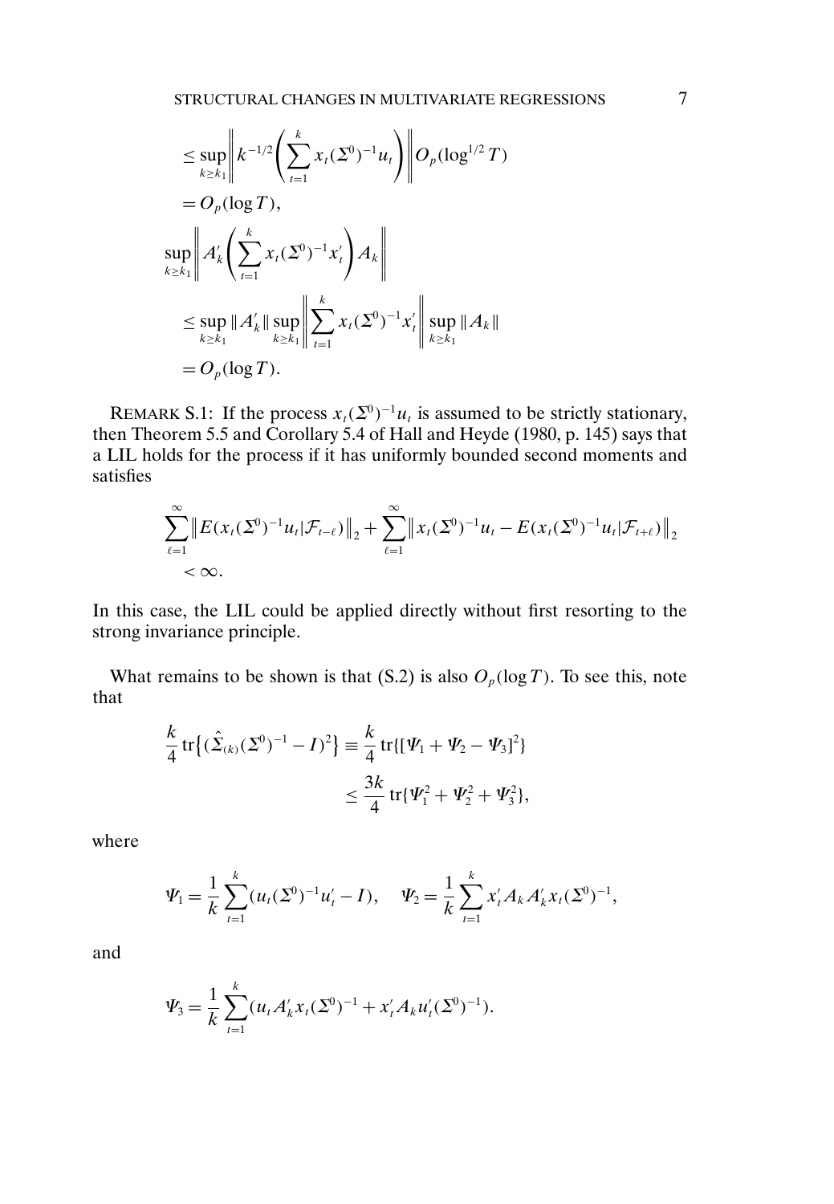$$
\begin{aligned}
&\leq \sup_{k \geq k_1} \left\| k^{-1/2} \left( \sum_{t=1}^{k} x_t (\Sigma^0)^{-1} u_t \right) \right\| O_p(\log^{1/2} T) \\
&= O_p(\log T), \\
&\sup_{k \geq k_1} \left\| A_k' \left( \sum_{t=1}^{k} x_t (\Sigma^0)^{-1} x_t' \right) A_k \right\| \\
&\leq \sup_{k \geq k_1} \| A_k' \| \sup_{k \geq k_1} \left\| \sum_{t=1}^{k} x_t (\Sigma^0)^{-1} x_t' \right\| \sup_{k \geq k_1} \| A_k \| \\
&= O_p(\log T).
\end{aligned}
$$

REMARK S.1: If the process $x_t(\Sigma^0)^{-1}u_t$ is assumed to be strictly stationary, then Theorem 5.5 and Corollary 5.4 of Hall and Heyde (1980, p. 145) says that a LIL holds for the process if it has uniformly bounded second moments and satisfies

$$
\sum_{\ell=1}^{\infty} \left\| E(x_t(\Sigma^0)^{-1}u_t | \mathcal{F}_{t-\ell}) \right\|_2 + \sum_{\ell=1}^{\infty} \left\| x_t(\Sigma^0)^{-1}u_t - E(x_t(\Sigma^0)^{-1}u_t | \mathcal{F}_{t+\ell}) \right\|_2 < \infty.
$$

In this case, the LIL could be applied directly without first resorting to the strong invariance principle.

What remains to be shown is that (S.2) is also $O_p(\log T)$. To see this, note that

$$
\begin{aligned}
\frac{k}{4} \operatorname{tr}\left\{ (\hat{\Sigma}_{(k)}(\Sigma^0)^{-1} - I)^2 \right\} &\equiv \frac{k}{4} \operatorname{tr}\{[\Psi_1 + \Psi_2 - \Psi_3]^2\} \\
&\leq \frac{3k}{4} \operatorname{tr}\{\Psi_1^2 + \Psi_2^2 + \Psi_3^2\},
\end{aligned}
$$

where

$$
\Psi_1 = \frac{1}{k} \sum_{t=1}^{k} (u_t(\Sigma^0)^{-1}u_t' - I), \quad \Psi_2 = \frac{1}{k} \sum_{t=1}^{k} x_t' A_k A_k' x_t (\Sigma^0)^{-1},
$$

and

$$
\Psi_3 = \frac{1}{k} \sum_{t=1}^{k} (u_t A_k' x_t (\Sigma^0)^{-1} + x_t' A_k u_t' (\Sigma^0)^{-1}).
$$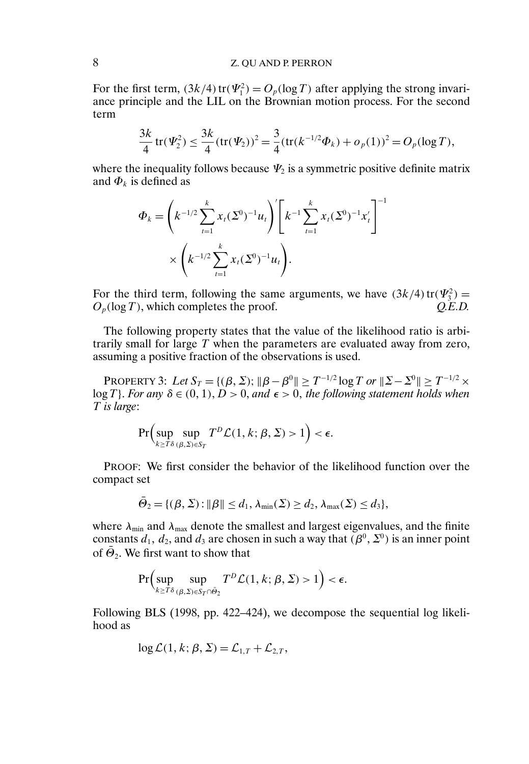For the first term, $(3k/4)\,\mathrm{tr}(\Psi_1^2) = O_p(\log T)$ after applying the strong invariance principle and the LIL on the Brownian motion process. For the second term

$$\frac{3k}{4}\,\mathrm{tr}(\Psi_2^2) \leq \frac{3k}{4}(\mathrm{tr}(\Psi_2))^2 = \frac{3}{4}(\mathrm{tr}(k^{-1/2}\Phi_k) + o_p(1))^2 = O_p(\log T),$$

where the inequality follows because $\Psi_2$ is a symmetric positive definite matrix and $\Phi_k$ is defined as

$$\Phi_k = \left(k^{-1/2}\sum_{t=1}^{k} x_t(\Sigma^0)^{-1}u_t\right)'\left[k^{-1}\sum_{t=1}^{k} x_t(\Sigma^0)^{-1}x_t'\right]^{-1} \times \left(k^{-1/2}\sum_{t=1}^{k} x_t(\Sigma^0)^{-1}u_t\right).$$

For the third term, following the same arguments, we have $(3k/4)\,\mathrm{tr}(\Psi_3^2) = O_p(\log T)$, which completes the proof. *Q.E.D.*

The following property states that the value of the likelihood ratio is arbitrarily small for large $T$ when the parameters are evaluated away from zero, assuming a positive fraction of the observations is used.

PROPERTY 3: *Let* $S_T = \{(\beta, \Sigma);\, \|\beta - \beta^0\| \geq T^{-1/2}\log T$ *or* $\|\Sigma - \Sigma^0\| \geq T^{-1/2} \times \log T\}$. *For any* $\delta \in (0, 1)$, $D > 0$, *and* $\epsilon > 0$, *the following statement holds when $T$ is large*:

$$\Pr\Bigl(\sup_{k \geq T\delta}\ \sup_{(\beta,\Sigma)\in S_T} T^D \mathcal{L}(1, k; \beta, \Sigma) > 1\Bigr) < \epsilon.$$

PROOF: We first consider the behavior of the likelihood function over the compact set

$$\bar{\Theta}_2 = \{(\beta, \Sigma) : \|\beta\| \leq d_1,\, \lambda_{\min}(\Sigma) \geq d_2,\, \lambda_{\max}(\Sigma) \leq d_3\},$$

where $\lambda_{\min}$ and $\lambda_{\max}$ denote the smallest and largest eigenvalues, and the finite constants $d_1$, $d_2$, and $d_3$ are chosen in such a way that $(\beta^0, \Sigma^0)$ is an inner point of $\bar{\Theta}_2$. We first want to show that

$$\Pr\Bigl(\sup_{k \geq T\delta}\ \sup_{(\beta,\Sigma)\in S_T \cap \bar{\Theta}_2} T^D \mathcal{L}(1, k; \beta, \Sigma) > 1\Bigr) < \epsilon.$$

Following BLS (1998, pp. 422–424), we decompose the sequential log likelihood as

$$\log \mathcal{L}(1, k; \beta, \Sigma) = \mathcal{L}_{1,T} + \mathcal{L}_{2,T},$$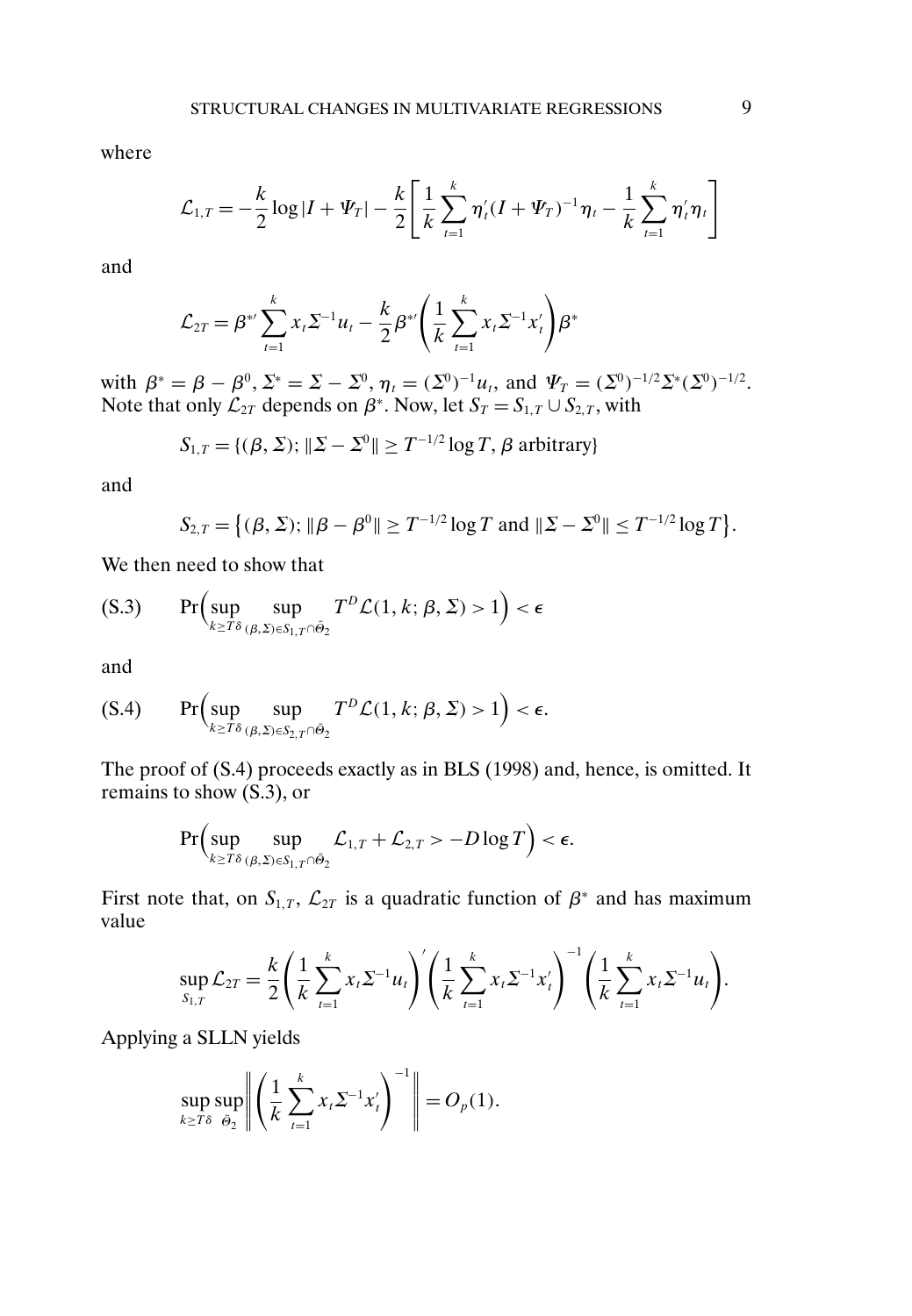where

$$\mathcal{L}_{1,T} = -\frac{k}{2}\log|I + \Psi_T| - \frac{k}{2}\left[\frac{1}{k}\sum_{t=1}^{k}\eta_t'(I+\Psi_T)^{-1}\eta_t - \frac{1}{k}\sum_{t=1}^{k}\eta_t'\eta_t\right]$$

and

$$\mathcal{L}_{2T} = \beta^{*\prime}\sum_{t=1}^{k}x_t\Sigma^{-1}u_t - \frac{k}{2}\beta^{*\prime}\left(\frac{1}{k}\sum_{t=1}^{k}x_t\Sigma^{-1}x_t'\right)\beta^*$$

with $\beta^* = \beta - \beta^0$, $\Sigma^* = \Sigma - \Sigma^0$, $\eta_t = (\Sigma^0)^{-1}u_t$, and $\Psi_T = (\Sigma^0)^{-1/2}\Sigma^*(\Sigma^0)^{-1/2}$. Note that only $\mathcal{L}_{2T}$ depends on $\beta^*$. Now, let $S_T = S_{1,T} \cup S_{2,T}$, with

$$S_{1,T} = \{(\beta,\Sigma); \|\Sigma - \Sigma^0\| \geq T^{-1/2}\log T, \beta \text{ arbitrary}\}$$

and

$$S_{2,T} = \left\{(\beta,\Sigma); \|\beta - \beta^0\| \geq T^{-1/2}\log T \text{ and } \|\Sigma - \Sigma^0\| \leq T^{-1/2}\log T\right\}.$$

We then need to show that

$$\text{(S.3)} \qquad \Pr\Big(\sup_{k\geq T\delta}\sup_{(\beta,\Sigma)\in S_{1,T}\cap\bar{\Theta}_2} T^D\mathcal{L}(1,k;\beta,\Sigma) > 1\Big) < \epsilon$$

and

$$\text{(S.4)} \qquad \Pr\Big(\sup_{k\geq T\delta}\sup_{(\beta,\Sigma)\in S_{2,T}\cap\bar{\Theta}_2} T^D\mathcal{L}(1,k;\beta,\Sigma) > 1\Big) < \epsilon.$$

The proof of (S.4) proceeds exactly as in BLS (1998) and, hence, is omitted. It remains to show (S.3), or

$$\Pr\Big(\sup_{k\geq T\delta}\sup_{(\beta,\Sigma)\in S_{1,T}\cap\bar{\Theta}_2} \mathcal{L}_{1,T} + \mathcal{L}_{2,T} > -D\log T\Big) < \epsilon.$$

First note that, on $S_{1,T}$, $\mathcal{L}_{2T}$ is a quadratic function of $\beta^*$ and has maximum value

$$\sup_{S_{1,T}}\mathcal{L}_{2T} = \frac{k}{2}\left(\frac{1}{k}\sum_{t=1}^{k}x_t\Sigma^{-1}u_t\right)'\left(\frac{1}{k}\sum_{t=1}^{k}x_t\Sigma^{-1}x_t'\right)^{-1}\left(\frac{1}{k}\sum_{t=1}^{k}x_t\Sigma^{-1}u_t\right).$$

Applying a SLLN yields

$$\sup_{k\geq T\delta}\sup_{\bar{\Theta}_2}\left\|\left(\frac{1}{k}\sum_{t=1}^{k}x_t\Sigma^{-1}x_t'\right)^{-1}\right\| = O_p(1).$$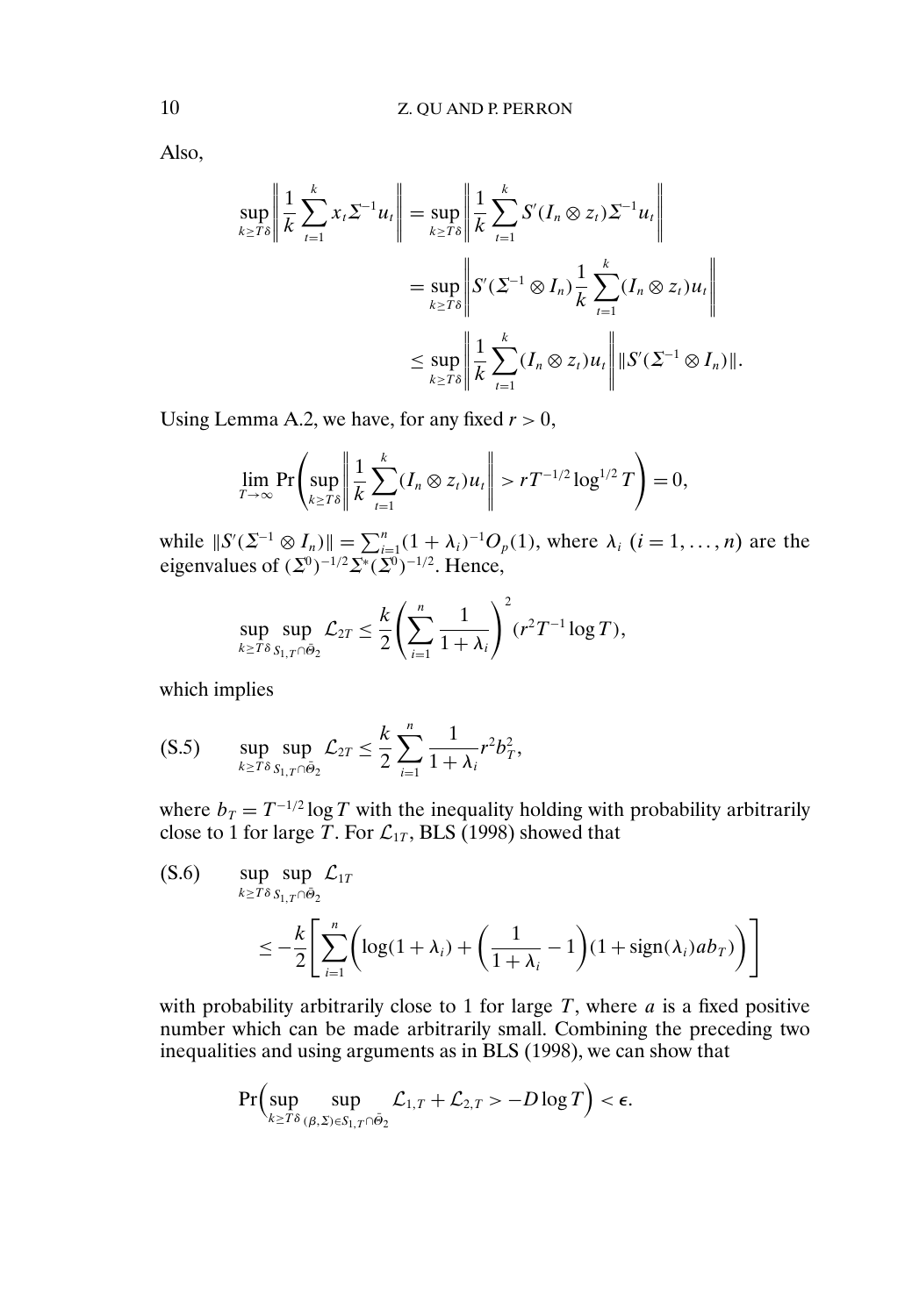Also,

$$\sup_{k\geq T\delta}\left\|\frac{1}{k}\sum_{t=1}^{k}x_t\Sigma^{-1}u_t\right\| = \sup_{k\geq T\delta}\left\|\frac{1}{k}\sum_{t=1}^{k}S'(I_n\otimes z_t)\Sigma^{-1}u_t\right\|$$

$$= \sup_{k\geq T\delta}\left\|S'(\Sigma^{-1}\otimes I_n)\frac{1}{k}\sum_{t=1}^{k}(I_n\otimes z_t)u_t\right\|$$

$$\leq \sup_{k\geq T\delta}\left\|\frac{1}{k}\sum_{t=1}^{k}(I_n\otimes z_t)u_t\right\|\|S'(\Sigma^{-1}\otimes I_n)\|.$$

Using Lemma A.2, we have, for any fixed $r > 0$,

$$\lim_{T\to\infty}\Pr\left(\sup_{k\geq T\delta}\left\|\frac{1}{k}\sum_{t=1}^{k}(I_n\otimes z_t)u_t\right\| > rT^{-1/2}\log^{1/2}T\right) = 0,$$

while $\|S'(\Sigma^{-1}\otimes I_n)\| = \sum_{i=1}^{n}(1+\lambda_i)^{-1}O_p(1)$, where $\lambda_i$ $(i = 1,\dots,n)$ are the eigenvalues of $(\Sigma^0)^{-1/2}\Sigma^*(\Sigma^0)^{-1/2}$. Hence,

$$\sup_{k\geq T\delta}\sup_{S_{1,T}\cap\bar{\Theta}_2}\mathcal{L}_{2T} \leq \frac{k}{2}\left(\sum_{i=1}^{n}\frac{1}{1+\lambda_i}\right)^2(r^2T^{-1}\log T),$$

which implies

$$\text{(S.5)}\qquad \sup_{k\geq T\delta}\sup_{S_{1,T}\cap\bar{\Theta}_2}\mathcal{L}_{2T} \leq \frac{k}{2}\sum_{i=1}^{n}\frac{1}{1+\lambda_i}r^2b_T^2,$$

where $b_T = T^{-1/2}\log T$ with the inequality holding with probability arbitrarily close to 1 for large $T$. For $\mathcal{L}_{1T}$, BLS (1998) showed that

$$\text{(S.6)}\qquad \sup_{k\geq T\delta}\sup_{S_{1,T}\cap\bar{\Theta}_2}\mathcal{L}_{1T} \leq -\frac{k}{2}\left[\sum_{i=1}^{n}\left(\log(1+\lambda_i)+\left(\frac{1}{1+\lambda_i}-1\right)(1+\operatorname{sign}(\lambda_i)ab_T)\right)\right]$$

with probability arbitrarily close to 1 for large $T$, where $a$ is a fixed positive number which can be made arbitrarily small. Combining the preceding two inequalities and using arguments as in BLS (1998), we can show that

$$\Pr\Big(\sup_{k\geq T\delta}\sup_{(\beta,\Sigma)\in S_{1,T}\cap\bar{\Theta}_2}\mathcal{L}_{1,T}+\mathcal{L}_{2,T} > -D\log T\Big) < \epsilon.$$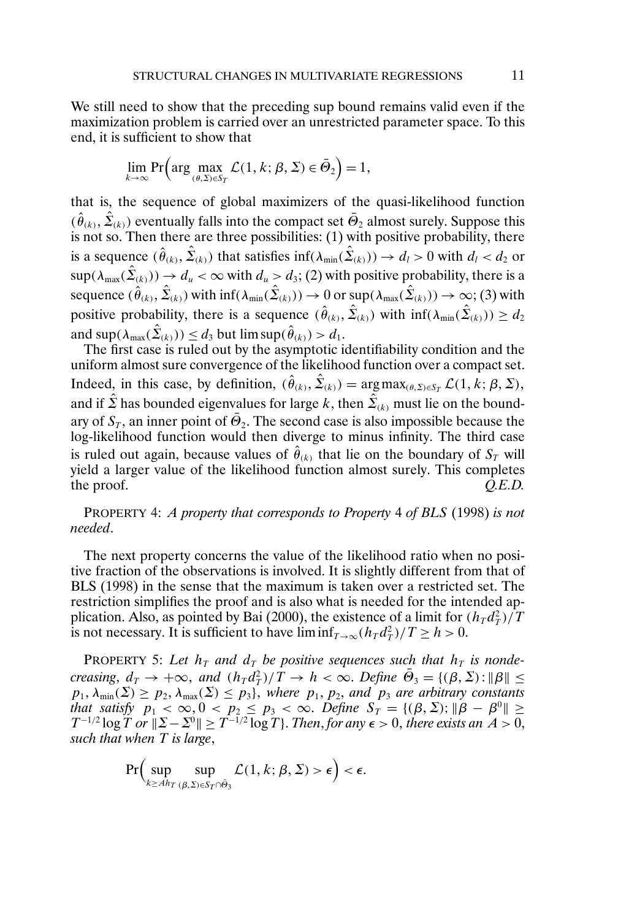We still need to show that the preceding sup bound remains valid even if the maximization problem is carried over an unrestricted parameter space. To this end, it is sufficient to show that

$$\lim_{k\to\infty} \Pr\Big(\arg\max_{(\theta,\Sigma)\in S_T} \mathcal{L}(1, k; \beta, \Sigma) \in \bar{\Theta}_2\Big) = 1,$$

that is, the sequence of global maximizers of the quasi-likelihood function $(\hat{\theta}_{(k)}, \hat{\Sigma}_{(k)})$ eventually falls into the compact set $\bar{\Theta}_2$ almost surely. Suppose this is not so. Then there are three possibilities: (1) with positive probability, there is a sequence $(\hat{\theta}_{(k)}, \hat{\Sigma}_{(k)})$ that satisfies $\inf(\lambda_{\min}(\hat{\Sigma}_{(k)})) \to d_l > 0$ with $d_l < d_2$ or $\sup(\lambda_{\max}(\hat{\Sigma}_{(k)})) \to d_u < \infty$ with $d_u > d_3$; (2) with positive probability, there is a sequence $(\hat{\theta}_{(k)}, \hat{\Sigma}_{(k)})$ with $\inf(\lambda_{\min}(\hat{\Sigma}_{(k)})) \to 0$ or $\sup(\lambda_{\max}(\hat{\Sigma}_{(k)})) \to \infty$; (3) with positive probability, there is a sequence $(\hat{\theta}_{(k)}, \hat{\Sigma}_{(k)})$ with $\inf(\lambda_{\min}(\hat{\Sigma}_{(k)})) \geq d_2$ and $\sup(\lambda_{\max}(\hat{\Sigma}_{(k)})) \leq d_3$ but $\limsup(\hat{\theta}_{(k)}) > d_1$.

The first case is ruled out by the asymptotic identifiability condition and the uniform almost sure convergence of the likelihood function over a compact set. Indeed, in this case, by definition, $(\hat{\theta}_{(k)}, \hat{\Sigma}_{(k)}) = \arg\max_{(\theta,\Sigma)\in S_T} \mathcal{L}(1, k; \beta, \Sigma)$, and if $\hat{\Sigma}$ has bounded eigenvalues for large $k$, then $\hat{\Sigma}_{(k)}$ must lie on the boundary of $S_T$, an inner point of $\bar{\Theta}_2$. The second case is also impossible because the log-likelihood function would then diverge to minus infinity. The third case is ruled out again, because values of $\hat{\theta}_{(k)}$ that lie on the boundary of $S_T$ will yield a larger value of the likelihood function almost surely. This completes the proof. *Q.E.D.*

PROPERTY 4: *A property that corresponds to Property* 4 *of BLS* (1998) *is not needed*.

The next property concerns the value of the likelihood ratio when no positive fraction of the observations is involved. It is slightly different from that of BLS (1998) in the sense that the maximum is taken over a restricted set. The restriction simplifies the proof and is also what is needed for the intended application. Also, as pointed by Bai (2000), the existence of a limit for $(h_T d_T^2)/T$ is not necessary. It is sufficient to have $\liminf_{T\to\infty}(h_T d_T^2)/T \geq h > 0$.

PROPERTY 5: *Let $h_T$ and $d_T$ be positive sequences such that $h_T$ is nondecreasing, $d_T \to +\infty$, and $(h_T d_T^2)/T \to h < \infty$. Define $\bar{\Theta}_3 = \{(\beta, \Sigma) : \|\beta\| \leq p_1, \lambda_{\min}(\Sigma) \geq p_2, \lambda_{\max}(\Sigma) \leq p_3\}$, where $p_1$, $p_2$, and $p_3$ are arbitrary constants that satisfy $p_1 < \infty, 0 < p_2 \leq p_3 < \infty$. Define $S_T = \{(\beta, \Sigma); \|\beta - \beta^0\| \geq T^{-1/2}\log T$ or $\|\Sigma - \Sigma^0\| \geq T^{-1/2}\log T\}$. Then, for any $\epsilon > 0$, there exists an $A > 0$, such that when $T$ is large*,

$$\Pr\Big(\sup_{k\geq Ah_T} \sup_{(\beta,\Sigma)\in S_T\cap\bar{\Theta}_3} \mathcal{L}(1, k; \beta, \Sigma) > \epsilon\Big) < \epsilon.$$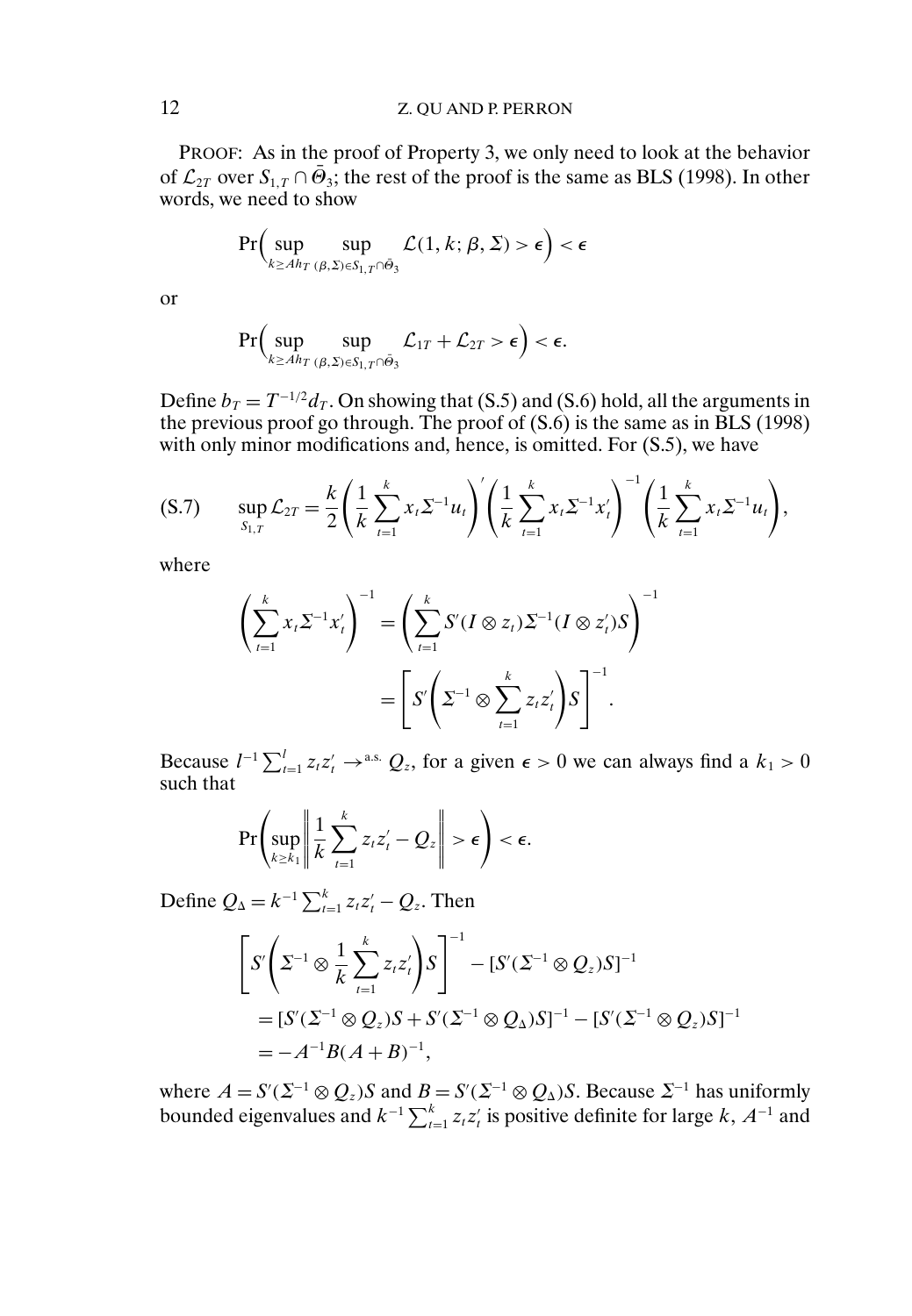PROOF: As in the proof of Property 3, we only need to look at the behavior of $\mathcal{L}_{2T}$ over $S_{1,T} \cap \bar{\Theta}_3$; the rest of the proof is the same as BLS (1998). In other words, we need to show

$$\Pr\Big(\sup_{k \geq Ah_T} \sup_{(\beta,\Sigma) \in S_{1,T} \cap \bar{\Theta}_3} \mathcal{L}(1, k; \beta, \Sigma) > \epsilon\Big) < \epsilon$$

or

$$\Pr\Big(\sup_{k \geq Ah_T} \sup_{(\beta,\Sigma) \in S_{1,T} \cap \bar{\Theta}_3} \mathcal{L}_{1T} + \mathcal{L}_{2T} > \epsilon\Big) < \epsilon.$$

Define $b_T = T^{-1/2} d_T$. On showing that (S.5) and (S.6) hold, all the arguments in the previous proof go through. The proof of (S.6) is the same as in BLS (1998) with only minor modifications and, hence, is omitted. For (S.5), we have

$$\text{(S.7)} \qquad \sup_{S_{1,T}} \mathcal{L}_{2T} = \frac{k}{2} \left( \frac{1}{k} \sum_{t=1}^{k} x_t \Sigma^{-1} u_t \right)' \left( \frac{1}{k} \sum_{t=1}^{k} x_t \Sigma^{-1} x_t' \right)^{-1} \left( \frac{1}{k} \sum_{t=1}^{k} x_t \Sigma^{-1} u_t \right),$$

where

$$\begin{aligned}
\left( \sum_{t=1}^{k} x_t \Sigma^{-1} x_t' \right)^{-1} &= \left( \sum_{t=1}^{k} S'(I \otimes z_t) \Sigma^{-1} (I \otimes z_t') S \right)^{-1} \\
&= \left[ S' \left( \Sigma^{-1} \otimes \sum_{t=1}^{k} z_t z_t' \right) S \right]^{-1}.
\end{aligned}$$

Because $l^{-1} \sum_{t=1}^{l} z_t z_t' \to^{\text{a.s.}} Q_z$, for a given $\epsilon > 0$ we can always find a $k_1 > 0$ such that

$$\Pr\left( \sup_{k \geq k_1} \left\| \frac{1}{k} \sum_{t=1}^{k} z_t z_t' - Q_z \right\| > \epsilon \right) < \epsilon.$$

Define $Q_\Delta = k^{-1} \sum_{t=1}^{k} z_t z_t' - Q_z$. Then

$$\begin{aligned}
&\left[ S' \left( \Sigma^{-1} \otimes \frac{1}{k} \sum_{t=1}^{k} z_t z_t' \right) S \right]^{-1} - [S'(\Sigma^{-1} \otimes Q_z) S]^{-1} \\
&\quad = [S'(\Sigma^{-1} \otimes Q_z) S + S'(\Sigma^{-1} \otimes Q_\Delta) S]^{-1} - [S'(\Sigma^{-1} \otimes Q_z) S]^{-1} \\
&\quad = -A^{-1} B (A + B)^{-1},
\end{aligned}$$

where $A = S'(\Sigma^{-1} \otimes Q_z) S$ and $B = S'(\Sigma^{-1} \otimes Q_\Delta) S$. Because $\Sigma^{-1}$ has uniformly bounded eigenvalues and $k^{-1} \sum_{t=1}^{k} z_t z_t'$ is positive definite for large $k$, $A^{-1}$ and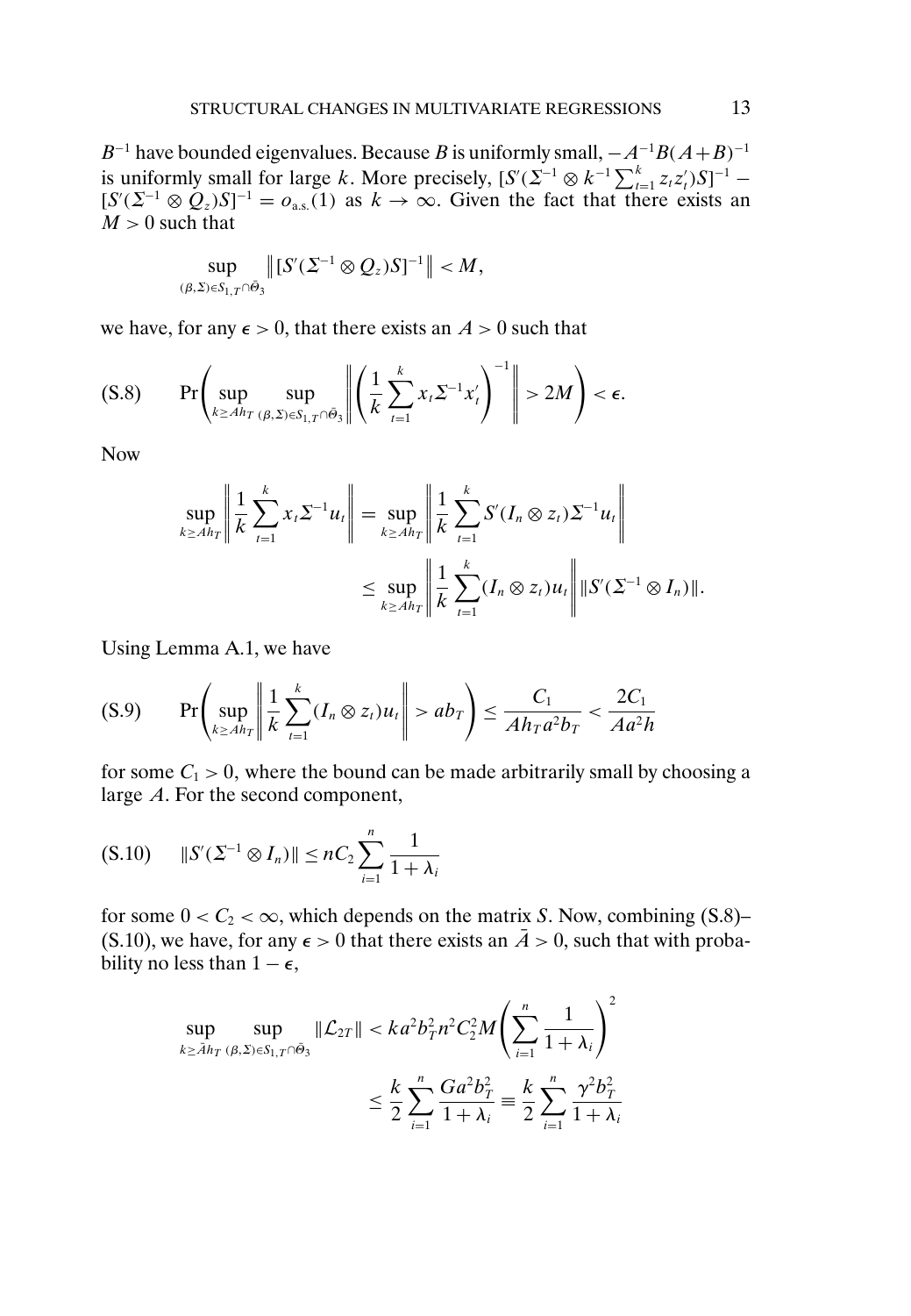$B^{-1}$ have bounded eigenvalues. Because $B$ is uniformly small, $-A^{-1}B(A+B)^{-1}$ is uniformly small for large $k$. More precisely, $[S'(\Sigma^{-1} \otimes k^{-1}\sum_{t=1}^{k} z_t z_t')S]^{-1} - [S'(\Sigma^{-1} \otimes Q_z)S]^{-1} = o_{\text{a.s.}}(1)$ as $k \to \infty$. Given the fact that there exists an $M > 0$ such that

$$\sup_{(\beta,\Sigma)\in S_{1,T}\cap\bar{\Theta}_3} \left\| [S'(\Sigma^{-1} \otimes Q_z)S]^{-1} \right\| < M,$$

we have, for any $\epsilon > 0$, that there exists an $A > 0$ such that

$$\text{(S.8)} \qquad \Pr\left( \sup_{k \geq Ah_T} \sup_{(\beta,\Sigma)\in S_{1,T}\cap\bar{\Theta}_3} \left\| \left( \frac{1}{k} \sum_{t=1}^{k} x_t \Sigma^{-1} x_t' \right)^{-1} \right\| > 2M \right) < \epsilon.$$

Now

$$\begin{aligned}
\sup_{k \geq Ah_T} \left\| \frac{1}{k} \sum_{t=1}^{k} x_t \Sigma^{-1} u_t \right\| &= \sup_{k \geq Ah_T} \left\| \frac{1}{k} \sum_{t=1}^{k} S'(I_n \otimes z_t) \Sigma^{-1} u_t \right\| \\
&\leq \sup_{k \geq Ah_T} \left\| \frac{1}{k} \sum_{t=1}^{k} (I_n \otimes z_t) u_t \right\| \|S'(\Sigma^{-1} \otimes I_n)\|.
\end{aligned}$$

Using Lemma A.1, we have

$$\text{(S.9)} \qquad \Pr\left( \sup_{k \geq Ah_T} \left\| \frac{1}{k} \sum_{t=1}^{k} (I_n \otimes z_t) u_t \right\| > ab_T \right) \leq \frac{C_1}{Ah_T a^2 b_T} < \frac{2C_1}{Aa^2 h}$$

for some $C_1 > 0$, where the bound can be made arbitrarily small by choosing a large $A$. For the second component,

$$\text{(S.10)} \qquad \|S'(\Sigma^{-1} \otimes I_n)\| \leq nC_2 \sum_{i=1}^{n} \frac{1}{1+\lambda_i}$$

for some $0 < C_2 < \infty$, which depends on the matrix $S$. Now, combining (S.8)–(S.10), we have, for any $\epsilon > 0$ that there exists an $\bar{A} > 0$, such that with probability no less than $1 - \epsilon$,

$$\begin{aligned}
\sup_{k \geq \bar{A}h_T} \sup_{(\beta,\Sigma)\in S_{1,T}\cap\bar{\Theta}_3} \|\mathcal{L}_{2T}\| &< ka^2 b_T^2 n^2 C_2^2 M \left( \sum_{i=1}^{n} \frac{1}{1+\lambda_i} \right)^2 \\
&\leq \frac{k}{2} \sum_{i=1}^{n} \frac{Ga^2 b_T^2}{1+\lambda_i} \equiv \frac{k}{2} \sum_{i=1}^{n} \frac{\gamma^2 b_T^2}{1+\lambda_i}
\end{aligned}$$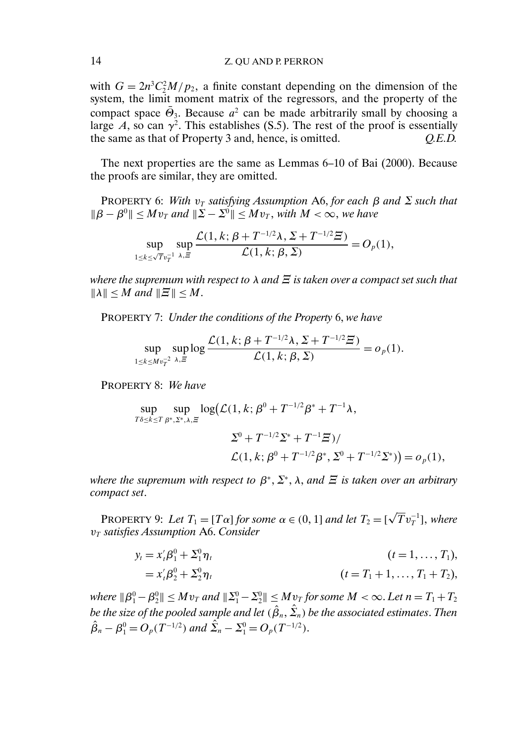with $G = 2n^3 C_2^2 M / p_2$, a finite constant depending on the dimension of the system, the limit moment matrix of the regressors, and the property of the compact space $\bar{\Theta}_3$. Because $a^2$ can be made arbitrarily small by choosing a large $A$, so can $\gamma^2$. This establishes (S.5). The rest of the proof is essentially the same as that of Property 3 and, hence, is omitted. *Q.E.D.*

The next properties are the same as Lemmas 6–10 of Bai (2000). Because the proofs are similar, they are omitted.

PROPERTY 6: *With $v_T$ satisfying Assumption* A6, *for each $\beta$ and $\Sigma$ such that $\|\beta - \beta^0\| \leq M v_T$ and $\|\Sigma - \Sigma^0\| \leq M v_T$, with $M < \infty$, we have*

$$\sup_{1 \leq k \leq \sqrt{T} v_T^{-1}} \sup_{\lambda, \Xi} \frac{\mathcal{L}(1, k; \beta + T^{-1/2}\lambda, \Sigma + T^{-1/2}\Xi)}{\mathcal{L}(1, k; \beta, \Sigma)} = O_p(1),$$

*where the supremum with respect to $\lambda$ and $\Xi$ is taken over a compact set such that $\|\lambda\| \leq M$ and $\|\Xi\| \leq M$.*

PROPERTY 7: *Under the conditions of the Property* 6, *we have*

$$\sup_{1 \leq k \leq M v_T^{-2}} \sup_{\lambda, \Xi} \log \frac{\mathcal{L}(1, k; \beta + T^{-1/2}\lambda, \Sigma + T^{-1/2}\Xi)}{\mathcal{L}(1, k; \beta, \Sigma)} = o_p(1).$$

PROPERTY 8: *We have*

$$\begin{aligned}
\sup_{T\delta \leq k \leq T} \sup_{\beta^*, \Sigma^*, \lambda, \Xi} \log\big(&\mathcal{L}(1, k; \beta^0 + T^{-1/2}\beta^* + T^{-1}\lambda, \\
&\Sigma^0 + T^{-1/2}\Sigma^* + T^{-1}\Xi)/ \\
&\mathcal{L}(1, k; \beta^0 + T^{-1/2}\beta^*, \Sigma^0 + T^{-1/2}\Sigma^*)\big) = o_p(1),
\end{aligned}$$

*where the supremum with respect to $\beta^*$, $\Sigma^*$, $\lambda$, and $\Xi$ is taken over an arbitrary compact set.*

PROPERTY 9: *Let $T_1 = [T\alpha]$ for some $\alpha \in (0, 1]$ and let $T_2 = [\sqrt{T} v_T^{-1}]$, where $v_T$ satisfies Assumption* A6. *Consider*

$$\begin{aligned}
y_t &= x_t' \beta_1^0 + \Sigma_1^0 \eta_t & (t = 1, \ldots, T_1), \\
&= x_t' \beta_2^0 + \Sigma_2^0 \eta_t & (t = T_1 + 1, \ldots, T_1 + T_2),
\end{aligned}$$

*where $\|\beta_1^0 - \beta_2^0\| \leq M v_T$ and $\|\Sigma_1^0 - \Sigma_2^0\| \leq M v_T$ for some $M < \infty$. Let $n = T_1 + T_2$ be the size of the pooled sample and let $(\hat{\beta}_n, \hat{\Sigma}_n)$ be the associated estimates. Then $\hat{\beta}_n - \beta_1^0 = O_p(T^{-1/2})$ and $\hat{\Sigma}_n - \Sigma_1^0 = O_p(T^{-1/2})$.*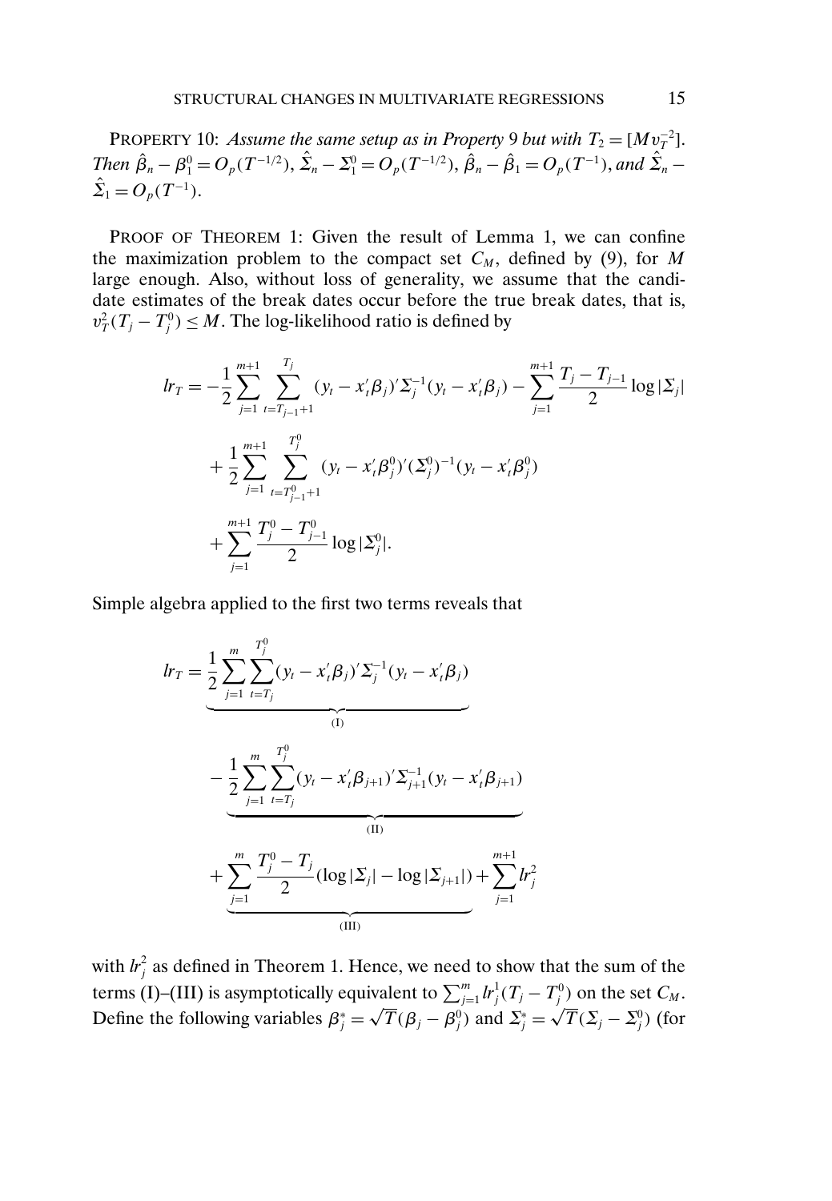PROPERTY 10: *Assume the same setup as in Property* 9 *but with* $T_2 = [Mv_T^{-2}]$. *Then* $\hat{\beta}_n - \beta_1^0 = O_p(T^{-1/2})$, $\hat{\Sigma}_n - \Sigma_1^0 = O_p(T^{-1/2})$, $\hat{\beta}_n - \hat{\beta}_1 = O_p(T^{-1})$, *and* $\hat{\Sigma}_n - \hat{\Sigma}_1 = O_p(T^{-1})$.

PROOF OF THEOREM 1: Given the result of Lemma 1, we can confine the maximization problem to the compact set $C_M$, defined by (9), for $M$ large enough. Also, without loss of generality, we assume that the candidate estimates of the break dates occur before the true break dates, that is, $v_T^2(T_j - T_j^0) \leq M$. The log-likelihood ratio is defined by

$$
\begin{aligned}
lr_T = & -\frac{1}{2}\sum_{j=1}^{m+1}\sum_{t=T_{j-1}+1}^{T_j}(y_t - x_t'\beta_j)'\Sigma_j^{-1}(y_t - x_t'\beta_j) - \sum_{j=1}^{m+1}\frac{T_j - T_{j-1}}{2}\log|\Sigma_j| \\
& + \frac{1}{2}\sum_{j=1}^{m+1}\sum_{t=T_{j-1}^0+1}^{T_j^0}(y_t - x_t'\beta_j^0)'(\Sigma_j^0)^{-1}(y_t - x_t'\beta_j^0) \\
& + \sum_{j=1}^{m+1}\frac{T_j^0 - T_{j-1}^0}{2}\log|\Sigma_j^0|.
\end{aligned}
$$

Simple algebra applied to the first two terms reveals that

$$
\begin{aligned}
lr_T = & \underbrace{\frac{1}{2}\sum_{j=1}^{m}\sum_{t=T_j}^{T_j^0}(y_t - x_t'\beta_j)'\Sigma_j^{-1}(y_t - x_t'\beta_j)}_{\text{(I)}} \\
& \underbrace{-\frac{1}{2}\sum_{j=1}^{m}\sum_{t=T_j}^{T_j^0}(y_t - x_t'\beta_{j+1})'\Sigma_{j+1}^{-1}(y_t - x_t'\beta_{j+1})}_{\text{(II)}} \\
& + \underbrace{\sum_{j=1}^{m}\frac{T_j^0 - T_j}{2}(\log|\Sigma_j| - \log|\Sigma_{j+1}|)}_{\text{(III)}} + \sum_{j=1}^{m+1} lr_j^2
\end{aligned}
$$

with $lr_j^2$ as defined in Theorem 1. Hence, we need to show that the sum of the terms (I)–(III) is asymptotically equivalent to $\sum_{j=1}^{m} lr_j^1(T_j - T_j^0)$ on the set $C_M$. Define the following variables $\beta_j^* = \sqrt{T}(\beta_j - \beta_j^0)$ and $\Sigma_j^* = \sqrt{T}(\Sigma_j - \Sigma_j^0)$ (for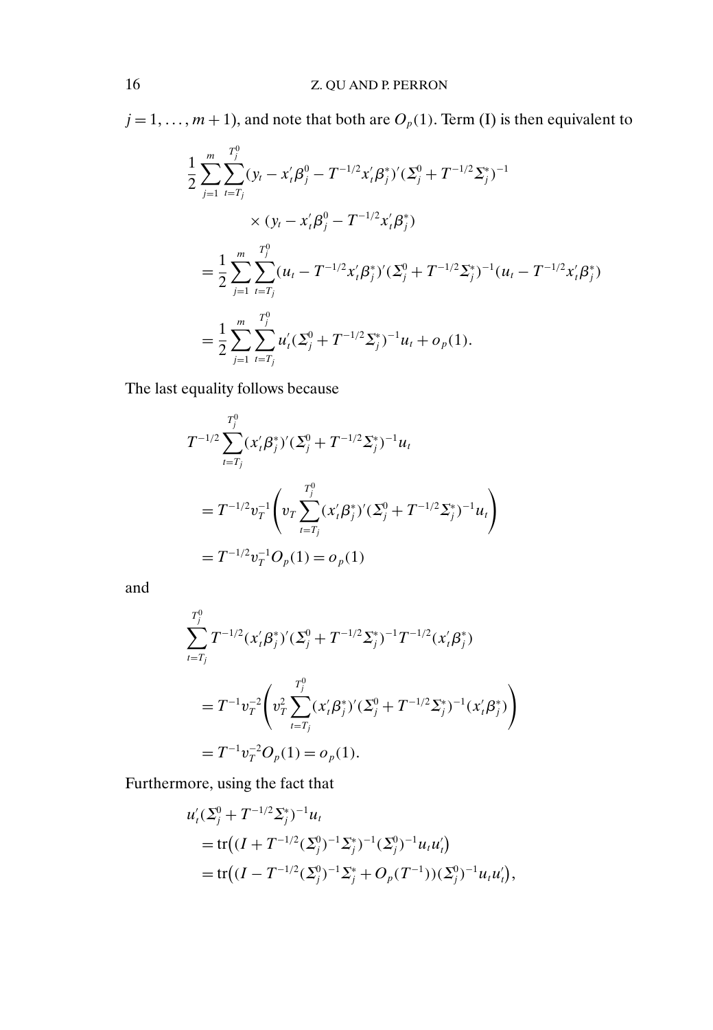$j = 1, \ldots, m+1$), and note that both are $O_p(1)$. Term (I) is then equivalent to

$$
\begin{aligned}
&\frac{1}{2}\sum_{j=1}^{m}\sum_{t=T_j}^{T_j^0}(y_t - x_t'\beta_j^0 - T^{-1/2}x_t'\beta_j^*)'(\Sigma_j^0 + T^{-1/2}\Sigma_j^*)^{-1} \\
&\qquad \times (y_t - x_t'\beta_j^0 - T^{-1/2}x_t'\beta_j^*) \\
&= \frac{1}{2}\sum_{j=1}^{m}\sum_{t=T_j}^{T_j^0}(u_t - T^{-1/2}x_t'\beta_j^*)'(\Sigma_j^0 + T^{-1/2}\Sigma_j^*)^{-1}(u_t - T^{-1/2}x_t'\beta_j^*) \\
&= \frac{1}{2}\sum_{j=1}^{m}\sum_{t=T_j}^{T_j^0}u_t'(\Sigma_j^0 + T^{-1/2}\Sigma_j^*)^{-1}u_t + o_p(1).
\end{aligned}
$$

The last equality follows because

$$
\begin{aligned}
&T^{-1/2}\sum_{t=T_j}^{T_j^0}(x_t'\beta_j^*)'(\Sigma_j^0 + T^{-1/2}\Sigma_j^*)^{-1}u_t \\
&= T^{-1/2}v_T^{-1}\left(v_T\sum_{t=T_j}^{T_j^0}(x_t'\beta_j^*)'(\Sigma_j^0 + T^{-1/2}\Sigma_j^*)^{-1}u_t\right) \\
&= T^{-1/2}v_T^{-1}O_p(1) = o_p(1)
\end{aligned}
$$

and

$$
\begin{aligned}
&\sum_{t=T_j}^{T_j^0}T^{-1/2}(x_t'\beta_j^*)'(\Sigma_j^0 + T^{-1/2}\Sigma_j^*)^{-1}T^{-1/2}(x_t'\beta_j^*) \\
&= T^{-1}v_T^{-2}\left(v_T^2\sum_{t=T_j}^{T_j^0}(x_t'\beta_j^*)'(\Sigma_j^0 + T^{-1/2}\Sigma_j^*)^{-1}(x_t'\beta_j^*)\right) \\
&= T^{-1}v_T^{-2}O_p(1) = o_p(1).
\end{aligned}
$$

Furthermore, using the fact that

$$
\begin{aligned}
&u_t'(\Sigma_j^0 + T^{-1/2}\Sigma_j^*)^{-1}u_t \\
&= \operatorname{tr}\big((I + T^{-1/2}(\Sigma_j^0)^{-1}\Sigma_j^*)^{-1}(\Sigma_j^0)^{-1}u_tu_t'\big) \\
&= \operatorname{tr}\big((I - T^{-1/2}(\Sigma_j^0)^{-1}\Sigma_j^* + O_p(T^{-1}))(\Sigma_j^0)^{-1}u_tu_t'\big),
\end{aligned}
$$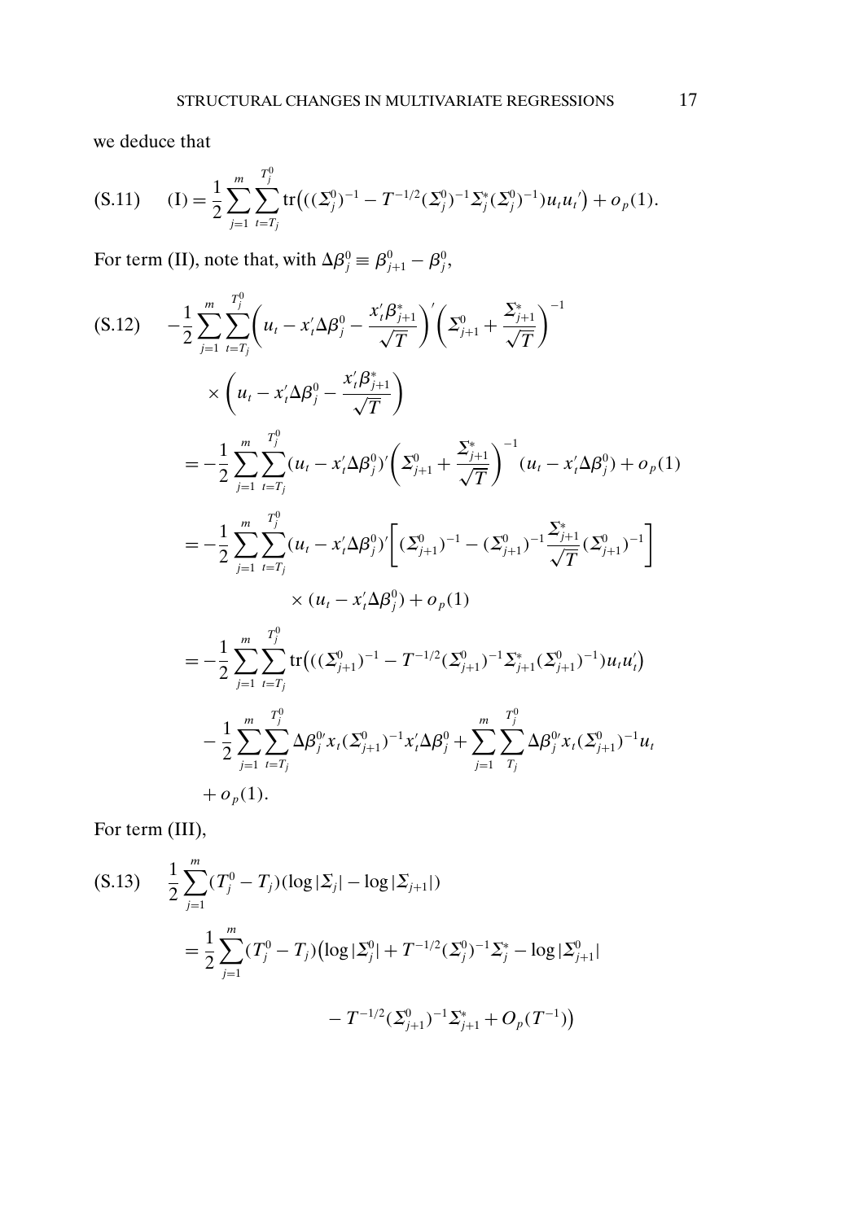we deduce that

$$
\text{(S.11)} \qquad \text{(I)} = \frac{1}{2}\sum_{j=1}^{m}\sum_{t=T_j}^{T_j^0} \operatorname{tr}\big(((\Sigma_j^0)^{-1} - T^{-1/2}(\Sigma_j^0)^{-1}\Sigma_j^*(\Sigma_j^0)^{-1})u_t u_t{}'\big) + o_p(1).
$$

For term (II), note that, with $\Delta\beta_j^0 \equiv \beta_{j+1}^0 - \beta_j^0$,

$$
\begin{aligned}
\text{(S.12)} \qquad & -\frac{1}{2}\sum_{j=1}^{m}\sum_{t=T_j}^{T_j^0}\left(u_t - x_t'\Delta\beta_j^0 - \frac{x_t'\beta_{j+1}^*}{\sqrt{T}}\right)'\left(\Sigma_{j+1}^0 + \frac{\Sigma_{j+1}^*}{\sqrt{T}}\right)^{-1} \\
& \quad \times \left(u_t - x_t'\Delta\beta_j^0 - \frac{x_t'\beta_{j+1}^*}{\sqrt{T}}\right) \\
& = -\frac{1}{2}\sum_{j=1}^{m}\sum_{t=T_j}^{T_j^0}(u_t - x_t'\Delta\beta_j^0)'\left(\Sigma_{j+1}^0 + \frac{\Sigma_{j+1}^*}{\sqrt{T}}\right)^{-1}(u_t - x_t'\Delta\beta_j^0) + o_p(1) \\
& = -\frac{1}{2}\sum_{j=1}^{m}\sum_{t=T_j}^{T_j^0}(u_t - x_t'\Delta\beta_j^0)'\left[(\Sigma_{j+1}^0)^{-1} - (\Sigma_{j+1}^0)^{-1}\frac{\Sigma_{j+1}^*}{\sqrt{T}}(\Sigma_{j+1}^0)^{-1}\right] \\
& \qquad \times (u_t - x_t'\Delta\beta_j^0) + o_p(1) \\
& = -\frac{1}{2}\sum_{j=1}^{m}\sum_{t=T_j}^{T_j^0}\operatorname{tr}\big(((\Sigma_{j+1}^0)^{-1} - T^{-1/2}(\Sigma_{j+1}^0)^{-1}\Sigma_{j+1}^*(\Sigma_{j+1}^0)^{-1})u_t u_t'\big) \\
& \quad - \frac{1}{2}\sum_{j=1}^{m}\sum_{t=T_j}^{T_j^0}\Delta\beta_j^{0\prime}x_t(\Sigma_{j+1}^0)^{-1}x_t'\Delta\beta_j^0 + \sum_{j=1}^{m}\sum_{T_j}^{T_j^0}\Delta\beta_j^{0\prime}x_t(\Sigma_{j+1}^0)^{-1}u_t \\
& \quad + o_p(1).
\end{aligned}
$$

For term (III),

$$
\begin{aligned}
\text{(S.13)} \qquad & \frac{1}{2}\sum_{j=1}^{m}(T_j^0 - T_j)(\log|\Sigma_j| - \log|\Sigma_{j+1}|) \\
& = \frac{1}{2}\sum_{j=1}^{m}(T_j^0 - T_j)\big(\log|\Sigma_j^0| + T^{-1/2}(\Sigma_j^0)^{-1}\Sigma_j^* - \log|\Sigma_{j+1}^0| \\
& \qquad\qquad - T^{-1/2}(\Sigma_{j+1}^0)^{-1}\Sigma_{j+1}^* + O_p(T^{-1})\big)
\end{aligned}
$$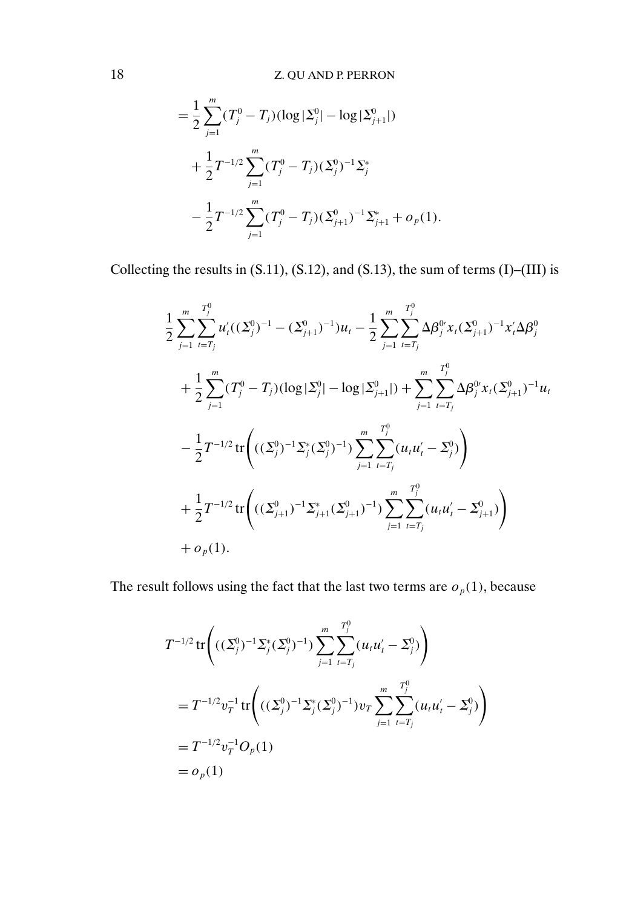$$
\begin{aligned}
&= \frac{1}{2}\sum_{j=1}^{m}(T_j^0 - T_j)(\log|\Sigma_j^0| - \log|\Sigma_{j+1}^0|) \\
&\quad + \frac{1}{2}T^{-1/2}\sum_{j=1}^{m}(T_j^0 - T_j)(\Sigma_j^0)^{-1}\Sigma_j^* \\
&\quad - \frac{1}{2}T^{-1/2}\sum_{j=1}^{m}(T_j^0 - T_j)(\Sigma_{j+1}^0)^{-1}\Sigma_{j+1}^* + o_p(1).
\end{aligned}
$$

Collecting the results in (S.11), (S.12), and (S.13), the sum of terms (I)–(III) is

$$
\begin{aligned}
&\frac{1}{2}\sum_{j=1}^{m}\sum_{t=T_j}^{T_j^0} u_t'((\Sigma_j^0)^{-1} - (\Sigma_{j+1}^0)^{-1})u_t - \frac{1}{2}\sum_{j=1}^{m}\sum_{t=T_j}^{T_j^0}\Delta\beta_j^{0\prime}x_t(\Sigma_{j+1}^0)^{-1}x_t'\Delta\beta_j^0 \\
&\quad + \frac{1}{2}\sum_{j=1}^{m}(T_j^0 - T_j)(\log|\Sigma_j^0| - \log|\Sigma_{j+1}^0|) + \sum_{j=1}^{m}\sum_{t=T_j}^{T_j^0}\Delta\beta_j^{0\prime}x_t(\Sigma_{j+1}^0)^{-1}u_t \\
&\quad - \frac{1}{2}T^{-1/2}\operatorname{tr}\left(((\Sigma_j^0)^{-1}\Sigma_j^*(\Sigma_j^0)^{-1})\sum_{j=1}^{m}\sum_{t=T_j}^{T_j^0}(u_tu_t' - \Sigma_j^0)\right) \\
&\quad + \frac{1}{2}T^{-1/2}\operatorname{tr}\left(((\Sigma_{j+1}^0)^{-1}\Sigma_{j+1}^*(\Sigma_{j+1}^0)^{-1})\sum_{j=1}^{m}\sum_{t=T_j}^{T_j^0}(u_tu_t' - \Sigma_{j+1}^0)\right) \\
&\quad + o_p(1).
\end{aligned}
$$

The result follows using the fact that the last two terms are $o_p(1)$, because

$$
\begin{aligned}
&T^{-1/2}\operatorname{tr}\left(((\Sigma_j^0)^{-1}\Sigma_j^*(\Sigma_j^0)^{-1})\sum_{j=1}^{m}\sum_{t=T_j}^{T_j^0}(u_tu_t' - \Sigma_j^0)\right) \\
&= T^{-1/2}v_T^{-1}\operatorname{tr}\left(((\Sigma_j^0)^{-1}\Sigma_j^*(\Sigma_j^0)^{-1})v_T\sum_{j=1}^{m}\sum_{t=T_j}^{T_j^0}(u_tu_t' - \Sigma_j^0)\right) \\
&= T^{-1/2}v_T^{-1}O_p(1) \\
&= o_p(1)
\end{aligned}
$$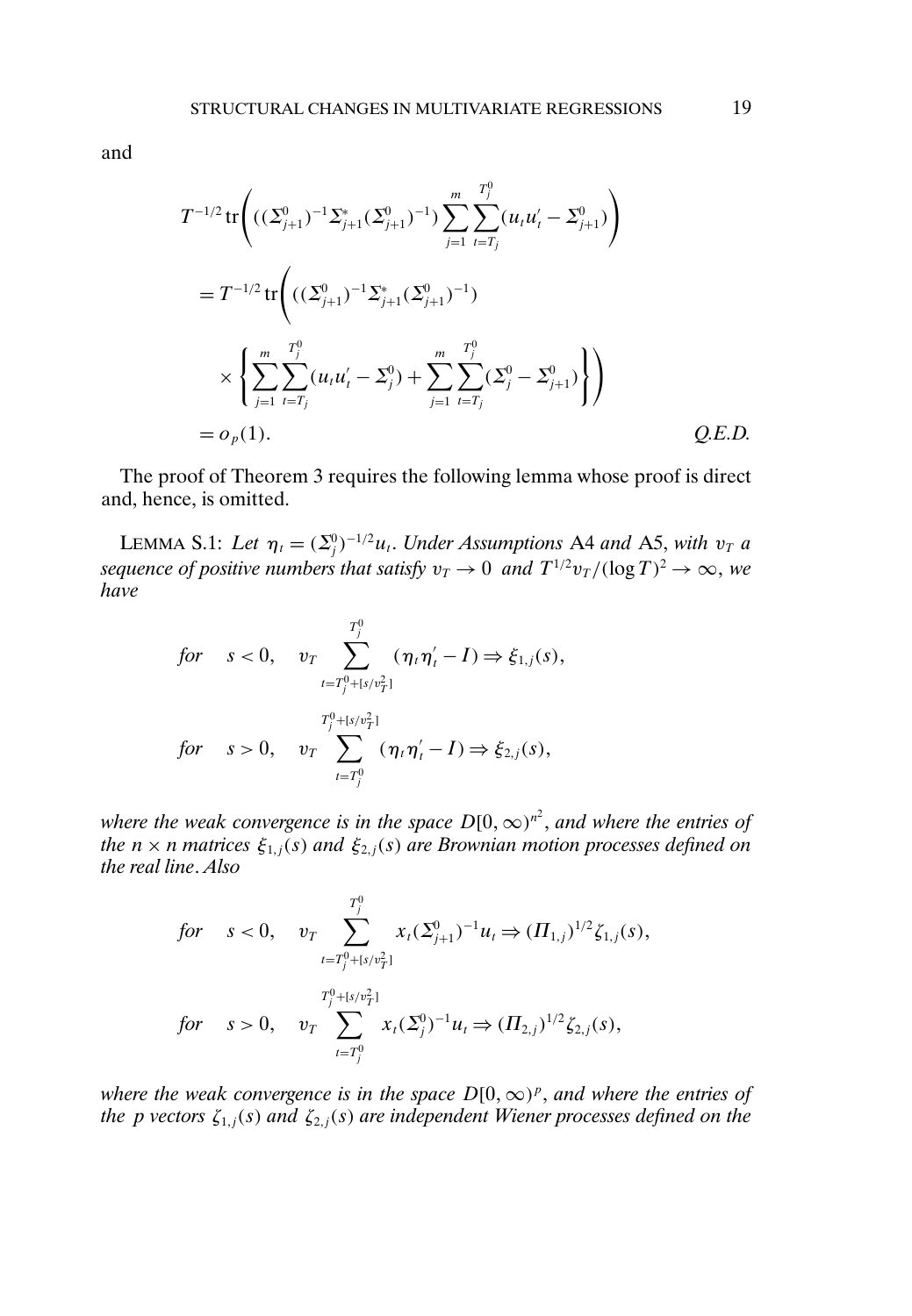and

$$
\begin{aligned}
&T^{-1/2}\operatorname{tr}\left(((\Sigma_{j+1}^0)^{-1}\Sigma_{j+1}^*(\Sigma_{j+1}^0)^{-1})\sum_{j=1}^{m}\sum_{t=T_j}^{T_j^0}(u_tu_t'-\Sigma_{j+1}^0)\right)\\
&=T^{-1/2}\operatorname{tr}\Bigg(((\Sigma_{j+1}^0)^{-1}\Sigma_{j+1}^*(\Sigma_{j+1}^0)^{-1})\\
&\qquad\times\left\{\sum_{j=1}^{m}\sum_{t=T_j}^{T_j^0}(u_tu_t'-\Sigma_j^0)+\sum_{j=1}^{m}\sum_{t=T_j}^{T_j^0}(\Sigma_j^0-\Sigma_{j+1}^0)\right\}\Bigg)\\
&=o_p(1). \qquad\qquad Q.E.D.
\end{aligned}
$$

The proof of Theorem 3 requires the following lemma whose proof is direct and, hence, is omitted.

LEMMA S.1: *Let $\eta_t=(\Sigma_j^0)^{-1/2}u_t$. Under Assumptions* A4 *and* A5, *with $v_T$ a sequence of positive numbers that satisfy $v_T\to 0$ and $T^{1/2}v_T/(\log T)^2\to\infty$, we have*

$$
\begin{aligned}
&\textit{for}\quad s<0,\quad v_T\sum_{t=T_j^0+[s/v_T^2]}^{T_j^0}(\eta_t\eta_t'-I)\Rightarrow\xi_{1,j}(s),\\
&\textit{for}\quad s>0,\quad v_T\sum_{t=T_j^0}^{T_j^0+[s/v_T^2]}(\eta_t\eta_t'-I)\Rightarrow\xi_{2,j}(s),
\end{aligned}
$$

*where the weak convergence is in the space $D[0,\infty)^{n^2}$, and where the entries of the $n\times n$ matrices $\xi_{1,j}(s)$ and $\xi_{2,j}(s)$ are Brownian motion processes defined on the real line*. *Also*

$$
\begin{aligned}
&\textit{for}\quad s<0,\quad v_T\sum_{t=T_j^0+[s/v_T^2]}^{T_j^0}x_t(\Sigma_{j+1}^0)^{-1}u_t\Rightarrow(\Pi_{1,j})^{1/2}\zeta_{1,j}(s),\\
&\textit{for}\quad s>0,\quad v_T\sum_{t=T_j^0}^{T_j^0+[s/v_T^2]}x_t(\Sigma_j^0)^{-1}u_t\Rightarrow(\Pi_{2,j})^{1/2}\zeta_{2,j}(s),
\end{aligned}
$$

*where the weak convergence is in the space $D[0,\infty)^p$, and where the entries of the $p$ vectors $\zeta_{1,j}(s)$ and $\zeta_{2,j}(s)$ are independent Wiener processes defined on the*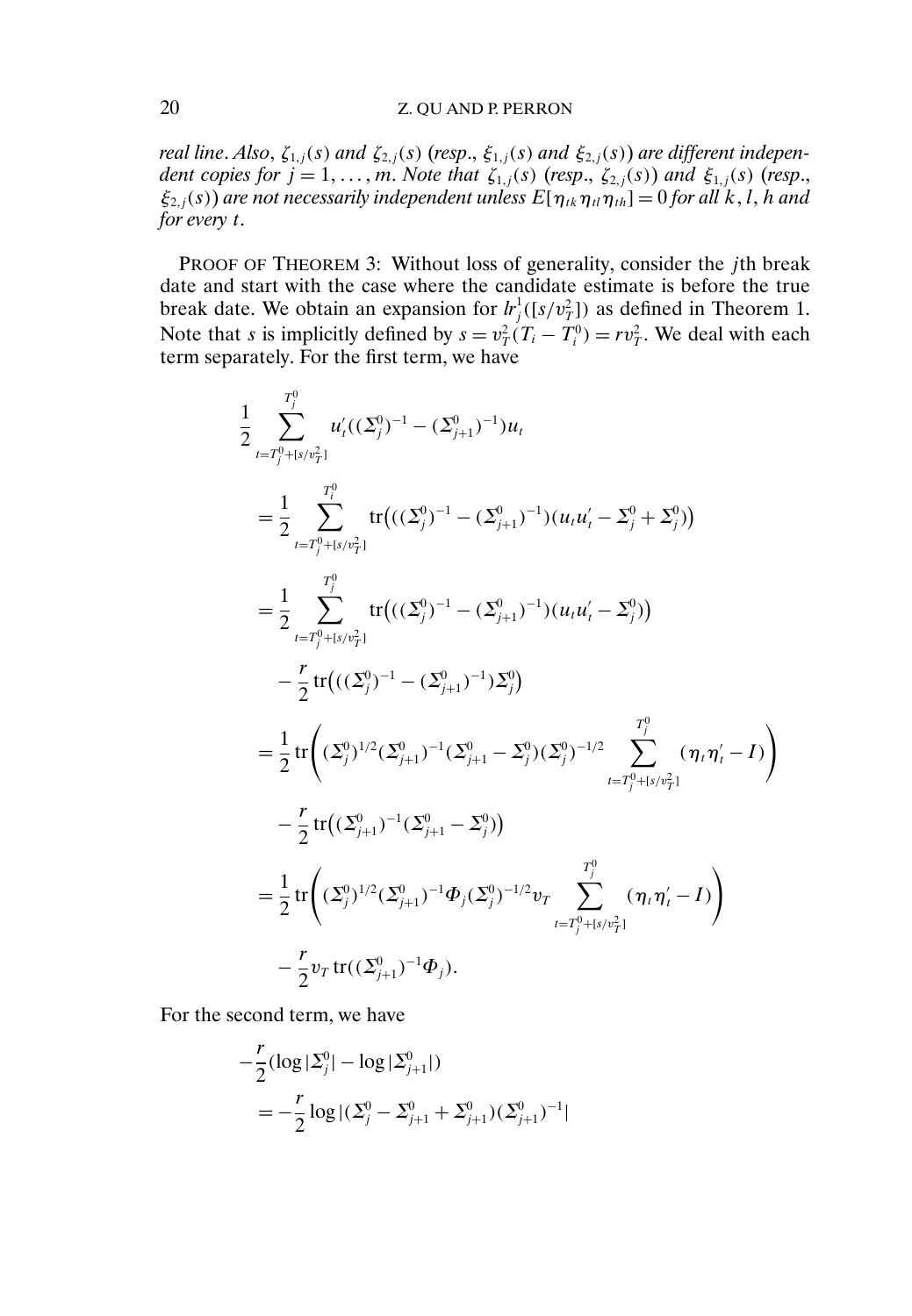*real line. Also, $\zeta_{1,j}(s)$ and $\zeta_{2,j}(s)$ (resp., $\xi_{1,j}(s)$ and $\xi_{2,j}(s)$) are different independent copies for $j = 1, \ldots, m$. Note that $\zeta_{1,j}(s)$ (resp., $\zeta_{2,j}(s)$) and $\xi_{1,j}(s)$ (resp., $\xi_{2,j}(s)$) are not necessarily independent unless $E[\eta_{tk}\eta_{tl}\eta_{th}] = 0$ for all $k, l, h$ and for every $t$.*

PROOF OF THEOREM 3: Without loss of generality, consider the $j$th break date and start with the case where the candidate estimate is before the true break date. We obtain an expansion for $lr_j^1([s/v_T^2])$ as defined in Theorem 1. Note that $s$ is implicitly defined by $s = v_T^2(T_i - T_i^0) = rv_T^2$. We deal with each term separately. For the first term, we have

$$
\begin{aligned}
&\frac{1}{2}\sum_{t=T_j^0+[s/v_T^2]}^{T_j^0} u_t'((\Sigma_j^0)^{-1} - (\Sigma_{j+1}^0)^{-1})u_t \\
&= \frac{1}{2}\sum_{t=T_j^0+[s/v_T^2]}^{T_i^0} \operatorname{tr}\big(((\Sigma_j^0)^{-1} - (\Sigma_{j+1}^0)^{-1})(u_t u_t' - \Sigma_j^0 + \Sigma_j^0)\big) \\
&= \frac{1}{2}\sum_{t=T_j^0+[s/v_T^2]}^{T_j^0} \operatorname{tr}\big(((\Sigma_j^0)^{-1} - (\Sigma_{j+1}^0)^{-1})(u_t u_t' - \Sigma_j^0)\big) \\
&\quad - \frac{r}{2}\operatorname{tr}\big(((\Sigma_j^0)^{-1} - (\Sigma_{j+1}^0)^{-1})\Sigma_j^0\big) \\
&= \frac{1}{2}\operatorname{tr}\left((\Sigma_j^0)^{1/2}(\Sigma_{j+1}^0)^{-1}(\Sigma_{j+1}^0 - \Sigma_j^0)(\Sigma_j^0)^{-1/2}\sum_{t=T_j^0+[s/v_T^2]}^{T_j^0}(\eta_t\eta_t' - I)\right) \\
&\quad - \frac{r}{2}\operatorname{tr}\big((\Sigma_{j+1}^0)^{-1}(\Sigma_{j+1}^0 - \Sigma_j^0)\big) \\
&= \frac{1}{2}\operatorname{tr}\left((\Sigma_j^0)^{1/2}(\Sigma_{j+1}^0)^{-1}\Phi_j(\Sigma_j^0)^{-1/2}v_T\sum_{t=T_j^0+[s/v_T^2]}^{T_j^0}(\eta_t\eta_t' - I)\right) \\
&\quad - \frac{r}{2}v_T\operatorname{tr}((\Sigma_{j+1}^0)^{-1}\Phi_j).
\end{aligned}
$$

For the second term, we have

$$
\begin{aligned}
&-\frac{r}{2}(\log|\Sigma_j^0| - \log|\Sigma_{j+1}^0|) \\
&= -\frac{r}{2}\log|(\Sigma_j^0 - \Sigma_{j+1}^0 + \Sigma_{j+1}^0)(\Sigma_{j+1}^0)^{-1}|
\end{aligned}
$$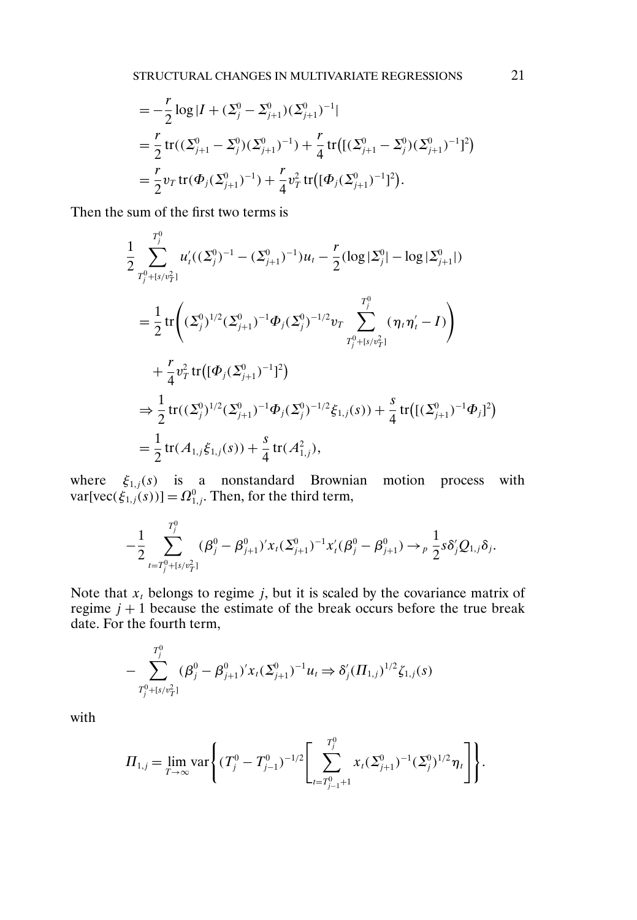$$
\begin{aligned}
&= -\frac{r}{2}\log|I + (\Sigma_j^0 - \Sigma_{j+1}^0)(\Sigma_{j+1}^0)^{-1}| \\
&= \frac{r}{2}\operatorname{tr}((\Sigma_{j+1}^0 - \Sigma_j^0)(\Sigma_{j+1}^0)^{-1}) + \frac{r}{4}\operatorname{tr}\big([(\Sigma_{j+1}^0 - \Sigma_j^0)(\Sigma_{j+1}^0)^{-1}]^2\big) \\
&= \frac{r}{2}v_T\operatorname{tr}(\Phi_j(\Sigma_{j+1}^0)^{-1}) + \frac{r}{4}v_T^2\operatorname{tr}\big([\Phi_j(\Sigma_{j+1}^0)^{-1}]^2\big).
\end{aligned}
$$

Then the sum of the first two terms is

$$
\begin{aligned}
&\frac{1}{2}\sum_{T_j^0+[s/v_T^2]}^{T_j^0} u_t'((\Sigma_j^0)^{-1} - (\Sigma_{j+1}^0)^{-1})u_t - \frac{r}{2}(\log|\Sigma_j^0| - \log|\Sigma_{j+1}^0|) \\
&= \frac{1}{2}\operatorname{tr}\left((\Sigma_j^0)^{1/2}(\Sigma_{j+1}^0)^{-1}\Phi_j(\Sigma_j^0)^{-1/2}v_T\sum_{T_j^0+[s/v_T^2]}^{T_j^0}(\eta_t\eta_t' - I)\right) \\
&\quad + \frac{r}{4}v_T^2\operatorname{tr}\big([\Phi_j(\Sigma_{j+1}^0)^{-1}]^2\big) \\
&\Rightarrow \frac{1}{2}\operatorname{tr}((\Sigma_j^0)^{1/2}(\Sigma_{j+1}^0)^{-1}\Phi_j(\Sigma_j^0)^{-1/2}\xi_{1,j}(s)) + \frac{s}{4}\operatorname{tr}\big([(\Sigma_{j+1}^0)^{-1}\Phi_j]^2\big) \\
&= \frac{1}{2}\operatorname{tr}(A_{1,j}\xi_{1,j}(s)) + \frac{s}{4}\operatorname{tr}(A_{1,j}^2),
\end{aligned}
$$

where $\xi_{1,j}(s)$ is a nonstandard Brownian motion process with $\operatorname{var}[\operatorname{vec}(\xi_{1,j}(s))] = \Omega_{1,j}^0$. Then, for the third term,

$$
-\frac{1}{2}\sum_{t=T_j^0+[s/v_T^2]}^{T_j^0}(\beta_j^0 - \beta_{j+1}^0)'x_t(\Sigma_{j+1}^0)^{-1}x_t'(\beta_j^0 - \beta_{j+1}^0) \to_p \frac{1}{2}s\delta_j'Q_{1,j}\delta_j.
$$

Note that $x_t$ belongs to regime $j$, but it is scaled by the covariance matrix of regime $j+1$ because the estimate of the break occurs before the true break date. For the fourth term,

$$
-\sum_{T_j^0+[s/v_T^2]}^{T_j^0}(\beta_j^0 - \beta_{j+1}^0)'x_t(\Sigma_{j+1}^0)^{-1}u_t \Rightarrow \delta_j'(\Pi_{1,j})^{1/2}\zeta_{1,j}(s)
$$

with

$$
\Pi_{1,j} = \lim_{T\to\infty}\operatorname{var}\left\{(T_j^0 - T_{j-1}^0)^{-1/2}\left[\sum_{t=T_{j-1}^0+1}^{T_j^0} x_t(\Sigma_{j+1}^0)^{-1}(\Sigma_j^0)^{1/2}\eta_t\right]\right\}.
$$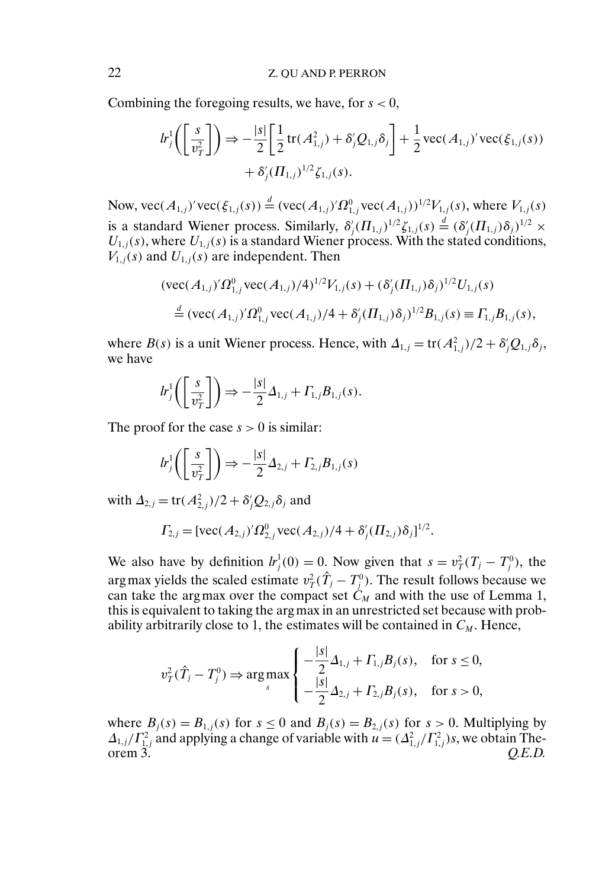Combining the foregoing results, we have, for $s < 0$,

$$lr_j^1\left(\left[\frac{s}{v_T^2}\right]\right) \Rightarrow -\frac{|s|}{2}\left[\frac{1}{2}\operatorname{tr}(A_{1,j}^2) + \delta_j' Q_{1,j}\delta_j\right] + \frac{1}{2}\operatorname{vec}(A_{1,j})'\operatorname{vec}(\xi_{1,j}(s)) + \delta_j'(\Pi_{1,j})^{1/2}\zeta_{1,j}(s).$$

Now, $\operatorname{vec}(A_{1,j})'\operatorname{vec}(\xi_{1,j}(s)) \stackrel{d}{=} (\operatorname{vec}(A_{1,j})'\Omega_{1,j}^0\operatorname{vec}(A_{1,j}))^{1/2}V_{1,j}(s)$, where $V_{1,j}(s)$ is a standard Wiener process. Similarly, $\delta_j'(\Pi_{1,j})^{1/2}\zeta_{1,j}(s) \stackrel{d}{=} (\delta_j'(\Pi_{1,j})\delta_j)^{1/2} \times U_{1,j}(s)$, where $U_{1,j}(s)$ is a standard Wiener process. With the stated conditions, $V_{1,j}(s)$ and $U_{1,j}(s)$ are independent. Then

$$(\operatorname{vec}(A_{1,j})'\Omega_{1,j}^0\operatorname{vec}(A_{1,j})/4)^{1/2}V_{1,j}(s) + (\delta_j'(\Pi_{1,j})\delta_j)^{1/2}U_{1,j}(s)$$
$$\stackrel{d}{=} (\operatorname{vec}(A_{1,j})'\Omega_{1,j}^0\operatorname{vec}(A_{1,j})/4 + \delta_j'(\Pi_{1,j})\delta_j)^{1/2}B_{1,j}(s) \equiv \Gamma_{1,j}B_{1,j}(s),$$

where $B(s)$ is a unit Wiener process. Hence, with $\Delta_{1,j} = \operatorname{tr}(A_{1,j}^2)/2 + \delta_j' Q_{1,j}\delta_j$, we have

$$lr_j^1\left(\left[\frac{s}{v_T^2}\right]\right) \Rightarrow -\frac{|s|}{2}\Delta_{1,j} + \Gamma_{1,j}B_{1,j}(s).$$

The proof for the case $s > 0$ is similar:

$$lr_j^1\left(\left[\frac{s}{v_T^2}\right]\right) \Rightarrow -\frac{|s|}{2}\Delta_{2,j} + \Gamma_{2,j}B_{1,j}(s)$$

with $\Delta_{2,j} = \operatorname{tr}(A_{2,j}^2)/2 + \delta_j' Q_{2,j}\delta_j$ and

$$\Gamma_{2,j} = [\operatorname{vec}(A_{2,j})'\Omega_{2,j}^0\operatorname{vec}(A_{2,j})/4 + \delta_j'(\Pi_{2,j})\delta_j]^{1/2}.$$

We also have by definition $lr_j^1(0) = 0$. Now given that $s = v_T^2(T_j - T_j^0)$, the arg max yields the scaled estimate $v_T^2(\hat{T}_j - T_j^0)$. The result follows because we can take the arg max over the compact set $C_M$ and with the use of Lemma 1, this is equivalent to taking the arg max in an unrestricted set because with probability arbitrarily close to 1, the estimates will be contained in $C_M$. Hence,

$$v_T^2(\hat{T}_j - T_j^0) \Rightarrow \arg\max_s \begin{cases} -\dfrac{|s|}{2}\Delta_{1,j} + \Gamma_{1,j}B_j(s), & \text{for } s \le 0, \\ -\dfrac{|s|}{2}\Delta_{2,j} + \Gamma_{2,j}B_j(s), & \text{for } s > 0, \end{cases}$$

where $B_j(s) = B_{1,j}(s)$ for $s \le 0$ and $B_j(s) = B_{2,j}(s)$ for $s > 0$. Multiplying by $\Delta_{1,j}/\Gamma_{1,j}^2$ and applying a change of variable with $u = (\Delta_{1,j}^2/\Gamma_{1,j}^2)s$, we obtain Theorem 3. *Q.E.D.*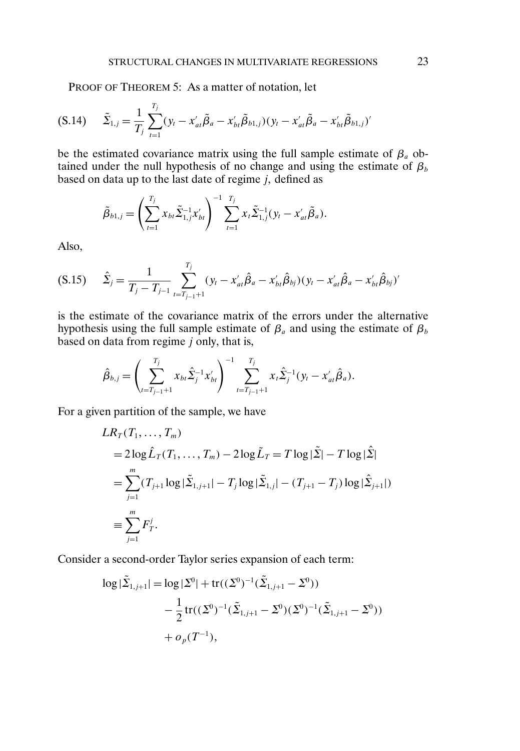PROOF OF THEOREM 5: As a matter of notation, let

$$\tilde{\Sigma}_{1,j} = \frac{1}{T_j}\sum_{t=1}^{T_j}(y_t - x'_{at}\tilde{\beta}_a - x'_{bt}\tilde{\beta}_{b1,j})(y_t - x'_{at}\tilde{\beta}_a - x'_{bt}\tilde{\beta}_{b1,j})' \tag{S.14}$$

be the estimated covariance matrix using the full sample estimate of $\beta_a$ obtained under the null hypothesis of no change and using the estimate of $\beta_b$ based on data up to the last date of regime $j$, defined as

$$\tilde{\beta}_{b1,j} = \left(\sum_{t=1}^{T_j} x_{bt}\tilde{\Sigma}_{1,j}^{-1}x'_{bt}\right)^{-1}\sum_{t=1}^{T_j} x_t\tilde{\Sigma}_{1,j}^{-1}(y_t - x'_{at}\tilde{\beta}_a).$$

Also,

$$\hat{\Sigma}_j = \frac{1}{T_j - T_{j-1}}\sum_{t=T_{j-1}+1}^{T_j}(y_t - x'_{at}\hat{\beta}_a - x'_{bt}\hat{\beta}_{bj})(y_t - x'_{at}\hat{\beta}_a - x'_{bt}\hat{\beta}_{bj})' \tag{S.15}$$

is the estimate of the covariance matrix of the errors under the alternative hypothesis using the full sample estimate of $\beta_a$ and using the estimate of $\beta_b$ based on data from regime $j$ only, that is,

$$\hat{\beta}_{b,j} = \left(\sum_{t=T_{j-1}+1}^{T_j} x_{bt}\hat{\Sigma}_j^{-1}x'_{bt}\right)^{-1}\sum_{t=T_{j-1}+1}^{T_j} x_t\hat{\Sigma}_j^{-1}(y_t - x'_{at}\hat{\beta}_a).$$

For a given partition of the sample, we have

$$\begin{aligned}
&LR_T(T_1, \ldots, T_m) \\
&\quad = 2\log\hat{L}_T(T_1, \ldots, T_m) - 2\log\tilde{L}_T = T\log|\tilde{\Sigma}| - T\log|\hat{\Sigma}| \\
&\quad = \sum_{j=1}^{m}(T_{j+1}\log|\tilde{\Sigma}_{1,j+1}| - T_j\log|\tilde{\Sigma}_{1,j}| - (T_{j+1} - T_j)\log|\hat{\Sigma}_{j+1}|) \\
&\quad \equiv \sum_{j=1}^{m} F_T^j.
\end{aligned}$$

Consider a second-order Taylor series expansion of each term:

$$\begin{aligned}
\log|\tilde{\Sigma}_{1,j+1}| = \log|\Sigma^0| &+ \operatorname{tr}((\Sigma^0)^{-1}(\tilde{\Sigma}_{1,j+1} - \Sigma^0)) \\
&- \frac{1}{2}\operatorname{tr}((\Sigma^0)^{-1}(\tilde{\Sigma}_{1,j+1} - \Sigma^0)(\Sigma^0)^{-1}(\tilde{\Sigma}_{1,j+1} - \Sigma^0)) \\
&+ o_p(T^{-1}),
\end{aligned}$$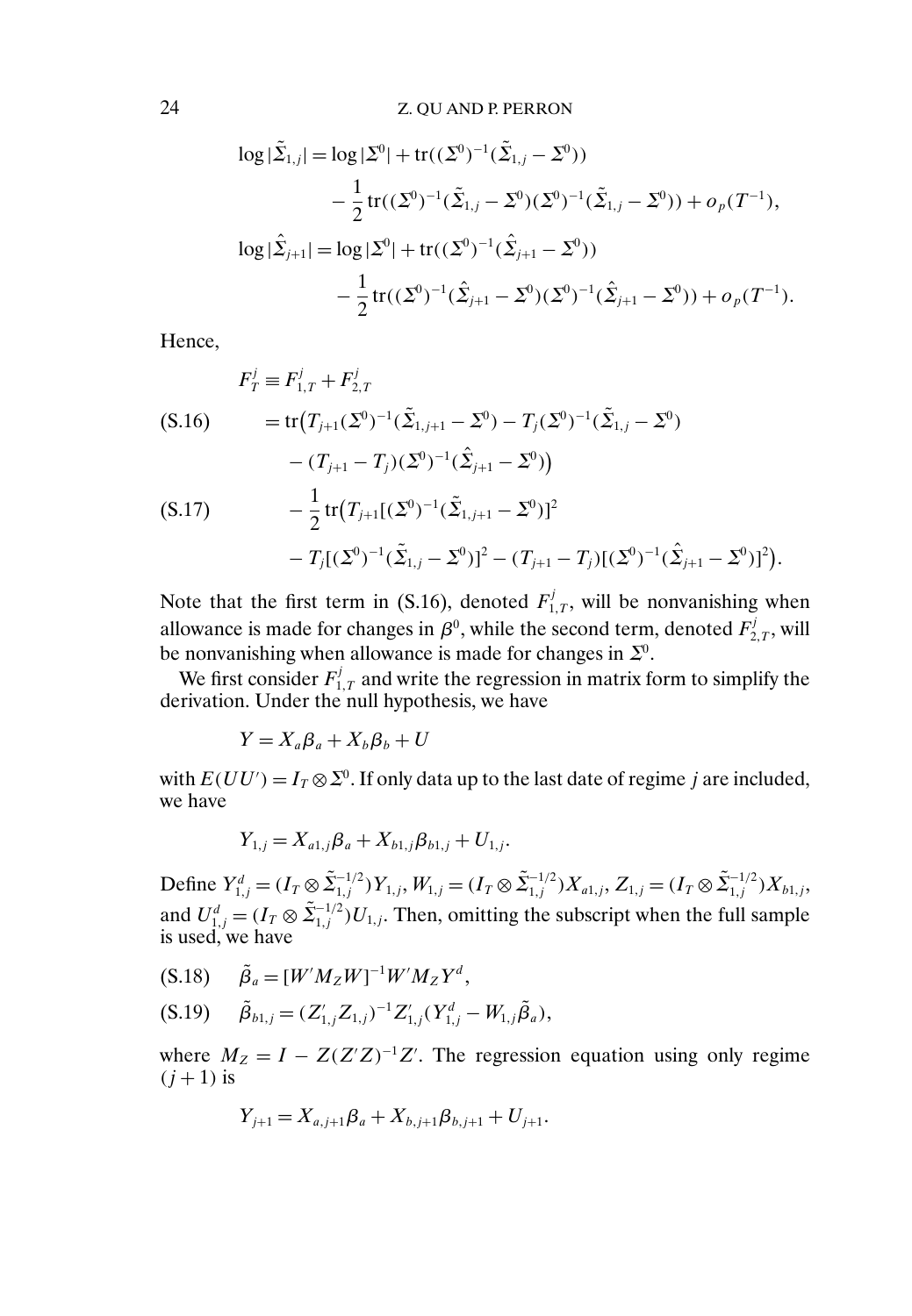$$\log|\tilde{\Sigma}_{1,j}| = \log|\Sigma^0| + \operatorname{tr}((\Sigma^0)^{-1}(\tilde{\Sigma}_{1,j} - \Sigma^0))$$
$$- \frac{1}{2}\operatorname{tr}((\Sigma^0)^{-1}(\tilde{\Sigma}_{1,j} - \Sigma^0)(\Sigma^0)^{-1}(\tilde{\Sigma}_{1,j} - \Sigma^0)) + o_p(T^{-1}),$$
$$\log|\hat{\Sigma}_{j+1}| = \log|\Sigma^0| + \operatorname{tr}((\Sigma^0)^{-1}(\hat{\Sigma}_{j+1} - \Sigma^0))$$
$$- \frac{1}{2}\operatorname{tr}((\Sigma^0)^{-1}(\hat{\Sigma}_{j+1} - \Sigma^0)(\Sigma^0)^{-1}(\hat{\Sigma}_{j+1} - \Sigma^0)) + o_p(T^{-1}).$$

Hence,

$$F_T^j \equiv F_{1,T}^j + F_{2,T}^j$$
$$= \operatorname{tr}\big(T_{j+1}(\Sigma^0)^{-1}(\tilde{\Sigma}_{1,j+1} - \Sigma^0) - T_j(\Sigma^0)^{-1}(\tilde{\Sigma}_{1,j} - \Sigma^0) - (T_{j+1} - T_j)(\Sigma^0)^{-1}(\hat{\Sigma}_{j+1} - \Sigma^0)\big) \tag{S.16}$$
$$- \frac{1}{2}\operatorname{tr}\big(T_{j+1}[(\Sigma^0)^{-1}(\tilde{\Sigma}_{1,j+1} - \Sigma^0)]^2 - T_j[(\Sigma^0)^{-1}(\tilde{\Sigma}_{1,j} - \Sigma^0)]^2 - (T_{j+1} - T_j)[(\Sigma^0)^{-1}(\hat{\Sigma}_{j+1} - \Sigma^0)]^2\big). \tag{S.17}$$

Note that the first term in (S.16), denoted $F_{1,T}^j$, will be nonvanishing when allowance is made for changes in $\beta^0$, while the second term, denoted $F_{2,T}^j$, will be nonvanishing when allowance is made for changes in $\Sigma^0$.

We first consider $F_{1,T}^j$ and write the regression in matrix form to simplify the derivation. Under the null hypothesis, we have

$$Y = X_a\beta_a + X_b\beta_b + U$$

with $E(UU') = I_T \otimes \Sigma^0$. If only data up to the last date of regime $j$ are included, we have

$$Y_{1,j} = X_{a1,j}\beta_a + X_{b1,j}\beta_{b1,j} + U_{1,j}.$$

Define $Y_{1,j}^d = (I_T \otimes \tilde{\Sigma}_{1,j}^{-1/2})Y_{1,j}$, $W_{1,j} = (I_T \otimes \tilde{\Sigma}_{1,j}^{-1/2})X_{a1,j}$, $Z_{1,j} = (I_T \otimes \tilde{\Sigma}_{1,j}^{-1/2})X_{b1,j}$, and $U_{1,j}^d = (I_T \otimes \tilde{\Sigma}_{1,j}^{-1/2})U_{1,j}$. Then, omitting the subscript when the full sample is used, we have

$$\tilde{\beta}_a = [W'M_ZW]^{-1}W'M_ZY^d, \tag{S.18}$$

$$\tilde{\beta}_{b1,j} = (Z_{1,j}'Z_{1,j})^{-1}Z_{1,j}'(Y_{1,j}^d - W_{1,j}\tilde{\beta}_a), \tag{S.19}$$

where $M_Z = I - Z(Z'Z)^{-1}Z'$. The regression equation using only regime $(j+1)$ is

$$Y_{j+1} = X_{a,j+1}\beta_a + X_{b,j+1}\beta_{b,j+1} + U_{j+1}.$$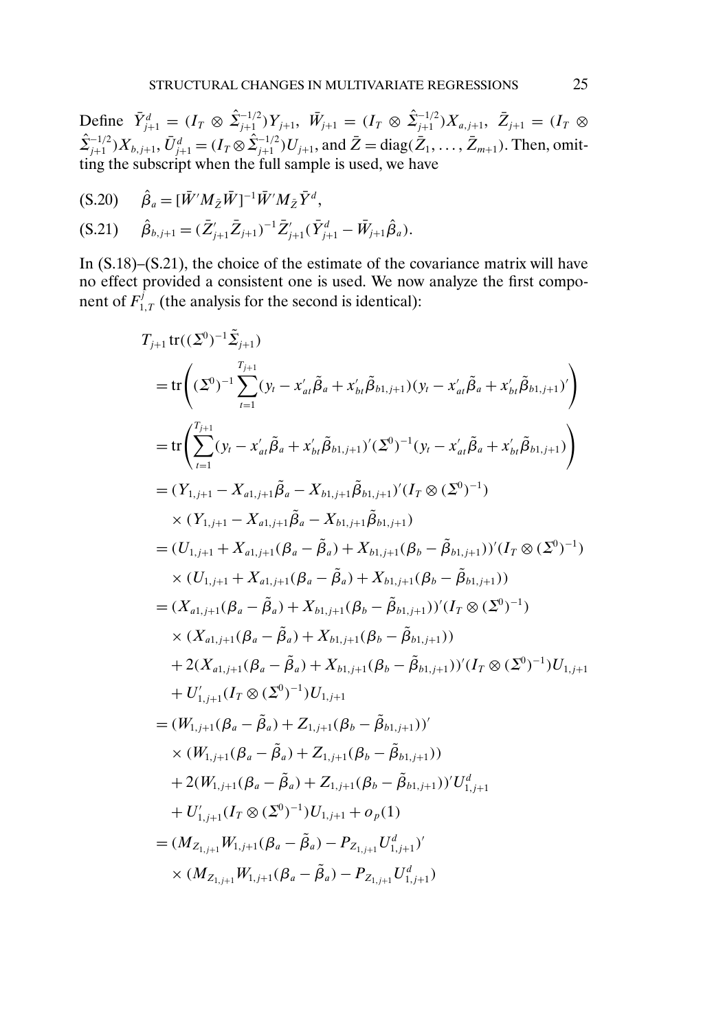Define $\bar{Y}^d_{j+1} = (I_T \otimes \hat{\Sigma}^{-1/2}_{j+1})Y_{j+1}$, $\bar{W}_{j+1} = (I_T \otimes \hat{\Sigma}^{-1/2}_{j+1})X_{a,j+1}$, $\bar{Z}_{j+1} = (I_T \otimes \hat{\Sigma}^{-1/2}_{j+1})X_{b,j+1}$, $\bar{U}^d_{j+1} = (I_T \otimes \hat{\Sigma}^{-1/2}_{j+1})U_{j+1}$, and $\bar{Z} = \mathrm{diag}(\bar{Z}_1, \ldots, \bar{Z}_{m+1})$. Then, omitting the subscript when the full sample is used, we have

$$\text{(S.20)} \qquad \hat{\beta}_a = [\bar{W}' M_{\bar{Z}} \bar{W}]^{-1} \bar{W}' M_{\bar{Z}} \bar{Y}^d,$$

$$\text{(S.21)} \qquad \hat{\beta}_{b,j+1} = (\bar{Z}'_{j+1}\bar{Z}_{j+1})^{-1}\bar{Z}'_{j+1}(\bar{Y}^d_{j+1} - \bar{W}_{j+1}\hat{\beta}_a).$$

In (S.18)–(S.21), the choice of the estimate of the covariance matrix will have no effect provided a consistent one is used. We now analyze the first component of $F^j_{1,T}$ (the analysis for the second is identical):

$$
\begin{aligned}
&T_{j+1}\,\mathrm{tr}((\Sigma^0)^{-1}\tilde{\Sigma}_{j+1}) \\
&= \mathrm{tr}\left( (\Sigma^0)^{-1} \sum_{t=1}^{T_{j+1}} (y_t - x'_{at}\tilde{\beta}_a + x'_{bt}\tilde{\beta}_{b1,j+1})(y_t - x'_{at}\tilde{\beta}_a + x'_{bt}\tilde{\beta}_{b1,j+1})' \right) \\
&= \mathrm{tr}\left( \sum_{t=1}^{T_{j+1}} (y_t - x'_{at}\tilde{\beta}_a + x'_{bt}\tilde{\beta}_{b1,j+1})'(\Sigma^0)^{-1}(y_t - x'_{at}\tilde{\beta}_a + x'_{bt}\tilde{\beta}_{b1,j+1}) \right) \\
&= (Y_{1,j+1} - X_{a1,j+1}\tilde{\beta}_a - X_{b1,j+1}\tilde{\beta}_{b1,j+1})'(I_T \otimes (\Sigma^0)^{-1}) \\
&\quad \times (Y_{1,j+1} - X_{a1,j+1}\tilde{\beta}_a - X_{b1,j+1}\tilde{\beta}_{b1,j+1}) \\
&= (U_{1,j+1} + X_{a1,j+1}(\beta_a - \tilde{\beta}_a) + X_{b1,j+1}(\beta_b - \tilde{\beta}_{b1,j+1}))'(I_T \otimes (\Sigma^0)^{-1}) \\
&\quad \times (U_{1,j+1} + X_{a1,j+1}(\beta_a - \tilde{\beta}_a) + X_{b1,j+1}(\beta_b - \tilde{\beta}_{b1,j+1})) \\
&= (X_{a1,j+1}(\beta_a - \tilde{\beta}_a) + X_{b1,j+1}(\beta_b - \tilde{\beta}_{b1,j+1}))'(I_T \otimes (\Sigma^0)^{-1}) \\
&\quad \times (X_{a1,j+1}(\beta_a - \tilde{\beta}_a) + X_{b1,j+1}(\beta_b - \tilde{\beta}_{b1,j+1})) \\
&\quad + 2(X_{a1,j+1}(\beta_a - \tilde{\beta}_a) + X_{b1,j+1}(\beta_b - \tilde{\beta}_{b1,j+1}))'(I_T \otimes (\Sigma^0)^{-1})U_{1,j+1} \\
&\quad + U'_{1,j+1}(I_T \otimes (\Sigma^0)^{-1})U_{1,j+1} \\
&= (W_{1,j+1}(\beta_a - \tilde{\beta}_a) + Z_{1,j+1}(\beta_b - \tilde{\beta}_{b1,j+1}))' \\
&\quad \times (W_{1,j+1}(\beta_a - \tilde{\beta}_a) + Z_{1,j+1}(\beta_b - \tilde{\beta}_{b1,j+1})) \\
&\quad + 2(W_{1,j+1}(\beta_a - \tilde{\beta}_a) + Z_{1,j+1}(\beta_b - \tilde{\beta}_{b1,j+1}))'U^d_{1,j+1} \\
&\quad + U'_{1,j+1}(I_T \otimes (\Sigma^0)^{-1})U_{1,j+1} + o_p(1) \\
&= (M_{Z_{1,j+1}}W_{1,j+1}(\beta_a - \tilde{\beta}_a) - P_{Z_{1,j+1}}U^d_{1,j+1})' \\
&\quad \times (M_{Z_{1,j+1}}W_{1,j+1}(\beta_a - \tilde{\beta}_a) - P_{Z_{1,j+1}}U^d_{1,j+1})
\end{aligned}
$$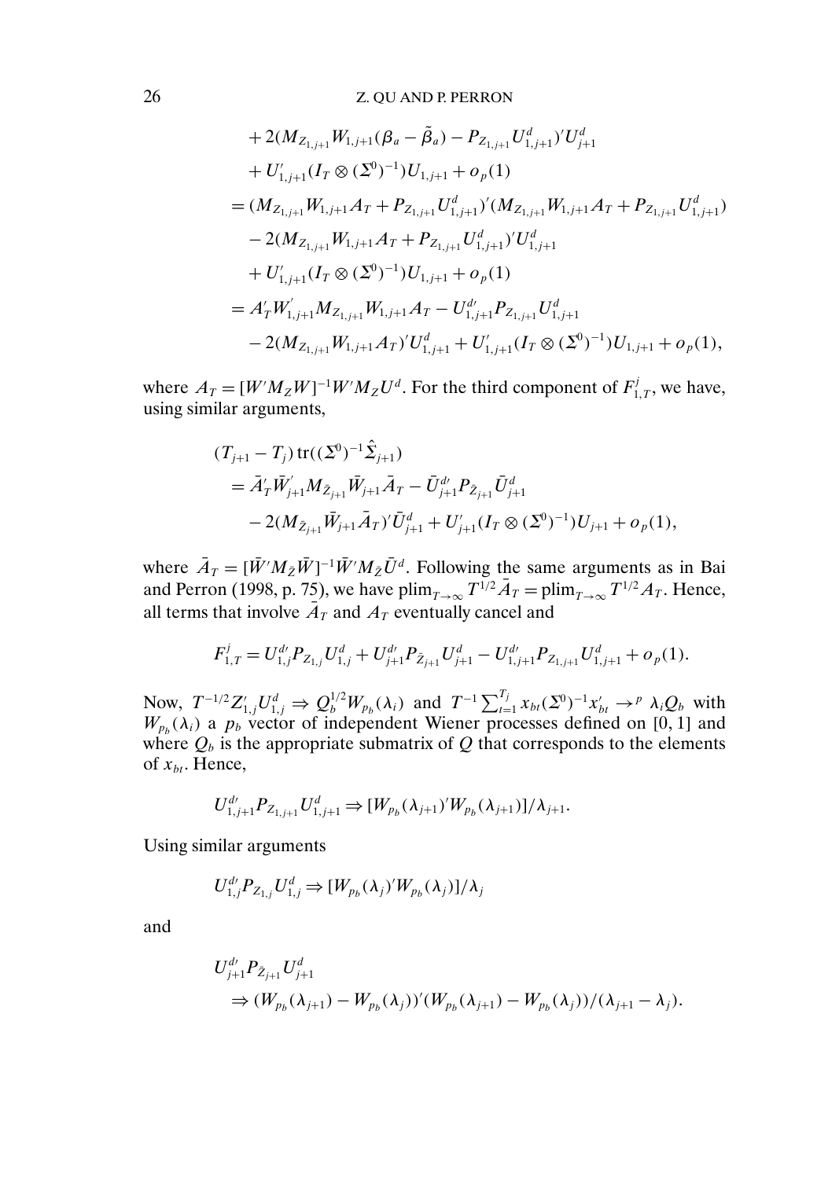$$
\begin{aligned}
&+ 2(M_{Z_{1,j+1}} W_{1,j+1}(\beta_a - \tilde{\beta}_a) - P_{Z_{1,j+1}} U^d_{1,j+1})' U^d_{j+1} \\
&+ U'_{1,j+1}(I_T \otimes (\Sigma^0)^{-1}) U_{1,j+1} + o_p(1) \\
&= (M_{Z_{1,j+1}} W_{1,j+1} A_T + P_{Z_{1,j+1}} U^d_{1,j+1})'(M_{Z_{1,j+1}} W_{1,j+1} A_T + P_{Z_{1,j+1}} U^d_{1,j+1}) \\
&- 2(M_{Z_{1,j+1}} W_{1,j+1} A_T + P_{Z_{1,j+1}} U^d_{1,j+1})' U^d_{1,j+1} \\
&+ U'_{1,j+1}(I_T \otimes (\Sigma^0)^{-1}) U_{1,j+1} + o_p(1) \\
&= A'_T W'_{1,j+1} M_{Z_{1,j+1}} W_{1,j+1} A_T - U^{d\prime}_{1,j+1} P_{Z_{1,j+1}} U^d_{1,j+1} \\
&- 2(M_{Z_{1,j+1}} W_{1,j+1} A_T)' U^d_{1,j+1} + U'_{1,j+1}(I_T \otimes (\Sigma^0)^{-1}) U_{1,j+1} + o_p(1),
\end{aligned}
$$

where $A_T = [W' M_Z W]^{-1} W' M_Z U^d$. For the third component of $F^j_{1,T}$, we have, using similar arguments,

$$
\begin{aligned}
&(T_{j+1} - T_j)\,\mathrm{tr}((\Sigma^0)^{-1}\hat{\Sigma}_{j+1}) \\
&= \bar{A}'_T \bar{W}'_{j+1} M_{\bar{Z}_{j+1}} \bar{W}_{j+1} \bar{A}_T - \bar{U}^{d\prime}_{j+1} P_{\bar{Z}_{j+1}} \bar{U}^d_{j+1} \\
&- 2(M_{\bar{Z}_{j+1}} \bar{W}_{j+1} \bar{A}_T)' \bar{U}^d_{j+1} + U'_{j+1}(I_T \otimes (\Sigma^0)^{-1}) U_{j+1} + o_p(1),
\end{aligned}
$$

where $\bar{A}_T = [\bar{W}' M_{\bar{Z}} \bar{W}]^{-1} \bar{W}' M_{\bar{Z}} \bar{U}^d$. Following the same arguments as in Bai and Perron (1998, p. 75), we have $\mathrm{plim}_{T\to\infty} T^{1/2}\bar{A}_T = \mathrm{plim}_{T\to\infty} T^{1/2} A_T$. Hence, all terms that involve $\bar{A}_T$ and $A_T$ eventually cancel and

$$
F^j_{1,T} = U^{d\prime}_{1,j} P_{Z_{1,j}} U^d_{1,j} + U^{d\prime}_{j+1} P_{\bar{Z}_{j+1}} U^d_{j+1} - U^{d\prime}_{1,j+1} P_{Z_{1,j+1}} U^d_{1,j+1} + o_p(1).
$$

Now, $T^{-1/2} Z'_{1,j} U^d_{1,j} \Rightarrow Q_b^{1/2} W_{p_b}(\lambda_i)$ and $T^{-1}\sum_{t=1}^{T_j} x_{bt}(\Sigma^0)^{-1} x'_{bt} \to^p \lambda_i Q_b$ with $W_{p_b}(\lambda_i)$ a $p_b$ vector of independent Wiener processes defined on $[0, 1]$ and where $Q_b$ is the appropriate submatrix of $Q$ that corresponds to the elements of $x_{bt}$. Hence,

$$
U^{d\prime}_{1,j+1} P_{Z_{1,j+1}} U^d_{1,j+1} \Rightarrow [W_{p_b}(\lambda_{j+1})' W_{p_b}(\lambda_{j+1})]/\lambda_{j+1}.
$$

Using similar arguments

$$
U^{d\prime}_{1,j} P_{Z_{1,j}} U^d_{1,j} \Rightarrow [W_{p_b}(\lambda_j)' W_{p_b}(\lambda_j)]/\lambda_j
$$

and

$$
\begin{aligned}
&U^{d\prime}_{j+1} P_{\bar{Z}_{j+1}} U^d_{j+1} \\
&\Rightarrow (W_{p_b}(\lambda_{j+1}) - W_{p_b}(\lambda_j))'(W_{p_b}(\lambda_{j+1}) - W_{p_b}(\lambda_j))/(\lambda_{j+1} - \lambda_j).
\end{aligned}
$$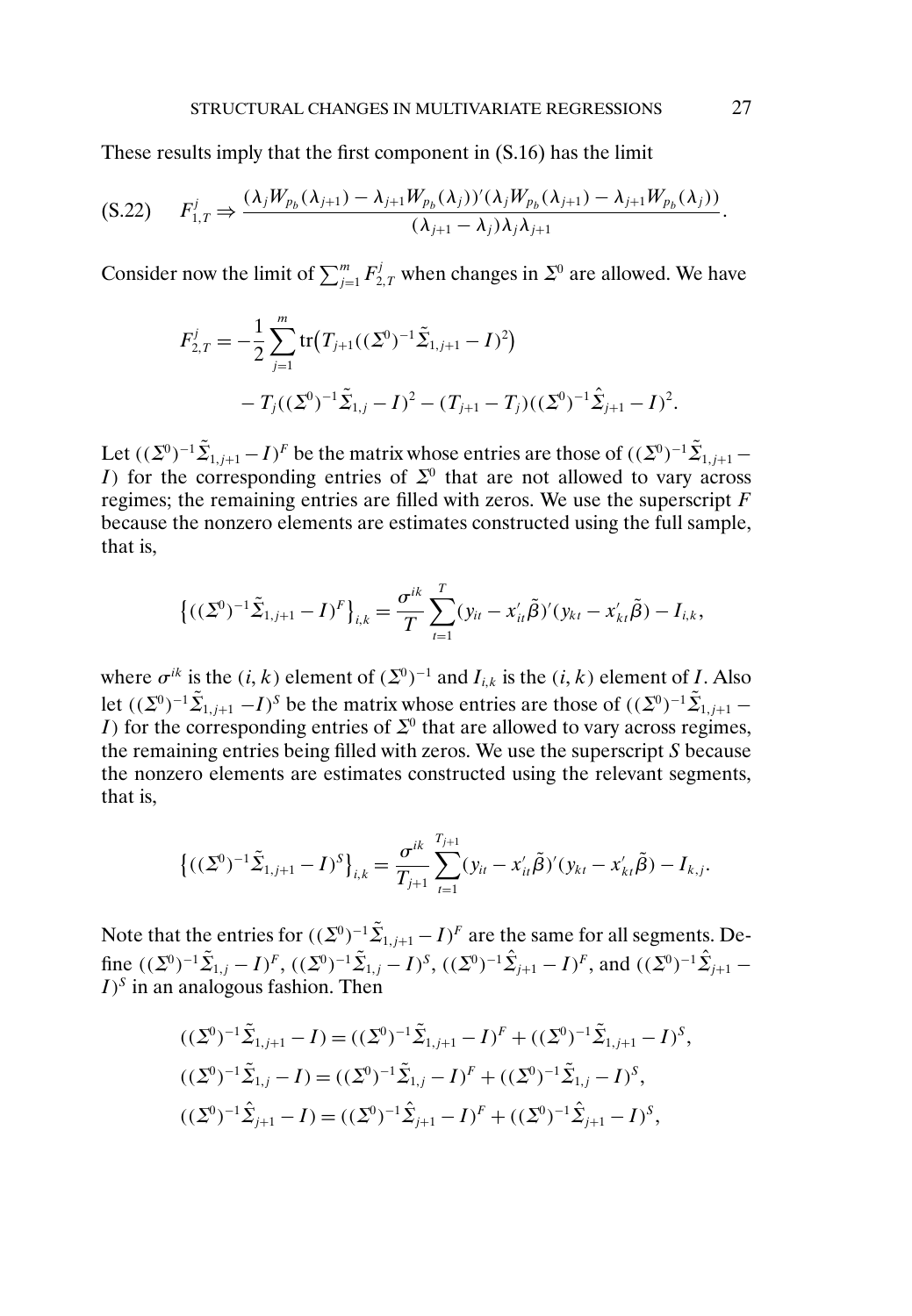These results imply that the first component in (S.16) has the limit

$$
F_{1,T}^{j} \Rightarrow \frac{(\lambda_j W_{p_b}(\lambda_{j+1}) - \lambda_{j+1} W_{p_b}(\lambda_j))'(\lambda_j W_{p_b}(\lambda_{j+1}) - \lambda_{j+1} W_{p_b}(\lambda_j))}{(\lambda_{j+1} - \lambda_j)\lambda_j \lambda_{j+1}}. \tag{S.22}
$$

Consider now the limit of $\sum_{j=1}^{m} F_{2,T}^{j}$ when changes in $\Sigma^0$ are allowed. We have

$$
\begin{aligned}
F_{2,T}^{j} = &-\frac{1}{2}\sum_{j=1}^{m} \operatorname{tr}\big(T_{j+1}((\Sigma^0)^{-1}\tilde{\Sigma}_{1,j+1} - I)^2\big) \\
&- T_j((\Sigma^0)^{-1}\tilde{\Sigma}_{1,j} - I)^2 - (T_{j+1} - T_j)((\Sigma^0)^{-1}\hat{\Sigma}_{j+1} - I)^2.
\end{aligned}
$$

Let $((\Sigma^0)^{-1}\tilde{\Sigma}_{1,j+1} - I)^F$ be the matrix whose entries are those of $((\Sigma^0)^{-1}\tilde{\Sigma}_{1,j+1} - I)$ for the corresponding entries of $\Sigma^0$ that are not allowed to vary across regimes; the remaining entries are filled with zeros. We use the superscript $F$ because the nonzero elements are estimates constructed using the full sample, that is,

$$
\big\{((\Sigma^0)^{-1}\tilde{\Sigma}_{1,j+1} - I)^F\big\}_{i,k} = \frac{\sigma^{ik}}{T}\sum_{t=1}^{T}(y_{it} - x_{it}'\tilde{\beta})'(y_{kt} - x_{kt}'\tilde{\beta}) - I_{i,k},
$$

where $\sigma^{ik}$ is the $(i,k)$ element of $(\Sigma^0)^{-1}$ and $I_{i,k}$ is the $(i,k)$ element of $I$. Also let $((\Sigma^0)^{-1}\tilde{\Sigma}_{1,j+1} - I)^S$ be the matrix whose entries are those of $((\Sigma^0)^{-1}\tilde{\Sigma}_{1,j+1} - I)$ for the corresponding entries of $\Sigma^0$ that are allowed to vary across regimes, the remaining entries being filled with zeros. We use the superscript $S$ because the nonzero elements are estimates constructed using the relevant segments, that is,

$$
\big\{((\Sigma^0)^{-1}\tilde{\Sigma}_{1,j+1} - I)^S\big\}_{i,k} = \frac{\sigma^{ik}}{T_{j+1}}\sum_{t=1}^{T_{j+1}}(y_{it} - x_{it}'\tilde{\beta})'(y_{kt} - x_{kt}'\tilde{\beta}) - I_{k,j}.
$$

Note that the entries for $((\Sigma^0)^{-1}\tilde{\Sigma}_{1,j+1} - I)^F$ are the same for all segments. Define $((\Sigma^0)^{-1}\tilde{\Sigma}_{1,j} - I)^F$, $((\Sigma^0)^{-1}\tilde{\Sigma}_{1,j} - I)^S$, $((\Sigma^0)^{-1}\hat{\Sigma}_{j+1} - I)^F$, and $((\Sigma^0)^{-1}\hat{\Sigma}_{j+1} - I)^S$ in an analogous fashion. Then

$$
\begin{aligned}
((\Sigma^0)^{-1}\tilde{\Sigma}_{1,j+1} - I) &= ((\Sigma^0)^{-1}\tilde{\Sigma}_{1,j+1} - I)^F + ((\Sigma^0)^{-1}\tilde{\Sigma}_{1,j+1} - I)^S, \\
((\Sigma^0)^{-1}\tilde{\Sigma}_{1,j} - I) &= ((\Sigma^0)^{-1}\tilde{\Sigma}_{1,j} - I)^F + ((\Sigma^0)^{-1}\tilde{\Sigma}_{1,j} - I)^S, \\
((\Sigma^0)^{-1}\hat{\Sigma}_{j+1} - I) &= ((\Sigma^0)^{-1}\hat{\Sigma}_{j+1} - I)^F + ((\Sigma^0)^{-1}\hat{\Sigma}_{j+1} - I)^S,
\end{aligned}
$$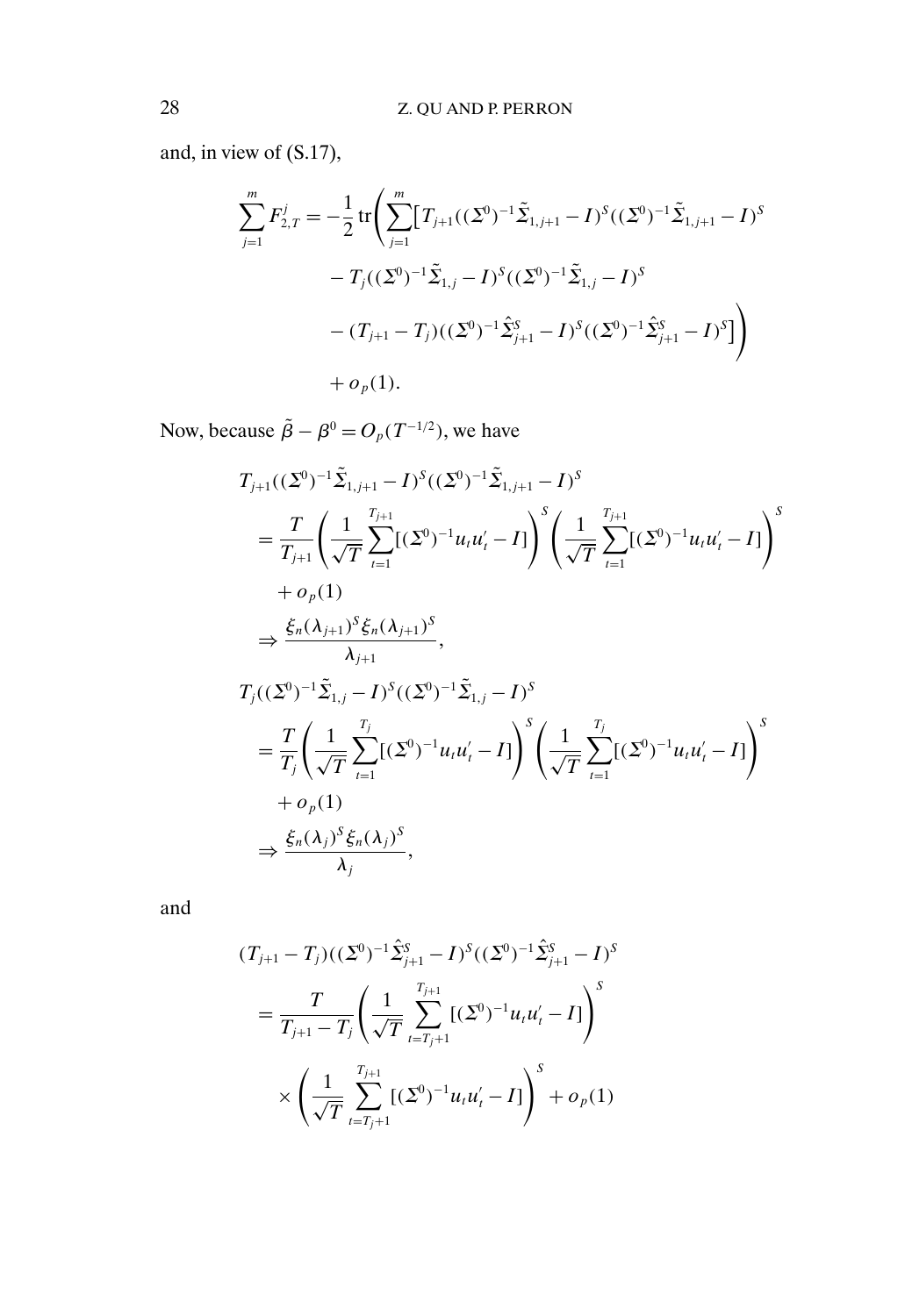and, in view of (S.17),

$$
\begin{aligned}
\sum_{j=1}^{m} F_{2,T}^{j} = -\frac{1}{2}\operatorname{tr}\Bigg(&\sum_{j=1}^{m}\big[T_{j+1}((\Sigma^0)^{-1}\tilde{\Sigma}_{1,j+1} - I)^S((\Sigma^0)^{-1}\tilde{\Sigma}_{1,j+1} - I)^S \\
&- T_j((\Sigma^0)^{-1}\tilde{\Sigma}_{1,j} - I)^S((\Sigma^0)^{-1}\tilde{\Sigma}_{1,j} - I)^S \\
&- (T_{j+1} - T_j)((\Sigma^0)^{-1}\hat{\Sigma}_{j+1}^S - I)^S((\Sigma^0)^{-1}\hat{\Sigma}_{j+1}^S - I)^S\big]\Bigg) \\
&+ o_p(1).
\end{aligned}
$$

Now, because $\tilde{\beta} - \beta^0 = O_p(T^{-1/2})$, we have

$$
\begin{aligned}
&T_{j+1}((\Sigma^0)^{-1}\tilde{\Sigma}_{1,j+1} - I)^S((\Sigma^0)^{-1}\tilde{\Sigma}_{1,j+1} - I)^S \\
&\quad = \frac{T}{T_{j+1}}\left(\frac{1}{\sqrt{T}}\sum_{t=1}^{T_{j+1}}[(\Sigma^0)^{-1}u_t u_t' - I]\right)^S\left(\frac{1}{\sqrt{T}}\sum_{t=1}^{T_{j+1}}[(\Sigma^0)^{-1}u_t u_t' - I]\right)^S \\
&\qquad + o_p(1) \\
&\quad \Rightarrow \frac{\xi_n(\lambda_{j+1})^S\xi_n(\lambda_{j+1})^S}{\lambda_{j+1}}, \\
&T_j((\Sigma^0)^{-1}\tilde{\Sigma}_{1,j} - I)^S((\Sigma^0)^{-1}\tilde{\Sigma}_{1,j} - I)^S \\
&\quad = \frac{T}{T_j}\left(\frac{1}{\sqrt{T}}\sum_{t=1}^{T_j}[(\Sigma^0)^{-1}u_t u_t' - I]\right)^S\left(\frac{1}{\sqrt{T}}\sum_{t=1}^{T_j}[(\Sigma^0)^{-1}u_t u_t' - I]\right)^S \\
&\qquad + o_p(1) \\
&\quad \Rightarrow \frac{\xi_n(\lambda_j)^S\xi_n(\lambda_j)^S}{\lambda_j},
\end{aligned}
$$

and

$$
\begin{aligned}
&(T_{j+1} - T_j)((\Sigma^0)^{-1}\hat{\Sigma}_{j+1}^S - I)^S((\Sigma^0)^{-1}\hat{\Sigma}_{j+1}^S - I)^S \\
&\quad = \frac{T}{T_{j+1} - T_j}\left(\frac{1}{\sqrt{T}}\sum_{t=T_j+1}^{T_{j+1}}[(\Sigma^0)^{-1}u_t u_t' - I]\right)^S \\
&\qquad \times \left(\frac{1}{\sqrt{T}}\sum_{t=T_j+1}^{T_{j+1}}[(\Sigma^0)^{-1}u_t u_t' - I]\right)^S + o_p(1)
\end{aligned}
$$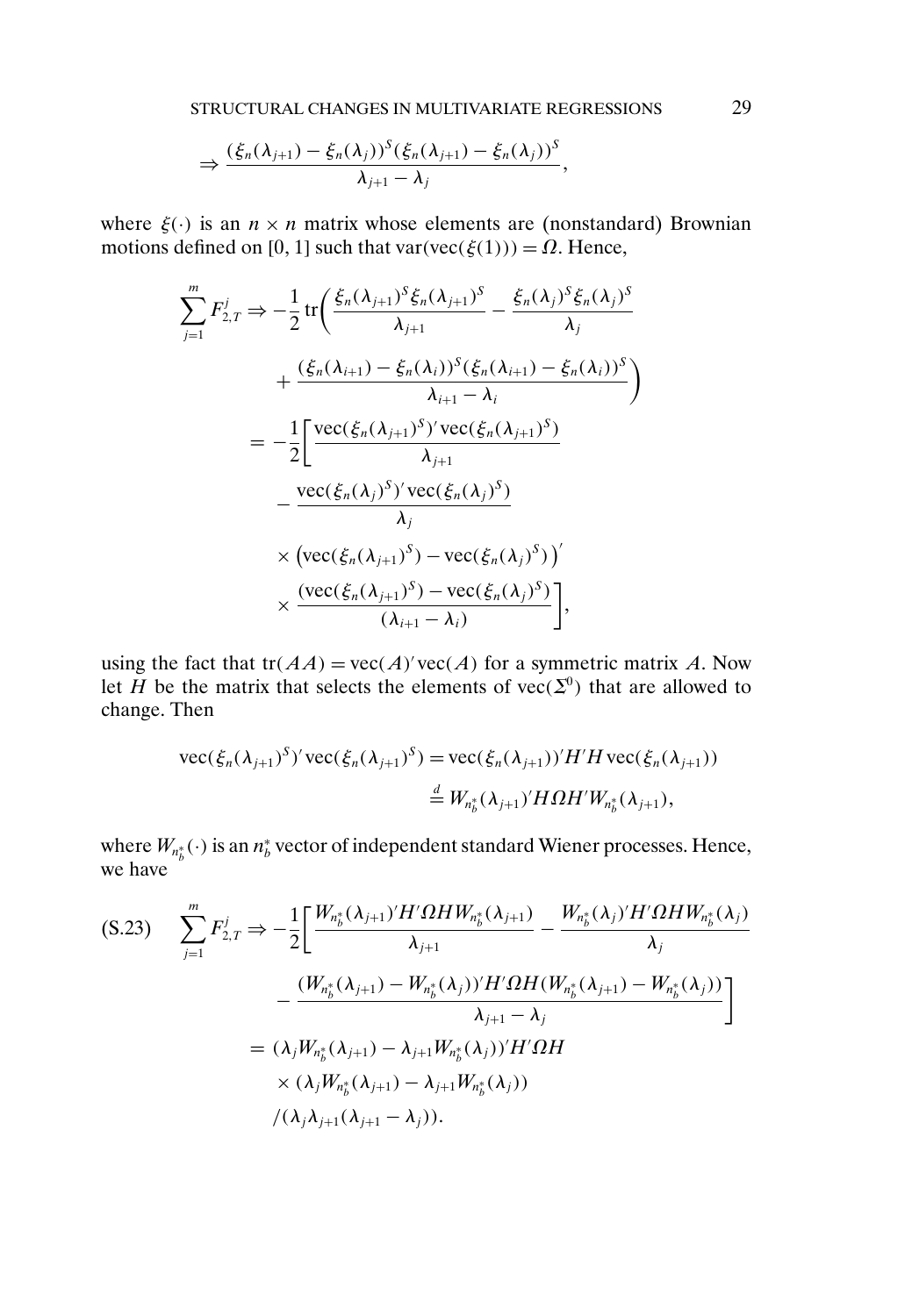$$\Rightarrow \frac{(\xi_n(\lambda_{j+1}) - \xi_n(\lambda_j))^S(\xi_n(\lambda_{j+1}) - \xi_n(\lambda_j))^S}{\lambda_{j+1} - \lambda_j},$$

where $\xi(\cdot)$ is an $n \times n$ matrix whose elements are (nonstandard) Brownian motions defined on $[0, 1]$ such that $\mathrm{var}(\mathrm{vec}(\xi(1))) = \Omega$. Hence,

$$\begin{aligned}
\sum_{j=1}^{m} F_{2,T}^{j} &\Rightarrow -\frac{1}{2}\,\mathrm{tr}\bigg(\frac{\xi_n(\lambda_{j+1})^S \xi_n(\lambda_{j+1})^S}{\lambda_{j+1}} - \frac{\xi_n(\lambda_j)^S \xi_n(\lambda_j)^S}{\lambda_j} \\
&\qquad + \frac{(\xi_n(\lambda_{i+1}) - \xi_n(\lambda_i))^S(\xi_n(\lambda_{i+1}) - \xi_n(\lambda_i))^S}{\lambda_{i+1} - \lambda_i}\bigg) \\
&= -\frac{1}{2}\bigg[\frac{\mathrm{vec}(\xi_n(\lambda_{j+1})^S)'\,\mathrm{vec}(\xi_n(\lambda_{j+1})^S)}{\lambda_{j+1}} \\
&\qquad - \frac{\mathrm{vec}(\xi_n(\lambda_j)^S)'\,\mathrm{vec}(\xi_n(\lambda_j)^S)}{\lambda_j} \\
&\qquad \times \big(\mathrm{vec}(\xi_n(\lambda_{j+1})^S) - \mathrm{vec}(\xi_n(\lambda_j)^S)\big)' \\
&\qquad \times \frac{(\mathrm{vec}(\xi_n(\lambda_{j+1})^S) - \mathrm{vec}(\xi_n(\lambda_j)^S)}{(\lambda_{i+1} - \lambda_i)}\bigg],
\end{aligned}$$

using the fact that $\mathrm{tr}(AA) = \mathrm{vec}(A)'\,\mathrm{vec}(A)$ for a symmetric matrix $A$. Now let $H$ be the matrix that selects the elements of $\mathrm{vec}(\Sigma^0)$ that are allowed to change. Then

$$\begin{aligned}
\mathrm{vec}(\xi_n(\lambda_{j+1})^S)'\,\mathrm{vec}(\xi_n(\lambda_{j+1})^S) &= \mathrm{vec}(\xi_n(\lambda_{j+1}))'H'H\,\mathrm{vec}(\xi_n(\lambda_{j+1})) \\
&\stackrel{d}{=} W_{n_b^*}(\lambda_{j+1})'H\Omega H' W_{n_b^*}(\lambda_{j+1}),
\end{aligned}$$

where $W_{n_b^*}(\cdot)$ is an $n_b^*$ vector of independent standard Wiener processes. Hence, we have

$$\begin{aligned}
\text{(S.23)}\quad \sum_{j=1}^{m} F_{2,T}^{j} &\Rightarrow -\frac{1}{2}\bigg[\frac{W_{n_b^*}(\lambda_{j+1})'H'\Omega H W_{n_b^*}(\lambda_{j+1})}{\lambda_{j+1}} - \frac{W_{n_b^*}(\lambda_j)'H'\Omega H W_{n_b^*}(\lambda_j)}{\lambda_j} \\
&\qquad - \frac{(W_{n_b^*}(\lambda_{j+1}) - W_{n_b^*}(\lambda_j))'H'\Omega H(W_{n_b^*}(\lambda_{j+1}) - W_{n_b^*}(\lambda_j))}{\lambda_{j+1} - \lambda_j}\bigg] \\
&= (\lambda_j W_{n_b^*}(\lambda_{j+1}) - \lambda_{j+1} W_{n_b^*}(\lambda_j))'H'\Omega H \\
&\qquad \times (\lambda_j W_{n_b^*}(\lambda_{j+1}) - \lambda_{j+1} W_{n_b^*}(\lambda_j)) \\
&\qquad /(\lambda_j \lambda_{j+1}(\lambda_{j+1} - \lambda_j)).
\end{aligned}$$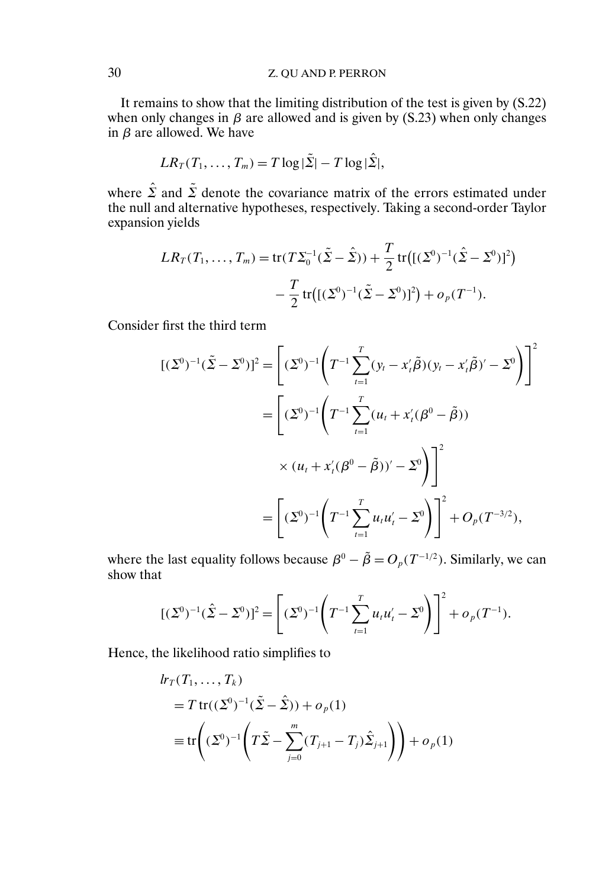It remains to show that the limiting distribution of the test is given by (S.22) when only changes in $\beta$ are allowed and is given by (S.23) when only changes in $\beta$ are allowed. We have

$$LR_T(T_1, \ldots, T_m) = T \log |\tilde{\Sigma}| - T \log |\hat{\Sigma}|,$$

where $\hat{\Sigma}$ and $\tilde{\Sigma}$ denote the covariance matrix of the errors estimated under the null and alternative hypotheses, respectively. Taking a second-order Taylor expansion yields

$$\begin{aligned} LR_T(T_1, \ldots, T_m) &= \operatorname{tr}(T\Sigma_0^{-1}(\tilde{\Sigma} - \hat{\Sigma})) + \frac{T}{2} \operatorname{tr}\big([(\Sigma^0)^{-1}(\hat{\Sigma} - \Sigma^0)]^2\big) \\ &\quad - \frac{T}{2} \operatorname{tr}\big([(\Sigma^0)^{-1}(\tilde{\Sigma} - \Sigma^0)]^2\big) + o_p(T^{-1}). \end{aligned}$$

Consider first the third term

$$\begin{aligned} [(\Sigma^0)^{-1}(\tilde{\Sigma} - \Sigma^0)]^2 &= \left[(\Sigma^0)^{-1}\left(T^{-1}\sum_{t=1}^{T}(y_t - x_t'\tilde{\beta})(y_t - x_t'\tilde{\beta})' - \Sigma^0\right)\right]^2 \\ &= \left[(\Sigma^0)^{-1}\left(T^{-1}\sum_{t=1}^{T}(u_t + x_t'(\beta^0 - \tilde{\beta}))\right.\right. \\ &\qquad \left.\left. \times (u_t + x_t'(\beta^0 - \tilde{\beta}))' - \Sigma^0\right)\right]^2 \\ &= \left[(\Sigma^0)^{-1}\left(T^{-1}\sum_{t=1}^{T}u_t u_t' - \Sigma^0\right)\right]^2 + O_p(T^{-3/2}), \end{aligned}$$

where the last equality follows because $\beta^0 - \tilde{\beta} = O_p(T^{-1/2})$. Similarly, we can show that

$$[(\Sigma^0)^{-1}(\hat{\Sigma} - \Sigma^0)]^2 = \left[(\Sigma^0)^{-1}\left(T^{-1}\sum_{t=1}^{T}u_t u_t' - \Sigma^0\right)\right]^2 + o_p(T^{-1}).$$

Hence, the likelihood ratio simplifies to

$$\begin{aligned} &lr_T(T_1, \ldots, T_k) \\ &\quad = T \operatorname{tr}((\Sigma^0)^{-1}(\tilde{\Sigma} - \hat{\Sigma})) + o_p(1) \\ &\quad \equiv \operatorname{tr}\left((\Sigma^0)^{-1}\left(T\tilde{\Sigma} - \sum_{j=0}^{m}(T_{j+1} - T_j)\hat{\Sigma}_{j+1}\right)\right) + o_p(1) \end{aligned}$$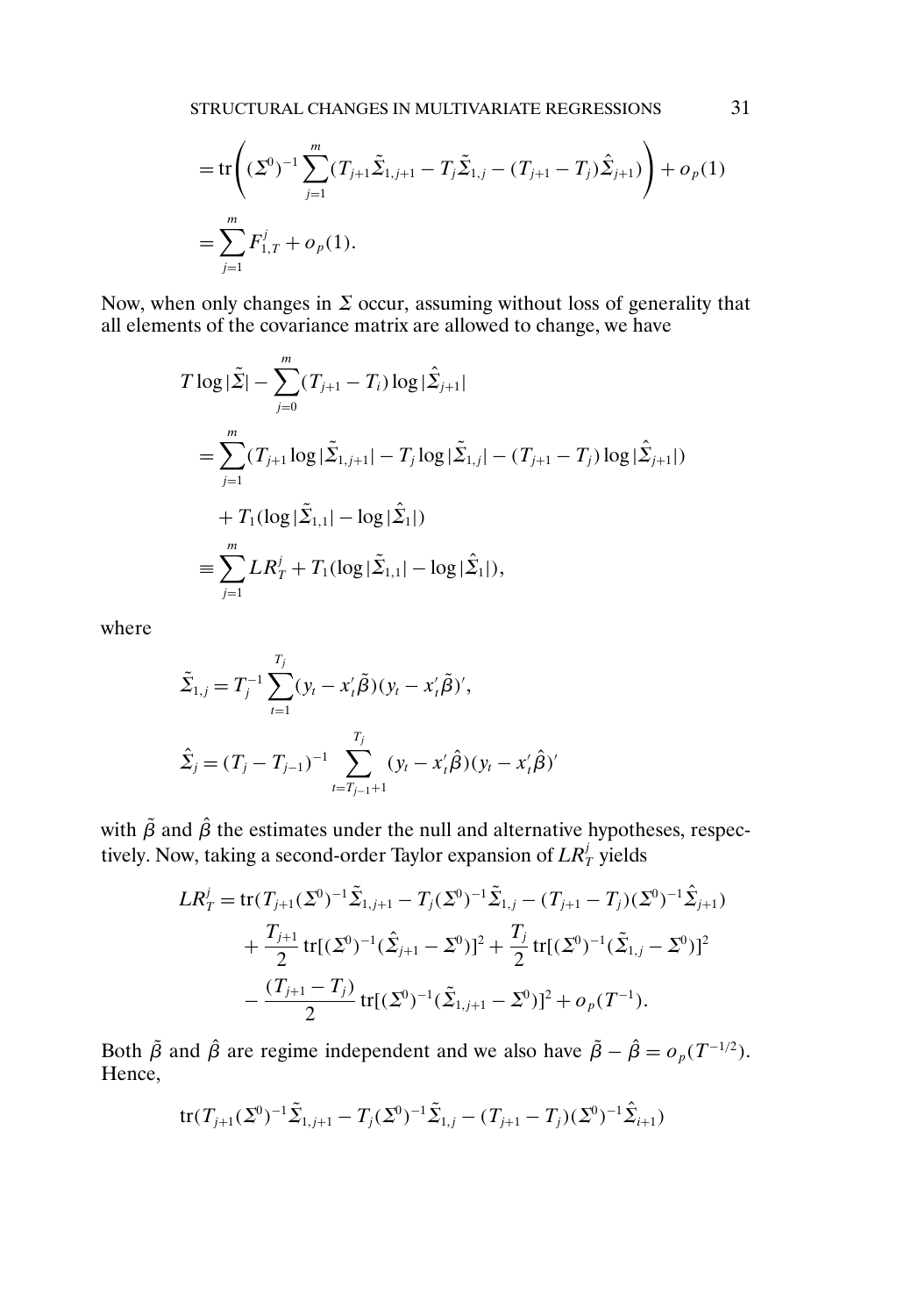$$= \text{tr}\left( (\Sigma^0)^{-1} \sum_{j=1}^{m} (T_{j+1}\tilde{\Sigma}_{1,j+1} - T_j \tilde{\Sigma}_{1,j} - (T_{j+1} - T_j)\hat{\Sigma}_{j+1}) \right) + o_p(1)$$

$$= \sum_{j=1}^{m} F_{1,T}^{j} + o_p(1).$$

Now, when only changes in $\Sigma$ occur, assuming without loss of generality that all elements of the covariance matrix are allowed to change, we have

$$T \log|\tilde{\Sigma}| - \sum_{j=0}^{m} (T_{j+1} - T_i) \log|\hat{\Sigma}_{j+1}|$$

$$= \sum_{j=1}^{m} (T_{j+1} \log|\tilde{\Sigma}_{1,j+1}| - T_j \log|\tilde{\Sigma}_{1,j}| - (T_{j+1} - T_j) \log|\hat{\Sigma}_{j+1}|)$$

$$+ T_1(\log|\tilde{\Sigma}_{1,1}| - \log|\hat{\Sigma}_1|)$$

$$\equiv \sum_{j=1}^{m} LR_T^j + T_1(\log|\tilde{\Sigma}_{1,1}| - \log|\hat{\Sigma}_1|),$$

where

$$\tilde{\Sigma}_{1,j} = T_j^{-1} \sum_{t=1}^{T_j} (y_t - x_t'\tilde{\beta})(y_t - x_t'\tilde{\beta})',$$

$$\hat{\Sigma}_j = (T_j - T_{j-1})^{-1} \sum_{t=T_{j-1}+1}^{T_j} (y_t - x_t'\hat{\beta})(y_t - x_t'\hat{\beta})'$$

with $\tilde{\beta}$ and $\hat{\beta}$ the estimates under the null and alternative hypotheses, respectively. Now, taking a second-order Taylor expansion of $LR_T^j$ yields

$$LR_T^j = \text{tr}(T_{j+1}(\Sigma^0)^{-1}\tilde{\Sigma}_{1,j+1} - T_j(\Sigma^0)^{-1}\tilde{\Sigma}_{1,j} - (T_{j+1} - T_j)(\Sigma^0)^{-1}\hat{\Sigma}_{j+1})$$
$$+ \frac{T_{j+1}}{2} \text{tr}[(\Sigma^0)^{-1}(\hat{\Sigma}_{j+1} - \Sigma^0)]^2 + \frac{T_j}{2} \text{tr}[(\Sigma^0)^{-1}(\tilde{\Sigma}_{1,j} - \Sigma^0)]^2$$
$$- \frac{(T_{j+1} - T_j)}{2} \text{tr}[(\Sigma^0)^{-1}(\tilde{\Sigma}_{1,j+1} - \Sigma^0)]^2 + o_p(T^{-1}).$$

Both $\tilde{\beta}$ and $\hat{\beta}$ are regime independent and we also have $\tilde{\beta} - \hat{\beta} = o_p(T^{-1/2})$. Hence,

$$\text{tr}(T_{j+1}(\Sigma^0)^{-1}\tilde{\Sigma}_{1,j+1} - T_j(\Sigma^0)^{-1}\tilde{\Sigma}_{1,j} - (T_{j+1} - T_j)(\Sigma^0)^{-1}\hat{\Sigma}_{i+1})$$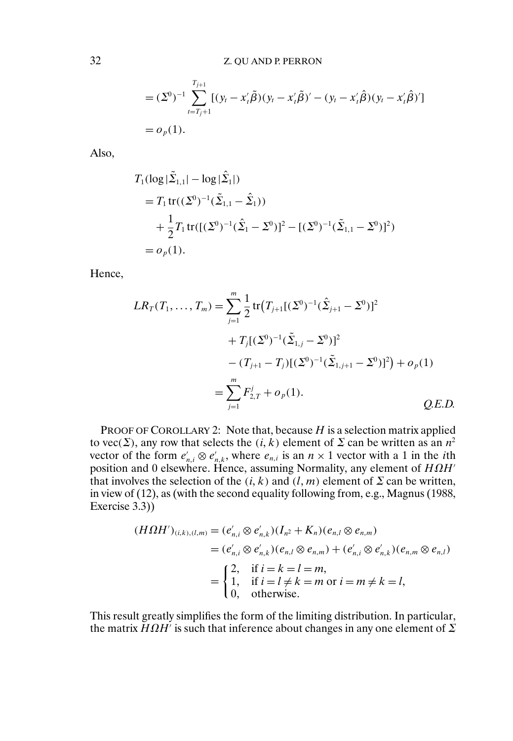$$
\begin{aligned}
&= (\Sigma^0)^{-1} \sum_{t=T_j+1}^{T_{j+1}} [(y_t - x_t'\tilde{\beta})(y_t - x_t'\tilde{\beta})' - (y_t - x_t'\hat{\beta})(y_t - x_t'\hat{\beta})'] \\
&= o_p(1).
\end{aligned}
$$

Also,

$$
\begin{aligned}
&T_1(\log|\tilde{\Sigma}_{1,1}| - \log|\hat{\Sigma}_1|) \\
&\quad = T_1 \operatorname{tr}((\Sigma^0)^{-1}(\tilde{\Sigma}_{1,1} - \hat{\Sigma}_1)) \\
&\qquad + \frac{1}{2} T_1 \operatorname{tr}([(\Sigma^0)^{-1}(\hat{\Sigma}_1 - \Sigma^0)]^2 - [(\Sigma^0)^{-1}(\tilde{\Sigma}_{1,1} - \Sigma^0)]^2) \\
&\quad = o_p(1).
\end{aligned}
$$

Hence,

$$
\begin{aligned}
LR_T(T_1, \ldots, T_m) &= \sum_{j=1}^{m} \frac{1}{2} \operatorname{tr}\big(T_{j+1}[(\Sigma^0)^{-1}(\hat{\Sigma}_{j+1} - \Sigma^0)]^2 \\
&\qquad + T_j[(\Sigma^0)^{-1}(\tilde{\Sigma}_{1,j} - \Sigma^0)]^2 \\
&\qquad - (T_{j+1} - T_j)[(\Sigma^0)^{-1}(\tilde{\Sigma}_{1,j+1} - \Sigma^0)]^2\big) + o_p(1) \\
&= \sum_{j=1}^{m} F_{2,T}^j + o_p(1).
\end{aligned}
$$

*Q.E.D.*

PROOF OF COROLLARY 2: Note that, because $H$ is a selection matrix applied to $\operatorname{vec}(\Sigma)$, any row that selects the $(i, k)$ element of $\Sigma$ can be written as an $n^2$ vector of the form $e_{n,i}' \otimes e_{n,k}'$, where $e_{n,i}$ is an $n \times 1$ vector with a 1 in the $i$th position and 0 elsewhere. Hence, assuming Normality, any element of $H\Omega H'$ that involves the selection of the $(i, k)$ and $(l, m)$ element of $\Sigma$ can be written, in view of (12), as (with the second equality following from, e.g., Magnus (1988, Exercise 3.3))

$$
\begin{aligned}
(H\Omega H')_{(i,k),(l,m)} &= (e_{n,i}' \otimes e_{n,k}')(I_{n^2} + K_n)(e_{n,l} \otimes e_{n,m}) \\
&= (e_{n,i}' \otimes e_{n,k}')(e_{n,l} \otimes e_{n,m}) + (e_{n,i}' \otimes e_{n,k}')(e_{n,m} \otimes e_{n,l}) \\
&= \begin{cases} 2, & \text{if } i = k = l = m, \\ 1, & \text{if } i = l \neq k = m \text{ or } i = m \neq k = l, \\ 0, & \text{otherwise.} \end{cases}
\end{aligned}
$$

This result greatly simplifies the form of the limiting distribution. In particular, the matrix $H\Omega H'$ is such that inference about changes in any one element of $\Sigma$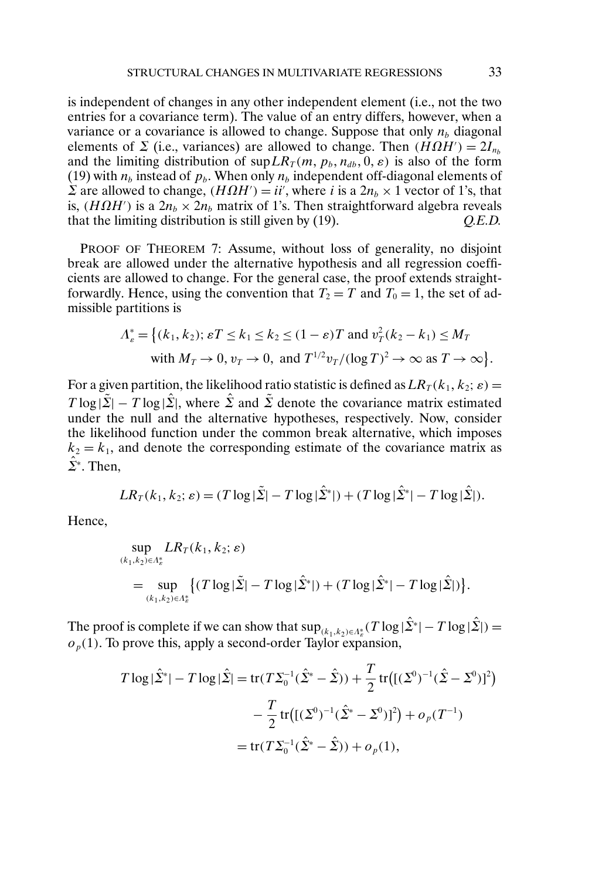is independent of changes in any other independent element (i.e., not the two entries for a covariance term). The value of an entry differs, however, when a variance or a covariance is allowed to change. Suppose that only $n_b$ diagonal elements of $\Sigma$ (i.e., variances) are allowed to change. Then $(H\Omega H') = 2I_{n_b}$ and the limiting distribution of $\sup LR_T(m, p_b, n_{db}, 0, \varepsilon)$ is also of the form (19) with $n_b$ instead of $p_b$. When only $n_b$ independent off-diagonal elements of $\Sigma$ are allowed to change, $(H\Omega H') = ii'$, where $i$ is a $2n_b \times 1$ vector of 1's, that is, $(H\Omega H')$ is a $2n_b \times 2n_b$ matrix of 1's. Then straightforward algebra reveals that the limiting distribution is still given by (19). *Q.E.D.*

PROOF OF THEOREM 7: Assume, without loss of generality, no disjoint break are allowed under the alternative hypothesis and all regression coefficients are allowed to change. For the general case, the proof extends straightforwardly. Hence, using the convention that $T_2 = T$ and $T_0 = 1$, the set of admissible partitions is

$$\Lambda_\varepsilon^* = \big\{(k_1, k_2); \varepsilon T \leq k_1 \leq k_2 \leq (1-\varepsilon)T \text{ and } v_T^2(k_2 - k_1) \leq M_T \\ \text{with } M_T \to 0, v_T \to 0, \text{ and } T^{1/2}v_T/(\log T)^2 \to \infty \text{ as } T \to \infty\big\}.$$

For a given partition, the likelihood ratio statistic is defined as $LR_T(k_1, k_2; \varepsilon) = T\log|\tilde{\Sigma}| - T\log|\hat{\Sigma}|$, where $\hat{\Sigma}$ and $\tilde{\Sigma}$ denote the covariance matrix estimated under the null and the alternative hypotheses, respectively. Now, consider the likelihood function under the common break alternative, which imposes $k_2 = k_1$, and denote the corresponding estimate of the covariance matrix as $\hat{\Sigma}^*$. Then,

$$LR_T(k_1, k_2; \varepsilon) = (T\log|\tilde{\Sigma}| - T\log|\hat{\Sigma}^*|) + (T\log|\hat{\Sigma}^*| - T\log|\hat{\Sigma}|).$$

Hence,

$$\begin{aligned}
&\sup_{(k_1,k_2)\in\Lambda_\varepsilon^*} LR_T(k_1, k_2; \varepsilon) \\
&\quad = \sup_{(k_1,k_2)\in\Lambda_\varepsilon^*} \big\{(T\log|\tilde{\Sigma}| - T\log|\hat{\Sigma}^*|) + (T\log|\hat{\Sigma}^*| - T\log|\hat{\Sigma}|)\big\}.
\end{aligned}$$

The proof is complete if we can show that $\sup_{(k_1,k_2)\in\Lambda_\varepsilon^*}(T\log|\hat{\Sigma}^*| - T\log|\hat{\Sigma}|) = o_p(1)$. To prove this, apply a second-order Taylor expansion,

$$\begin{aligned}
T\log|\hat{\Sigma}^*| - T\log|\hat{\Sigma}| &= \operatorname{tr}(T\Sigma_0^{-1}(\hat{\Sigma}^* - \hat{\Sigma})) + \frac{T}{2}\operatorname{tr}\big([(\Sigma^0)^{-1}(\hat{\Sigma} - \Sigma^0)]^2\big) \\
&\quad - \frac{T}{2}\operatorname{tr}\big([(\Sigma^0)^{-1}(\hat{\Sigma}^* - \Sigma^0)]^2\big) + o_p(T^{-1}) \\
&= \operatorname{tr}(T\Sigma_0^{-1}(\hat{\Sigma}^* - \hat{\Sigma})) + o_p(1),
\end{aligned}$$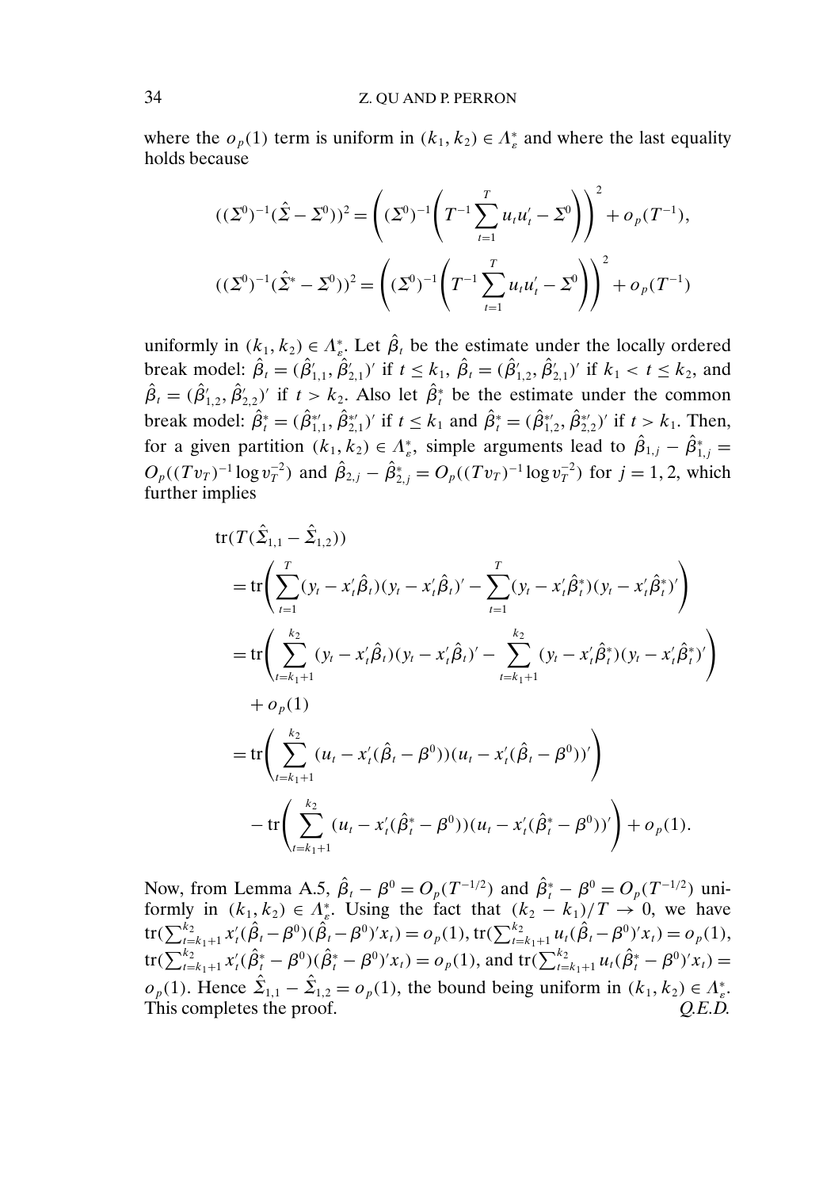where the $o_p(1)$ term is uniform in $(k_1, k_2) \in \Lambda_\varepsilon^*$ and where the last equality holds because

$$((\Sigma^0)^{-1}(\hat{\Sigma} - \Sigma^0))^2 = \left((\Sigma^0)^{-1}\left(T^{-1}\sum_{t=1}^{T} u_t u_t' - \Sigma^0\right)\right)^2 + o_p(T^{-1}),$$

$$((\Sigma^0)^{-1}(\hat{\Sigma}^* - \Sigma^0))^2 = \left((\Sigma^0)^{-1}\left(T^{-1}\sum_{t=1}^{T} u_t u_t' - \Sigma^0\right)\right)^2 + o_p(T^{-1})$$

uniformly in $(k_1, k_2) \in \Lambda_\varepsilon^*$. Let $\hat{\beta}_t$ be the estimate under the locally ordered break model: $\hat{\beta}_t = (\hat{\beta}_{1,1}', \hat{\beta}_{2,1}')'$ if $t \le k_1$, $\hat{\beta}_t = (\hat{\beta}_{1,2}', \hat{\beta}_{2,1}')'$ if $k_1 < t \le k_2$, and $\hat{\beta}_t = (\hat{\beta}_{1,2}', \hat{\beta}_{2,2}')'$ if $t > k_2$. Also let $\hat{\beta}_t^*$ be the estimate under the common break model: $\hat{\beta}_t^* = (\hat{\beta}_{1,1}^{*\prime}, \hat{\beta}_{2,1}^{*\prime})'$ if $t \le k_1$ and $\hat{\beta}_t^* = (\hat{\beta}_{1,2}^{*\prime}, \hat{\beta}_{2,2}^{*\prime})'$ if $t > k_1$. Then, for a given partition $(k_1, k_2) \in \Lambda_\varepsilon^*$, simple arguments lead to $\hat{\beta}_{1,j} - \hat{\beta}_{1,j}^* = O_p((Tv_T)^{-1} \log v_T^{-2})$ and $\hat{\beta}_{2,j} - \hat{\beta}_{2,j}^* = O_p((Tv_T)^{-1} \log v_T^{-2})$ for $j = 1, 2$, which further implies

$$\begin{aligned}
&\operatorname{tr}(T(\hat{\Sigma}_{1,1} - \hat{\Sigma}_{1,2})) \\
&= \operatorname{tr}\left(\sum_{t=1}^{T}(y_t - x_t'\hat{\beta}_t)(y_t - x_t'\hat{\beta}_t)' - \sum_{t=1}^{T}(y_t - x_t'\hat{\beta}_t^*)(y_t - x_t'\hat{\beta}_t^*)'\right) \\
&= \operatorname{tr}\left(\sum_{t=k_1+1}^{k_2}(y_t - x_t'\hat{\beta}_t)(y_t - x_t'\hat{\beta}_t)' - \sum_{t=k_1+1}^{k_2}(y_t - x_t'\hat{\beta}_t^*)(y_t - x_t'\hat{\beta}_t^*)'\right) \\
&\quad + o_p(1) \\
&= \operatorname{tr}\left(\sum_{t=k_1+1}^{k_2}(u_t - x_t'(\hat{\beta}_t - \beta^0))(u_t - x_t'(\hat{\beta}_t - \beta^0))'\right) \\
&\quad - \operatorname{tr}\left(\sum_{t=k_1+1}^{k_2}(u_t - x_t'(\hat{\beta}_t^* - \beta^0))(u_t - x_t'(\hat{\beta}_t^* - \beta^0))'\right) + o_p(1).
\end{aligned}$$

Now, from Lemma A.5, $\hat{\beta}_t - \beta^0 = O_p(T^{-1/2})$ and $\hat{\beta}_t^* - \beta^0 = O_p(T^{-1/2})$ uniformly in $(k_1, k_2) \in \Lambda_\varepsilon^*$. Using the fact that $(k_2 - k_1)/T \to 0$, we have $\operatorname{tr}(\sum_{t=k_1+1}^{k_2} x_t'(\hat{\beta}_t - \beta^0)(\hat{\beta}_t - \beta^0)'x_t) = o_p(1)$, $\operatorname{tr}(\sum_{t=k_1+1}^{k_2} u_t(\hat{\beta}_t - \beta^0)'x_t) = o_p(1)$, $\operatorname{tr}(\sum_{t=k_1+1}^{k_2} x_t'(\hat{\beta}_t^* - \beta^0)(\hat{\beta}_t^* - \beta^0)'x_t) = o_p(1)$, and $\operatorname{tr}(\sum_{t=k_1+1}^{k_2} u_t(\hat{\beta}_t^* - \beta^0)'x_t) = o_p(1)$. Hence $\hat{\Sigma}_{1,1} - \hat{\Sigma}_{1,2} = o_p(1)$, the bound being uniform in $(k_1, k_2) \in \Lambda_\varepsilon^*$. This completes the proof. *Q.E.D.*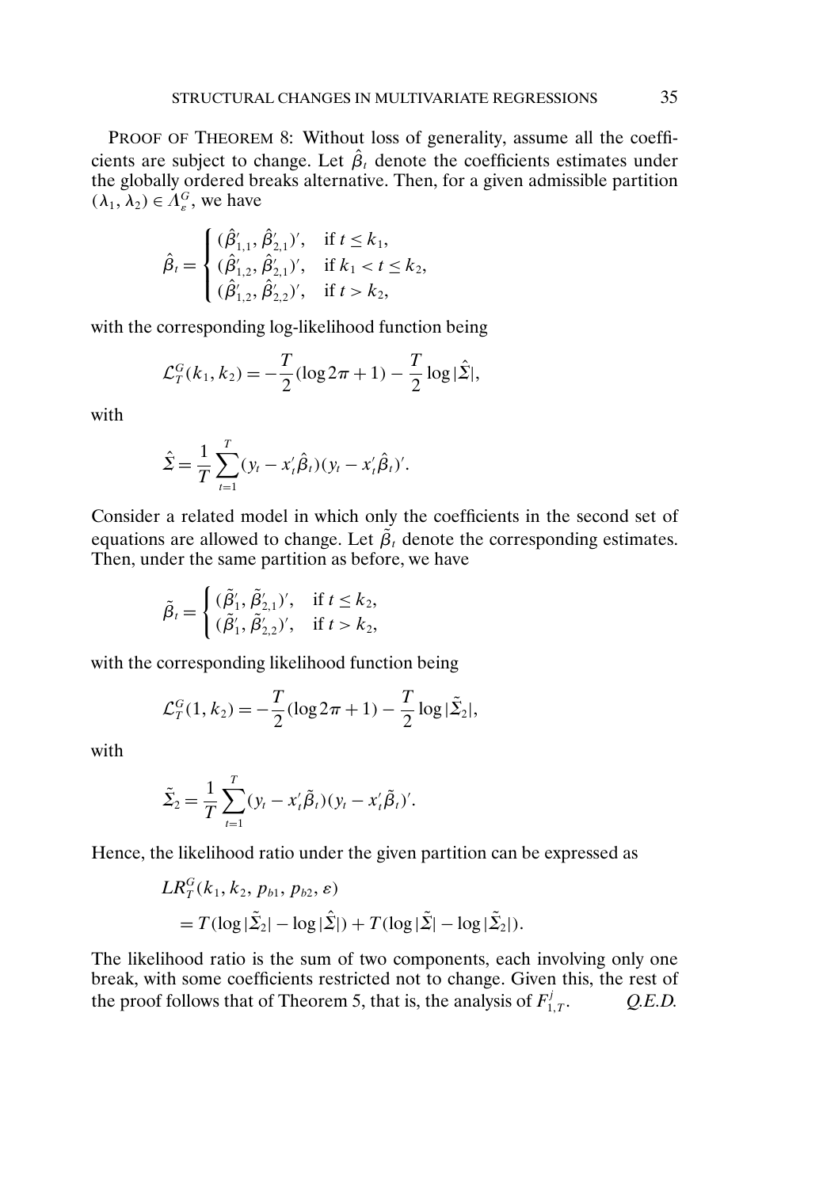PROOF OF THEOREM 8: Without loss of generality, assume all the coefficients are subject to change. Let $\hat{\beta}_t$ denote the coefficients estimates under the globally ordered breaks alternative. Then, for a given admissible partition $(\lambda_1, \lambda_2) \in \Lambda_\varepsilon^G$, we have

$$\hat{\beta}_t = \begin{cases} (\hat{\beta}_{1,1}', \hat{\beta}_{2,1}')', & \text{if } t \leq k_1, \\ (\hat{\beta}_{1,2}', \hat{\beta}_{2,1}')', & \text{if } k_1 < t \leq k_2, \\ (\hat{\beta}_{1,2}', \hat{\beta}_{2,2}')', & \text{if } t > k_2, \end{cases}$$

with the corresponding log-likelihood function being

$$\mathcal{L}_T^G(k_1, k_2) = -\frac{T}{2}(\log 2\pi + 1) - \frac{T}{2}\log|\hat{\Sigma}|,$$

with

$$\hat{\Sigma} = \frac{1}{T}\sum_{t=1}^{T}(y_t - x_t'\hat{\beta}_t)(y_t - x_t'\hat{\beta}_t)'.$$

Consider a related model in which only the coefficients in the second set of equations are allowed to change. Let $\tilde{\beta}_t$ denote the corresponding estimates. Then, under the same partition as before, we have

$$\tilde{\beta}_t = \begin{cases} (\tilde{\beta}_1', \tilde{\beta}_{2,1}')', & \text{if } t \leq k_2, \\ (\tilde{\beta}_1', \tilde{\beta}_{2,2}')', & \text{if } t > k_2, \end{cases}$$

with the corresponding likelihood function being

$$\mathcal{L}_T^G(1, k_2) = -\frac{T}{2}(\log 2\pi + 1) - \frac{T}{2}\log|\tilde{\Sigma}_2|,$$

with

$$\tilde{\Sigma}_2 = \frac{1}{T}\sum_{t=1}^{T}(y_t - x_t'\tilde{\beta}_t)(y_t - x_t'\tilde{\beta}_t)'.$$

Hence, the likelihood ratio under the given partition can be expressed as

$$\begin{aligned} &LR_T^G(k_1, k_2, p_{b1}, p_{b2}, \varepsilon) \\ &\quad = T(\log|\tilde{\Sigma}_2| - \log|\hat{\Sigma}|) + T(\log|\tilde{\Sigma}| - \log|\tilde{\Sigma}_2|). \end{aligned}$$

The likelihood ratio is the sum of two components, each involving only one break, with some coefficients restricted not to change. Given this, the rest of the proof follows that of Theorem 5, that is, the analysis of $F_{1,T}^j$. *Q.E.D.*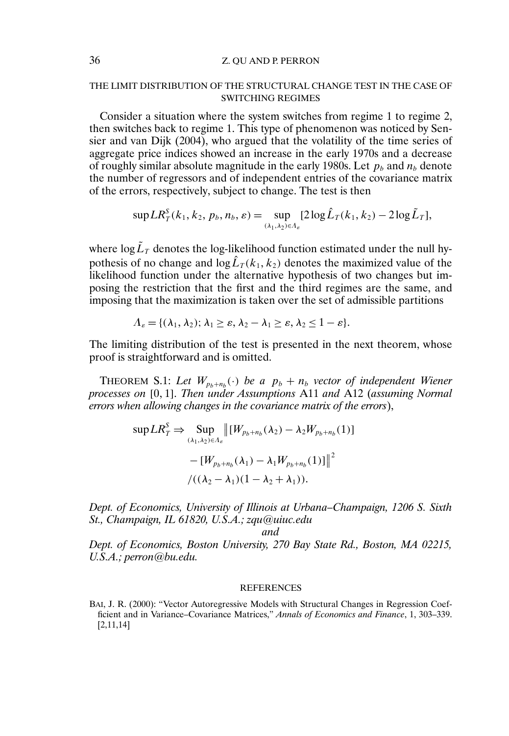## THE LIMIT DISTRIBUTION OF THE STRUCTURAL CHANGE TEST IN THE CASE OF SWITCHING REGIMES

Consider a situation where the system switches from regime 1 to regime 2, then switches back to regime 1. This type of phenomenon was noticed by Sensier and van Dijk (2004), who argued that the volatility of the time series of aggregate price indices showed an increase in the early 1970s and a decrease of roughly similar absolute magnitude in the early 1980s. Let $p_b$ and $n_b$ denote the number of regressors and of independent entries of the covariance matrix of the errors, respectively, subject to change. The test is then

$$\sup LR_T^S(k_1, k_2, p_b, n_b, \varepsilon) = \sup_{(\lambda_1, \lambda_2) \in \Lambda_\varepsilon} [2 \log \hat{L}_T(k_1, k_2) - 2 \log \tilde{L}_T],$$

where $\log \tilde{L}_T$ denotes the log-likelihood function estimated under the null hypothesis of no change and $\log \hat{L}_T(k_1, k_2)$ denotes the maximized value of the likelihood function under the alternative hypothesis of two changes but imposing the restriction that the first and the third regimes are the same, and imposing that the maximization is taken over the set of admissible partitions

$$\Lambda_\varepsilon = \{(\lambda_1, \lambda_2); \lambda_1 \geq \varepsilon, \lambda_2 - \lambda_1 \geq \varepsilon, \lambda_2 \leq 1 - \varepsilon\}.$$

The limiting distribution of the test is presented in the next theorem, whose proof is straightforward and is omitted.

THEOREM S.1: *Let $W_{p_b+n_b}(\cdot)$ be a $p_b + n_b$ vector of independent Wiener processes on* $[0, 1]$. *Then under Assumptions* A11 *and* A12 (*assuming Normal errors when allowing changes in the covariance matrix of the errors*),

$$\begin{aligned}
\sup LR_T^S \Rightarrow \operatorname*{Sup}_{(\lambda_1, \lambda_2) \in \Lambda_\varepsilon} & \big\| [W_{p_b+n_b}(\lambda_2) - \lambda_2 W_{p_b+n_b}(1)] \\
& - [W_{p_b+n_b}(\lambda_1) - \lambda_1 W_{p_b+n_b}(1)] \big\|^2 \\
& /((\lambda_2 - \lambda_1)(1 - \lambda_2 + \lambda_1)).
\end{aligned}$$

*Dept. of Economics, University of Illinois at Urbana–Champaign, 1206 S. Sixth St., Champaign, IL 61820, U.S.A.; zqu@uiuc.edu*

*and*

*Dept. of Economics, Boston University, 270 Bay State Rd., Boston, MA 02215, U.S.A.; perron@bu.edu.*

## REFERENCES

BAI, J. R. (2000): "Vector Autoregressive Models with Structural Changes in Regression Coefficient and in Variance–Covariance Matrices," *Annals of Economics and Finance*, 1, 303–339. [2,11,14]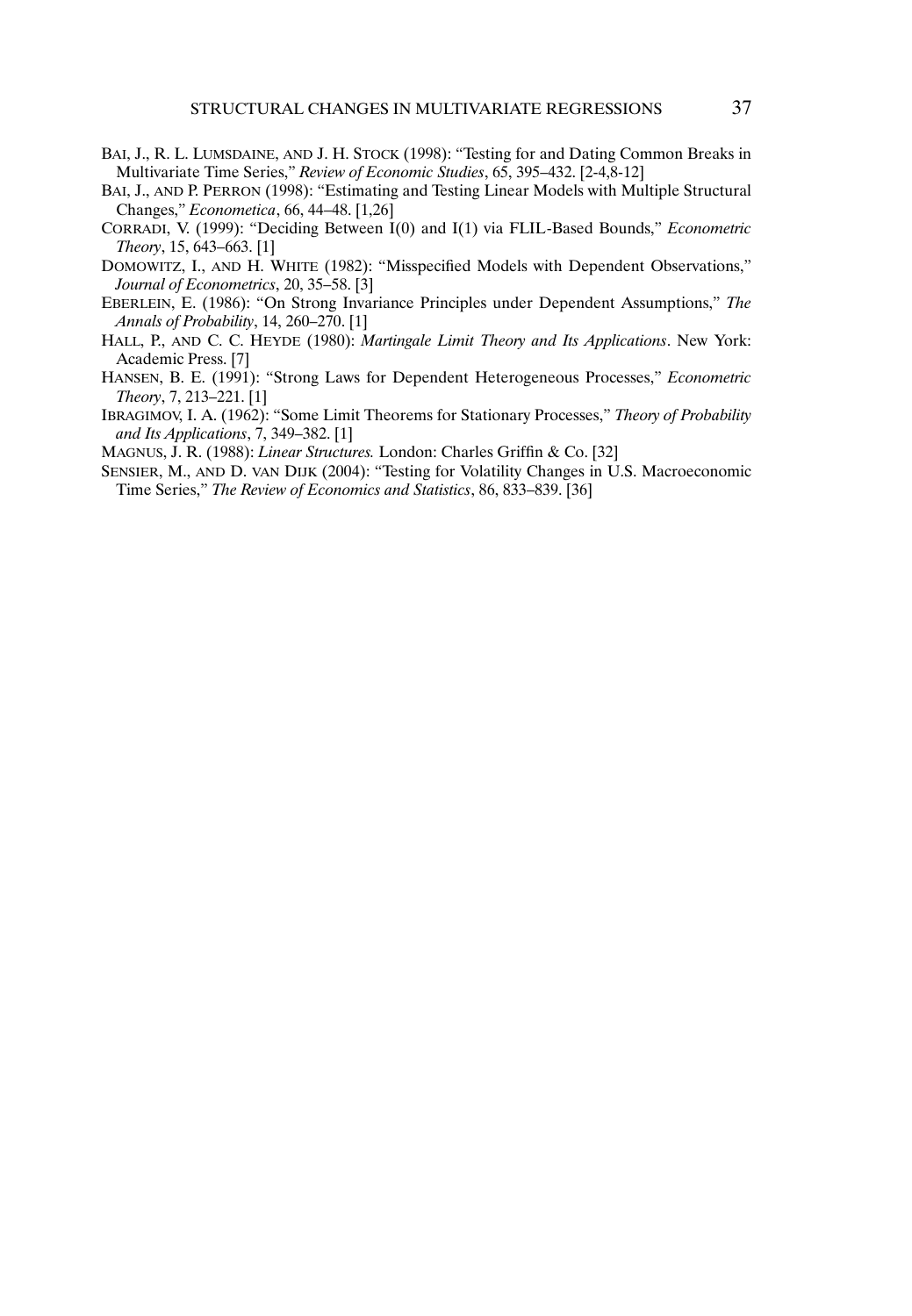BAI, J., R. L. LUMSDAINE, AND J. H. STOCK (1998): "Testing for and Dating Common Breaks in Multivariate Time Series," *Review of Economic Studies*, 65, 395–432. [2-4,8-12]

BAI, J., AND P. PERRON (1998): "Estimating and Testing Linear Models with Multiple Structural Changes," *Econometica*, 66, 44–48. [1,26]

CORRADI, V. (1999): "Deciding Between I(0) and I(1) via FLIL-Based Bounds," *Econometric Theory*, 15, 643–663. [1]

DOMOWITZ, I., AND H. WHITE (1982): "Misspecified Models with Dependent Observations," *Journal of Econometrics*, 20, 35–58. [3]

EBERLEIN, E. (1986): "On Strong Invariance Principles under Dependent Assumptions," *The Annals of Probability*, 14, 260–270. [1]

HALL, P., AND C. C. HEYDE (1980): *Martingale Limit Theory and Its Applications*. New York: Academic Press. [7]

HANSEN, B. E. (1991): "Strong Laws for Dependent Heterogeneous Processes," *Econometric Theory*, 7, 213–221. [1]

IBRAGIMOV, I. A. (1962): "Some Limit Theorems for Stationary Processes," *Theory of Probability and Its Applications*, 7, 349–382. [1]

MAGNUS, J. R. (1988): *Linear Structures.* London: Charles Griffin & Co. [32]

SENSIER, M., AND D. VAN DIJK (2004): "Testing for Volatility Changes in U.S. Macroeconomic Time Series," *The Review of Economics and Statistics*, 86, 833–839. [36]